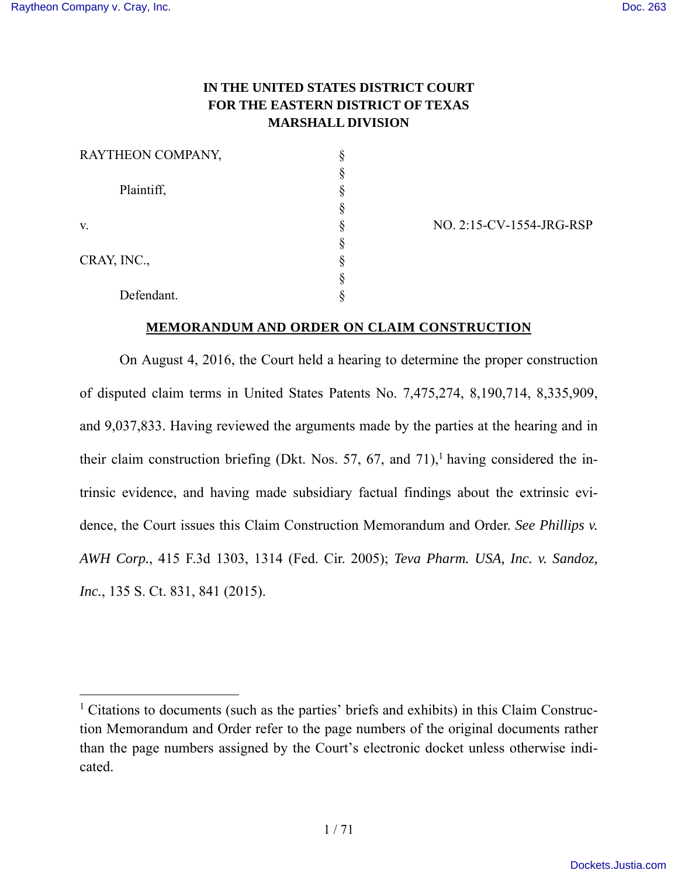**IN THE UNITED STATES DISTRICT COURT**
**FOR THE EASTERN DISTRICT OF TEXAS**
**MARSHALL DIVISION**

| | | |
|---|---|---|
| RAYTHEON COMPANY, | § | |
| | § | |
| Plaintiff, | § | |
| | § | |
| v. | § | NO. 2:15-CV-1554-JRG-RSP |
| | § | |
| CRAY, INC., | § | |
| | § | |
| Defendant. | § | |

## MEMORANDUM AND ORDER ON CLAIM CONSTRUCTION

On August 4, 2016, the Court held a hearing to determine the proper construction of disputed claim terms in United States Patents No. 7,475,274, 8,190,714, 8,335,909, and 9,037,833. Having reviewed the arguments made by the parties at the hearing and in their claim construction briefing (Dkt. Nos. 57, 67, and 71),[1] having considered the intrinsic evidence, and having made subsidiary factual findings about the extrinsic evidence, the Court issues this Claim Construction Memorandum and Order. *See Phillips v. AWH Corp.*, 415 F.3d 1303, 1314 (Fed. Cir. 2005); *Teva Pharm. USA, Inc. v. Sandoz, Inc.*, 135 S. Ct. 831, 841 (2015).

[1] Citations to documents (such as the parties' briefs and exhibits) in this Claim Construction Memorandum and Order refer to the page numbers of the original documents rather than the page numbers assigned by the Court's electronic docket unless otherwise indicated.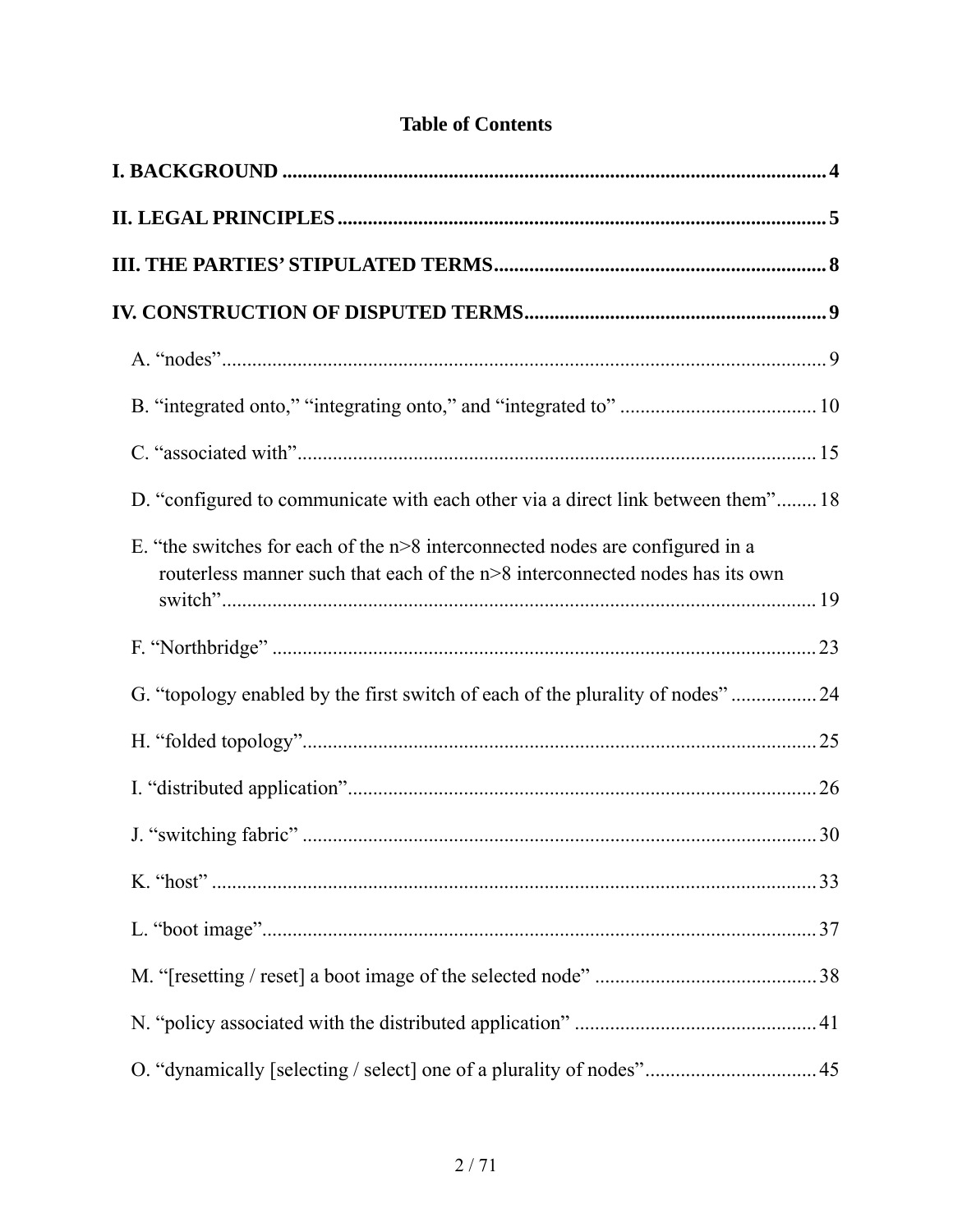## Table of Contents

**I. BACKGROUND** ........................................................................................................... **4**

**II. LEGAL PRINCIPLES** ................................................................................................ **5**

**III. THE PARTIES' STIPULATED TERMS** ................................................................. **8**

**IV. CONSTRUCTION OF DISPUTED TERMS** ........................................................... **9**

A. "nodes" ........................................................................................................................ 9

B. "integrated onto," "integrating onto," and "integrated to" ....................................... 10

C. "associated with" ....................................................................................................... 15

D. "configured to communicate with each other via a direct link between them" ........ 18

E. "the switches for each of the n>8 interconnected nodes are configured in a routerless manner such that each of the n>8 interconnected nodes has its own switch" ...................................................................................................................... 19

F. "Northbridge" ............................................................................................................ 23

G. "topology enabled by the first switch of each of the plurality of nodes" ................. 24

H. "folded topology" ...................................................................................................... 25

I. "distributed application" ............................................................................................. 26

J. "switching fabric" ...................................................................................................... 30

K. "host" ........................................................................................................................ 33

L. "boot image" .............................................................................................................. 37

M. "[resetting / reset] a boot image of the selected node" ............................................ 38

N. "policy associated with the distributed application" ................................................ 41

O. "dynamically [selecting / select] one of a plurality of nodes" .................................. 45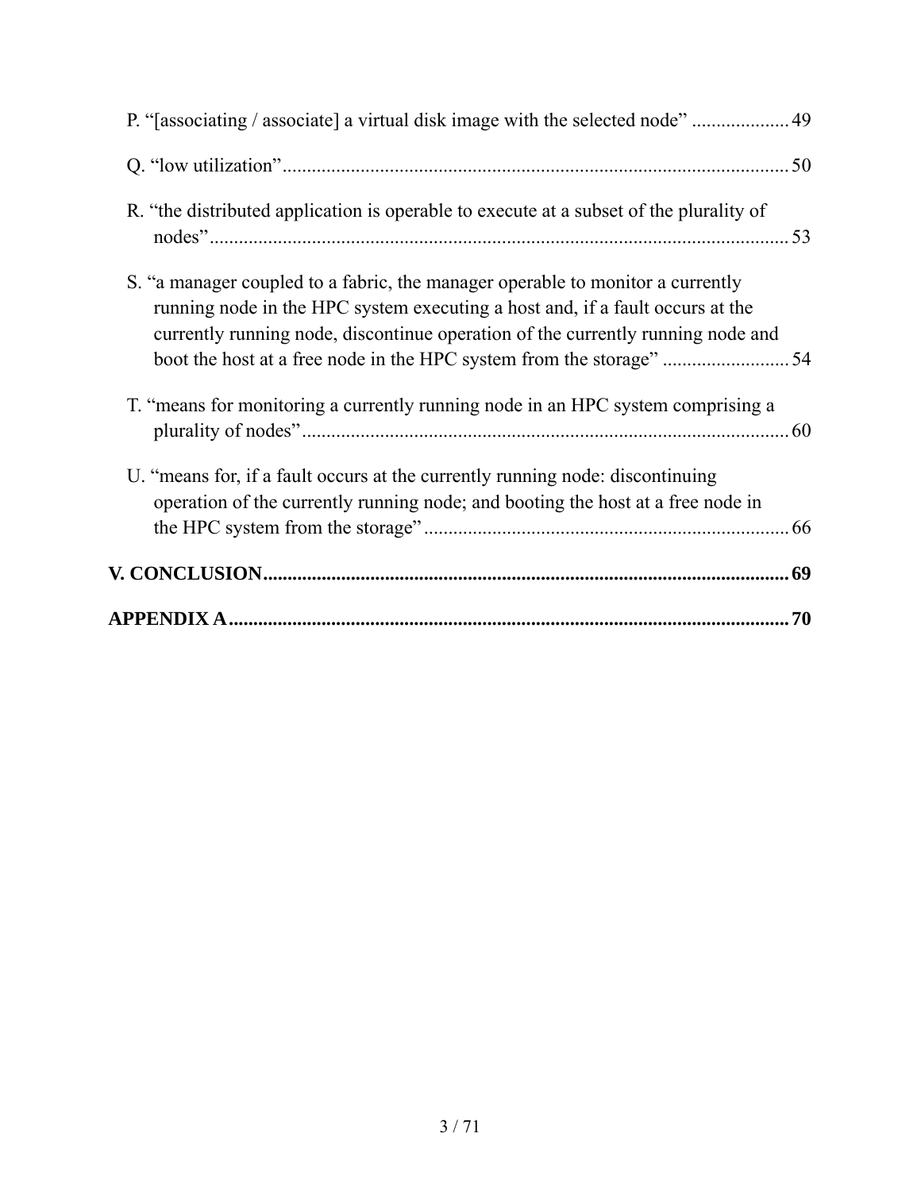P. "[associating / associate] a virtual disk image with the selected node" .................... 49

Q. "low utilization" ........................................................................................................ 50

R. "the distributed application is operable to execute at a subset of the plurality of nodes" ........................................................................................................................ 53

S. "a manager coupled to a fabric, the manager operable to monitor a currently running node in the HPC system executing a host and, if a fault occurs at the currently running node, discontinue operation of the currently running node and boot the host at a free node in the HPC system from the storage" .......................... 54

T. "means for monitoring a currently running node in an HPC system comprising a plurality of nodes" ................................................................................................... 60

U. "means for, if a fault occurs at the currently running node: discontinuing operation of the currently running node; and booting the host at a free node in the HPC system from the storage" ........................................................................... 66

**V. CONCLUSION** ........................................................................................................... **69**

**APPENDIX A** ................................................................................................................. **70**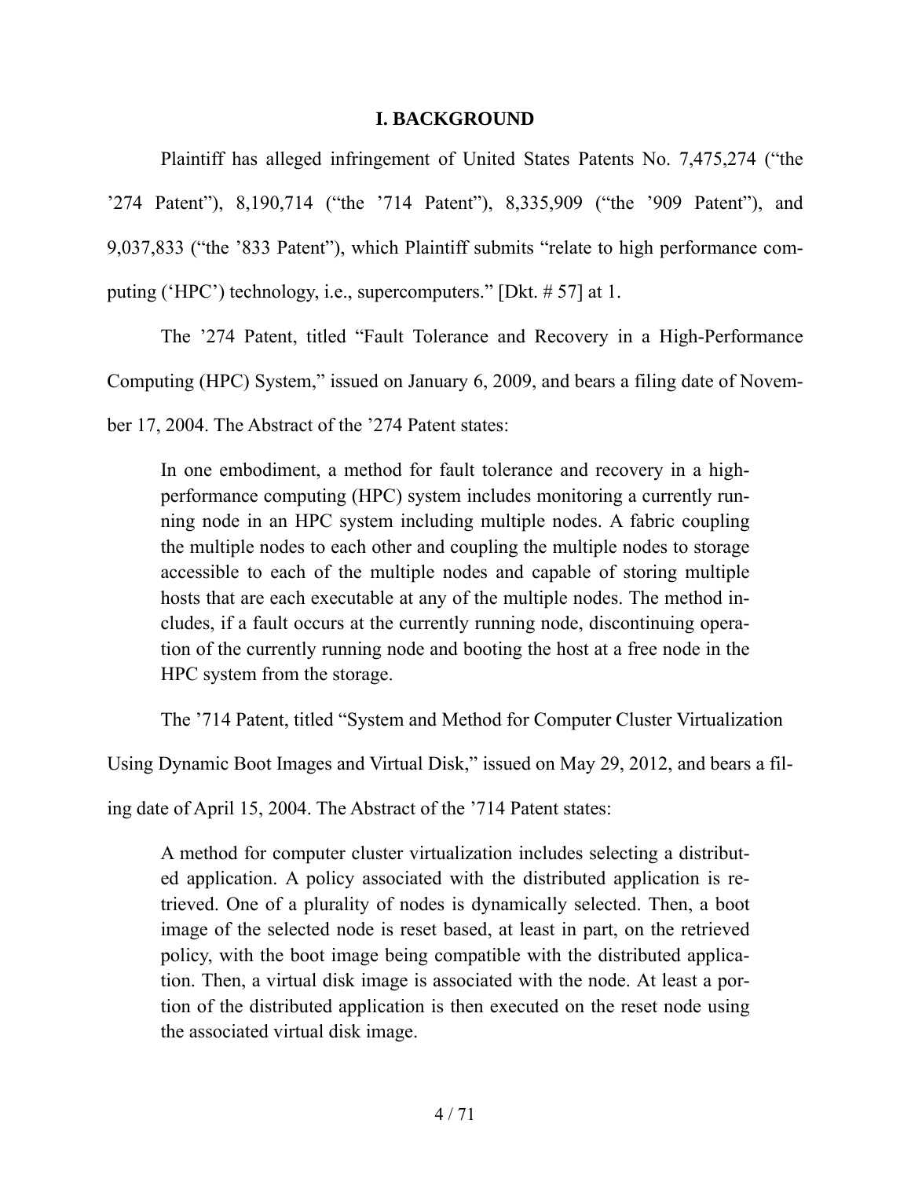# I. BACKGROUND

Plaintiff has alleged infringement of United States Patents No. 7,475,274 ("the '274 Patent"), 8,190,714 ("the '714 Patent"), 8,335,909 ("the '909 Patent"), and 9,037,833 ("the '833 Patent"), which Plaintiff submits "relate to high performance computing ('HPC') technology, i.e., supercomputers." [Dkt. # 57] at 1.

The '274 Patent, titled "Fault Tolerance and Recovery in a High-Performance Computing (HPC) System," issued on January 6, 2009, and bears a filing date of November 17, 2004. The Abstract of the '274 Patent states:

> In one embodiment, a method for fault tolerance and recovery in a high-performance computing (HPC) system includes monitoring a currently running node in an HPC system including multiple nodes. A fabric coupling the multiple nodes to each other and coupling the multiple nodes to storage accessible to each of the multiple nodes and capable of storing multiple hosts that are each executable at any of the multiple nodes. The method includes, if a fault occurs at the currently running node, discontinuing operation of the currently running node and booting the host at a free node in the HPC system from the storage.

The '714 Patent, titled "System and Method for Computer Cluster Virtualization Using Dynamic Boot Images and Virtual Disk," issued on May 29, 2012, and bears a filing date of April 15, 2004. The Abstract of the '714 Patent states:

> A method for computer cluster virtualization includes selecting a distributed application. A policy associated with the distributed application is retrieved. One of a plurality of nodes is dynamically selected. Then, a boot image of the selected node is reset based, at least in part, on the retrieved policy, with the boot image being compatible with the distributed application. Then, a virtual disk image is associated with the node. At least a portion of the distributed application is then executed on the reset node using the associated virtual disk image.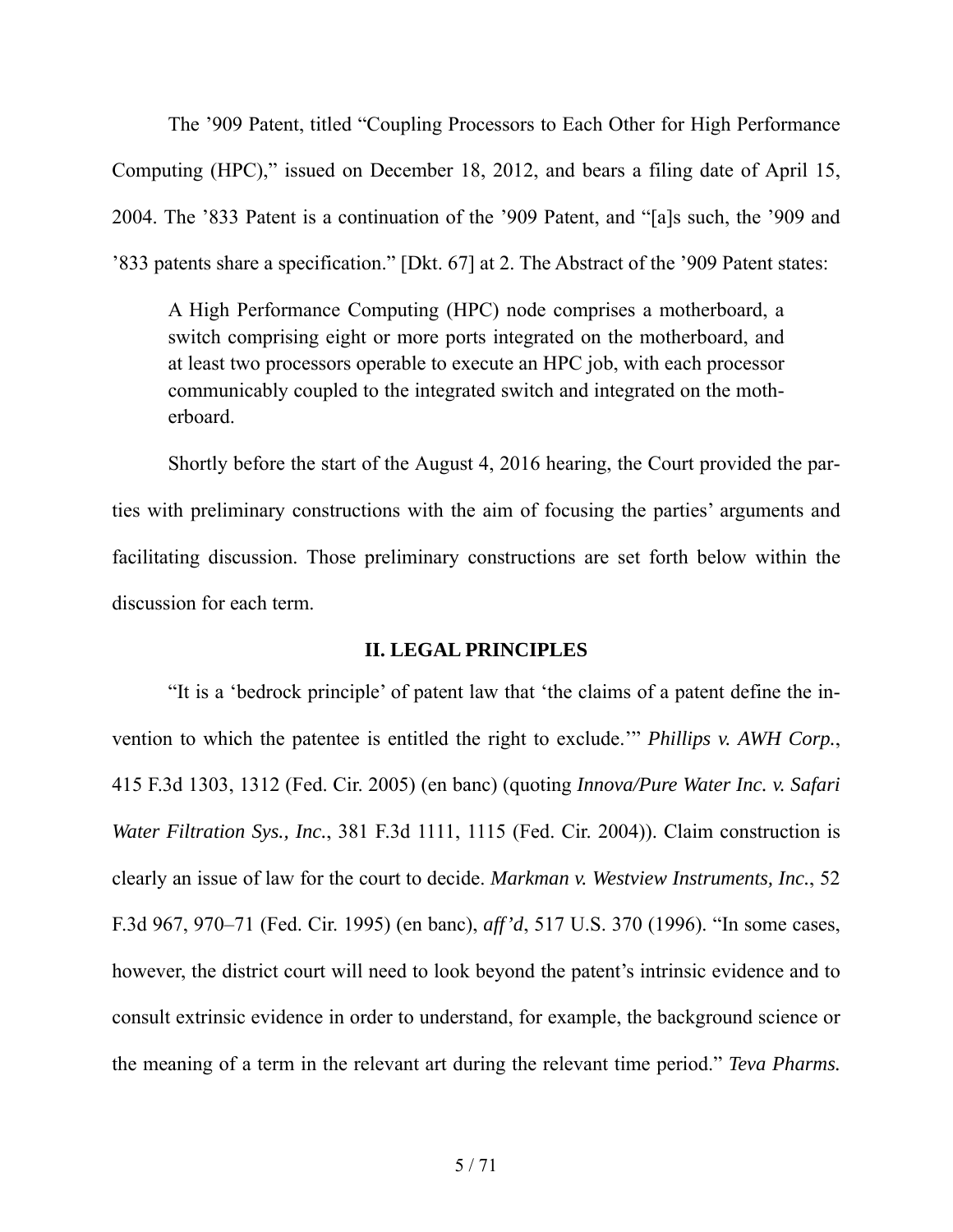The ’909 Patent, titled “Coupling Processors to Each Other for High Performance Computing (HPC),” issued on December 18, 2012, and bears a filing date of April 15, 2004. The ’833 Patent is a continuation of the ’909 Patent, and “[a]s such, the ’909 and ’833 patents share a specification.” [Dkt. 67] at 2. The Abstract of the ’909 Patent states:

> A High Performance Computing (HPC) node comprises a motherboard, a switch comprising eight or more ports integrated on the motherboard, and at least two processors operable to execute an HPC job, with each processor communicably coupled to the integrated switch and integrated on the motherboard.

Shortly before the start of the August 4, 2016 hearing, the Court provided the parties with preliminary constructions with the aim of focusing the parties’ arguments and facilitating discussion. Those preliminary constructions are set forth below within the discussion for each term.

## II. LEGAL PRINCIPLES

“It is a ‘bedrock principle’ of patent law that ‘the claims of a patent define the invention to which the patentee is entitled the right to exclude.’” *Phillips v. AWH Corp.*, 415 F.3d 1303, 1312 (Fed. Cir. 2005) (en banc) (quoting *Innova/Pure Water Inc. v. Safari Water Filtration Sys., Inc.*, 381 F.3d 1111, 1115 (Fed. Cir. 2004)). Claim construction is clearly an issue of law for the court to decide. *Markman v. Westview Instruments, Inc.*, 52 F.3d 967, 970–71 (Fed. Cir. 1995) (en banc), *aff’d*, 517 U.S. 370 (1996). “In some cases, however, the district court will need to look beyond the patent’s intrinsic evidence and to consult extrinsic evidence in order to understand, for example, the background science or the meaning of a term in the relevant art during the relevant time period.” *Teva Pharms.*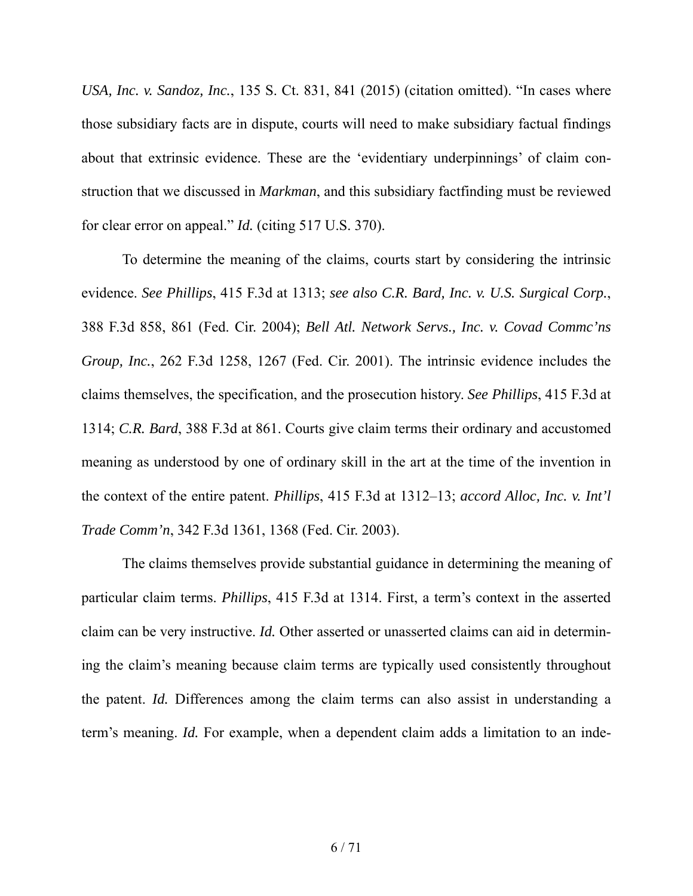*USA, Inc. v. Sandoz, Inc.*, 135 S. Ct. 831, 841 (2015) (citation omitted). "In cases where those subsidiary facts are in dispute, courts will need to make subsidiary factual findings about that extrinsic evidence. These are the 'evidentiary underpinnings' of claim construction that we discussed in *Markman*, and this subsidiary factfinding must be reviewed for clear error on appeal." *Id.* (citing 517 U.S. 370).

To determine the meaning of the claims, courts start by considering the intrinsic evidence. *See Phillips*, 415 F.3d at 1313; *see also C.R. Bard, Inc. v. U.S. Surgical Corp.*, 388 F.3d 858, 861 (Fed. Cir. 2004); *Bell Atl. Network Servs., Inc. v. Covad Commc'ns Group, Inc.*, 262 F.3d 1258, 1267 (Fed. Cir. 2001). The intrinsic evidence includes the claims themselves, the specification, and the prosecution history. *See Phillips*, 415 F.3d at 1314; *C.R. Bard*, 388 F.3d at 861. Courts give claim terms their ordinary and accustomed meaning as understood by one of ordinary skill in the art at the time of the invention in the context of the entire patent. *Phillips*, 415 F.3d at 1312–13; *accord Alloc, Inc. v. Int'l Trade Comm'n*, 342 F.3d 1361, 1368 (Fed. Cir. 2003).

The claims themselves provide substantial guidance in determining the meaning of particular claim terms. *Phillips*, 415 F.3d at 1314. First, a term's context in the asserted claim can be very instructive. *Id.* Other asserted or unasserted claims can aid in determining the claim's meaning because claim terms are typically used consistently throughout the patent. *Id.* Differences among the claim terms can also assist in understanding a term's meaning. *Id.* For example, when a dependent claim adds a limitation to an inde-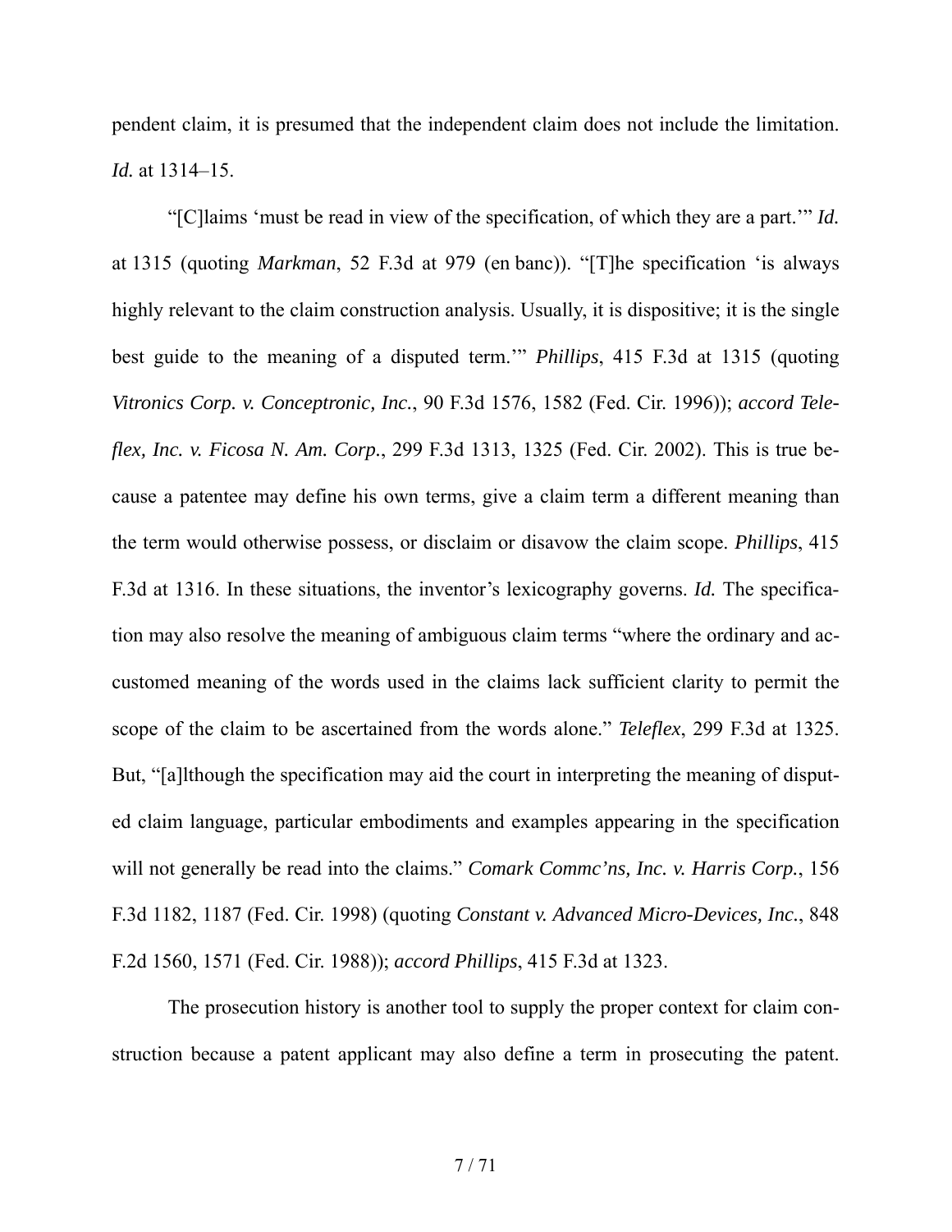pendent claim, it is presumed that the independent claim does not include the limitation. *Id.* at 1314–15.

"[C]laims 'must be read in view of the specification, of which they are a part.'" *Id.* at 1315 (quoting *Markman*, 52 F.3d at 979 (en banc)). "[T]he specification 'is always highly relevant to the claim construction analysis. Usually, it is dispositive; it is the single best guide to the meaning of a disputed term.'" *Phillips*, 415 F.3d at 1315 (quoting *Vitronics Corp. v. Conceptronic, Inc.*, 90 F.3d 1576, 1582 (Fed. Cir. 1996)); *accord Teleflex, Inc. v. Ficosa N. Am. Corp.*, 299 F.3d 1313, 1325 (Fed. Cir. 2002). This is true because a patentee may define his own terms, give a claim term a different meaning than the term would otherwise possess, or disclaim or disavow the claim scope. *Phillips*, 415 F.3d at 1316. In these situations, the inventor's lexicography governs. *Id.* The specification may also resolve the meaning of ambiguous claim terms "where the ordinary and accustomed meaning of the words used in the claims lack sufficient clarity to permit the scope of the claim to be ascertained from the words alone." *Teleflex*, 299 F.3d at 1325. But, "[a]lthough the specification may aid the court in interpreting the meaning of disputed claim language, particular embodiments and examples appearing in the specification will not generally be read into the claims." *Comark Commc'ns, Inc. v. Harris Corp.*, 156 F.3d 1182, 1187 (Fed. Cir. 1998) (quoting *Constant v. Advanced Micro-Devices, Inc.*, 848 F.2d 1560, 1571 (Fed. Cir. 1988)); *accord Phillips*, 415 F.3d at 1323.

The prosecution history is another tool to supply the proper context for claim construction because a patent applicant may also define a term in prosecuting the patent.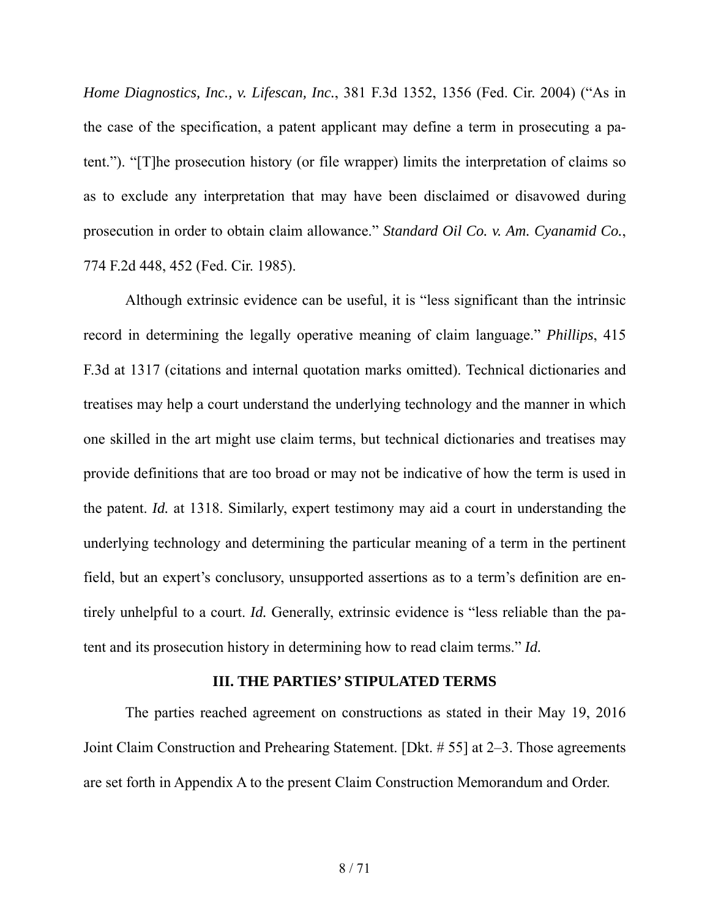*Home Diagnostics, Inc., v. Lifescan, Inc.*, 381 F.3d 1352, 1356 (Fed. Cir. 2004) ("As in the case of the specification, a patent applicant may define a term in prosecuting a patent."). "[T]he prosecution history (or file wrapper) limits the interpretation of claims so as to exclude any interpretation that may have been disclaimed or disavowed during prosecution in order to obtain claim allowance." *Standard Oil Co. v. Am. Cyanamid Co.*, 774 F.2d 448, 452 (Fed. Cir. 1985).

Although extrinsic evidence can be useful, it is "less significant than the intrinsic record in determining the legally operative meaning of claim language." *Phillips*, 415 F.3d at 1317 (citations and internal quotation marks omitted). Technical dictionaries and treatises may help a court understand the underlying technology and the manner in which one skilled in the art might use claim terms, but technical dictionaries and treatises may provide definitions that are too broad or may not be indicative of how the term is used in the patent. *Id.* at 1318. Similarly, expert testimony may aid a court in understanding the underlying technology and determining the particular meaning of a term in the pertinent field, but an expert's conclusory, unsupported assertions as to a term's definition are entirely unhelpful to a court. *Id.* Generally, extrinsic evidence is "less reliable than the patent and its prosecution history in determining how to read claim terms." *Id.*

## III. THE PARTIES' STIPULATED TERMS

The parties reached agreement on constructions as stated in their May 19, 2016 Joint Claim Construction and Prehearing Statement. [Dkt. # 55] at 2–3. Those agreements are set forth in Appendix A to the present Claim Construction Memorandum and Order.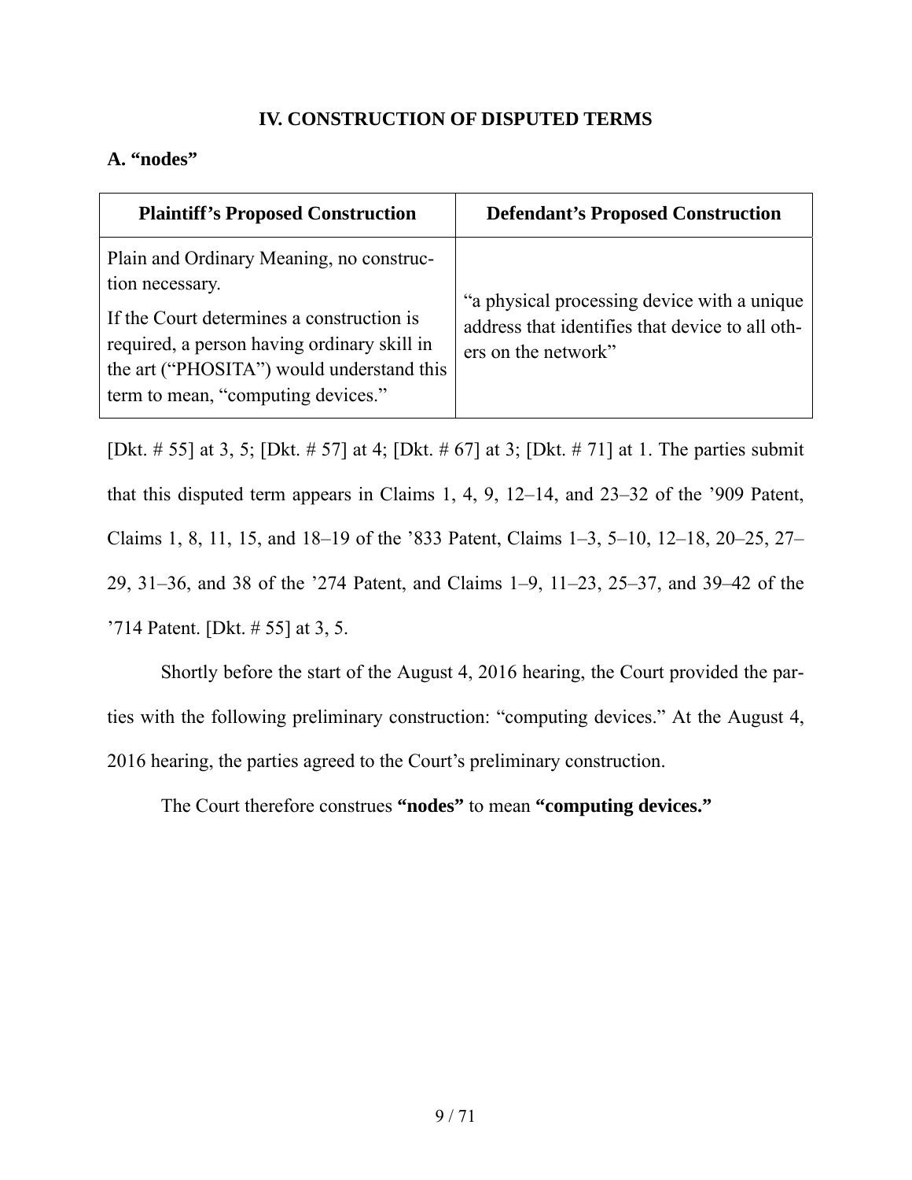## IV. CONSTRUCTION OF DISPUTED TERMS

### A. "nodes"

| Plaintiff's Proposed Construction | Defendant's Proposed Construction |
|---|---|
| Plain and Ordinary Meaning, no construction necessary.<br><br>If the Court determines a construction is required, a person having ordinary skill in the art ("PHOSITA") would understand this term to mean, "computing devices." | "a physical processing device with a unique address that identifies that device to all others on the network" |

[Dkt. # 55] at 3, 5; [Dkt. # 57] at 4; [Dkt. # 67] at 3; [Dkt. # 71] at 1. The parties submit that this disputed term appears in Claims 1, 4, 9, 12–14, and 23–32 of the '909 Patent, Claims 1, 8, 11, 15, and 18–19 of the '833 Patent, Claims 1–3, 5–10, 12–18, 20–25, 27–29, 31–36, and 38 of the '274 Patent, and Claims 1–9, 11–23, 25–37, and 39–42 of the '714 Patent. [Dkt. # 55] at 3, 5.

Shortly before the start of the August 4, 2016 hearing, the Court provided the parties with the following preliminary construction: "computing devices." At the August 4, 2016 hearing, the parties agreed to the Court's preliminary construction.

The Court therefore construes **"nodes"** to mean **"computing devices."**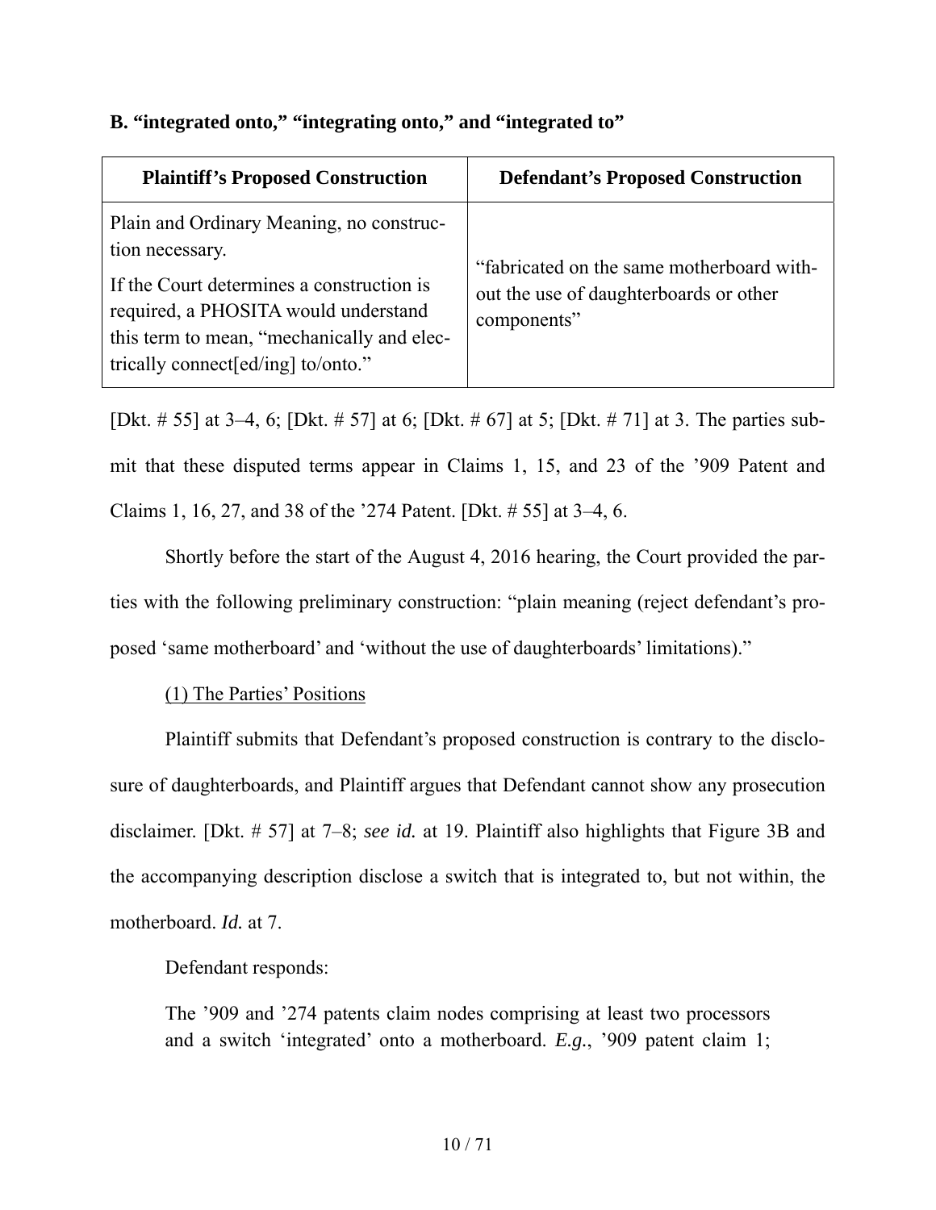**B. "integrated onto," "integrating onto," and "integrated to"**

| Plaintiff's Proposed Construction | Defendant's Proposed Construction |
|---|---|
| Plain and Ordinary Meaning, no construction necessary. If the Court determines a construction is required, a PHOSITA would understand this term to mean, "mechanically and electrically connect[ed/ing] to/onto." | "fabricated on the same motherboard without the use of daughterboards or other components" |

[Dkt. # 55] at 3–4, 6; [Dkt. # 57] at 6; [Dkt. # 67] at 5; [Dkt. # 71] at 3. The parties submit that these disputed terms appear in Claims 1, 15, and 23 of the '909 Patent and Claims 1, 16, 27, and 38 of the '274 Patent. [Dkt. # 55] at 3–4, 6.

Shortly before the start of the August 4, 2016 hearing, the Court provided the parties with the following preliminary construction: "plain meaning (reject defendant's proposed 'same motherboard' and 'without the use of daughterboards' limitations)."

(1) The Parties' Positions

Plaintiff submits that Defendant's proposed construction is contrary to the disclosure of daughterboards, and Plaintiff argues that Defendant cannot show any prosecution disclaimer. [Dkt. # 57] at 7–8; *see id.* at 19. Plaintiff also highlights that Figure 3B and the accompanying description disclose a switch that is integrated to, but not within, the motherboard. *Id.* at 7.

Defendant responds:

> The '909 and '274 patents claim nodes comprising at least two processors and a switch 'integrated' onto a motherboard. *E.g.*, '909 patent claim 1;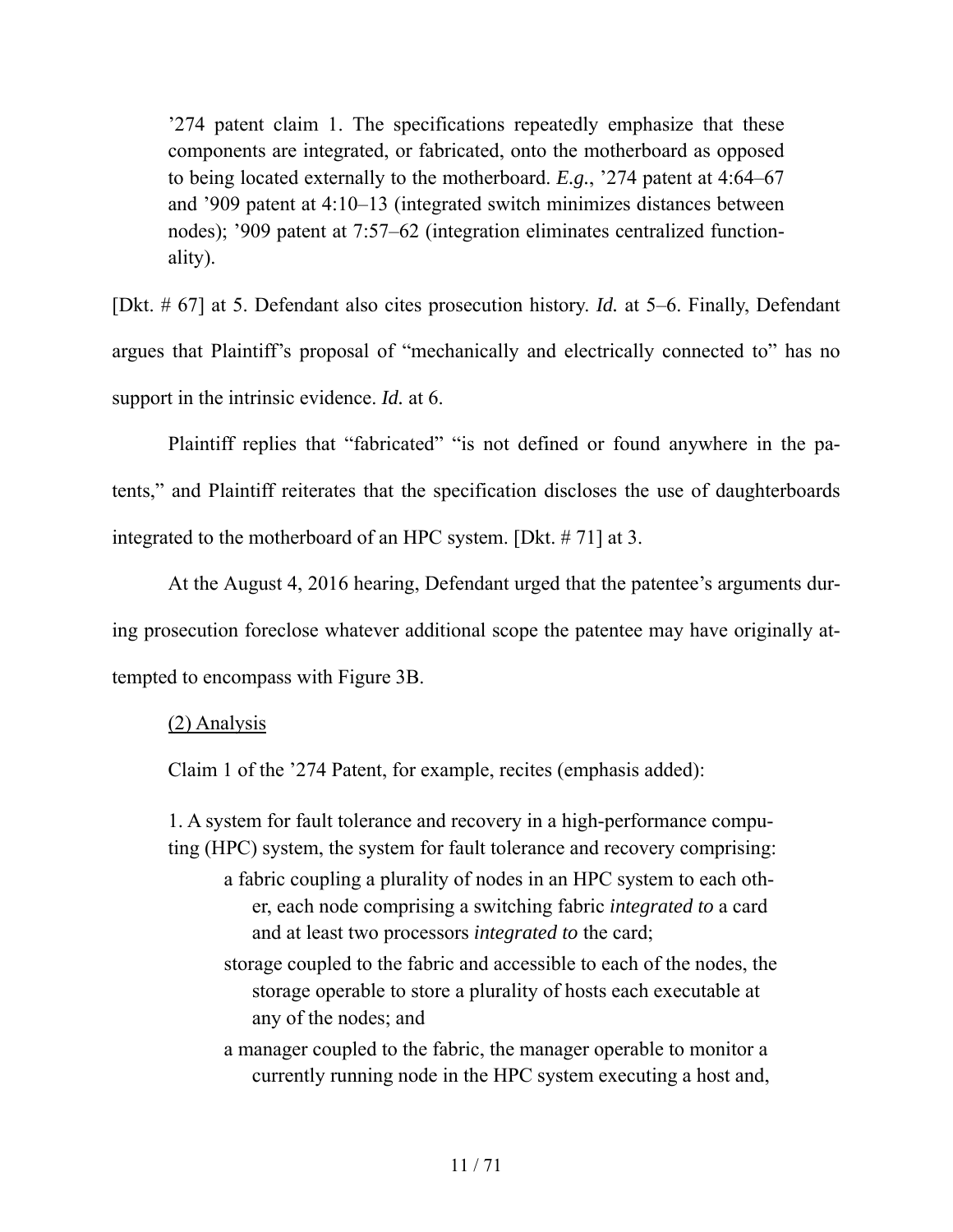> ’274 patent claim 1. The specifications repeatedly emphasize that these components are integrated, or fabricated, onto the motherboard as opposed to being located externally to the motherboard. *E.g.*, ’274 patent at 4:64–67 and ’909 patent at 4:10–13 (integrated switch minimizes distances between nodes); ’909 patent at 7:57–62 (integration eliminates centralized functionality).

[Dkt. # 67] at 5. Defendant also cites prosecution history. *Id.* at 5–6. Finally, Defendant argues that Plaintiff’s proposal of “mechanically and electrically connected to” has no support in the intrinsic evidence. *Id.* at 6.

Plaintiff replies that “fabricated” “is not defined or found anywhere in the patents,” and Plaintiff reiterates that the specification discloses the use of daughterboards integrated to the motherboard of an HPC system. [Dkt. # 71] at 3.

At the August 4, 2016 hearing, Defendant urged that the patentee’s arguments during prosecution foreclose whatever additional scope the patentee may have originally attempted to encompass with Figure 3B.

<u>(2) Analysis</u>

Claim 1 of the ’274 Patent, for example, recites (emphasis added):

> 1. A system for fault tolerance and recovery in a high-performance computing (HPC) system, the system for fault tolerance and recovery comprising:
>
> a fabric coupling a plurality of nodes in an HPC system to each other, each node comprising a switching fabric *integrated to* a card and at least two processors *integrated to* the card;
>
> storage coupled to the fabric and accessible to each of the nodes, the storage operable to store a plurality of hosts each executable at any of the nodes; and
>
> a manager coupled to the fabric, the manager operable to monitor a currently running node in the HPC system executing a host and,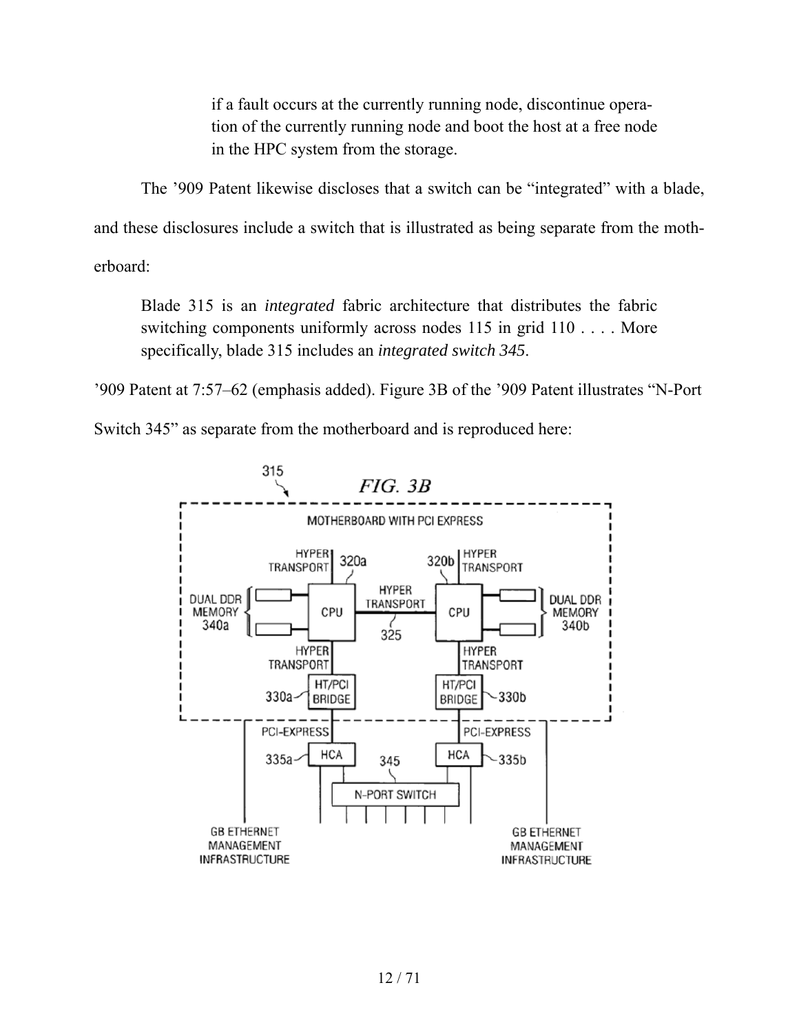if a fault occurs at the currently running node, discontinue operation of the currently running node and boot the host at a free node in the HPC system from the storage.

The '909 Patent likewise discloses that a switch can be "integrated" with a blade, and these disclosures include a switch that is illustrated as being separate from the motherboard:

> Blade 315 is an *integrated* fabric architecture that distributes the fabric switching components uniformly across nodes 115 in grid 110 . . . . More specifically, blade 315 includes an *integrated switch 345*.

'909 Patent at 7:57–62 (emphasis added). Figure 3B of the '909 Patent illustrates "N-Port Switch 345" as separate from the motherboard and is reproduced here:

FIG. 3B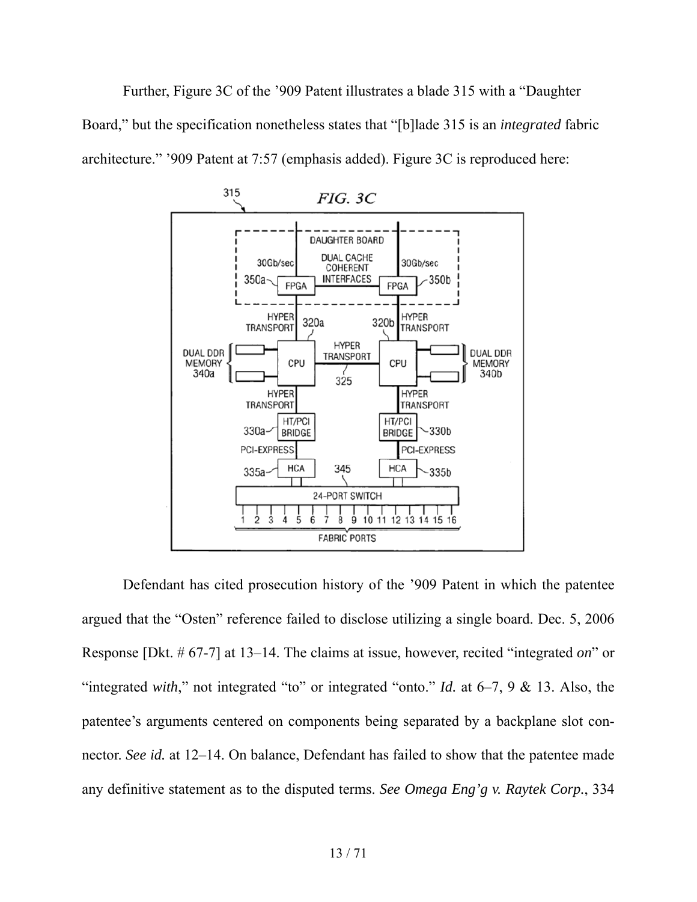Further, Figure 3C of the '909 Patent illustrates a blade 315 with a "Daughter Board," but the specification nonetheless states that "[b]lade 315 is an *integrated* fabric architecture." '909 Patent at 7:57 (emphasis added). Figure 3C is reproduced here:

Defendant has cited prosecution history of the '909 Patent in which the patentee argued that the "Osten" reference failed to disclose utilizing a single board. Dec. 5, 2006 Response [Dkt. # 67-7] at 13–14. The claims at issue, however, recited "integrated *on*" or "integrated *with*," not integrated "to" or integrated "onto." *Id.* at 6–7, 9 & 13. Also, the patentee's arguments centered on components being separated by a backplane slot connector. *See id.* at 12–14. On balance, Defendant has failed to show that the patentee made any definitive statement as to the disputed terms. *See Omega Eng'g v. Raytek Corp.*, 334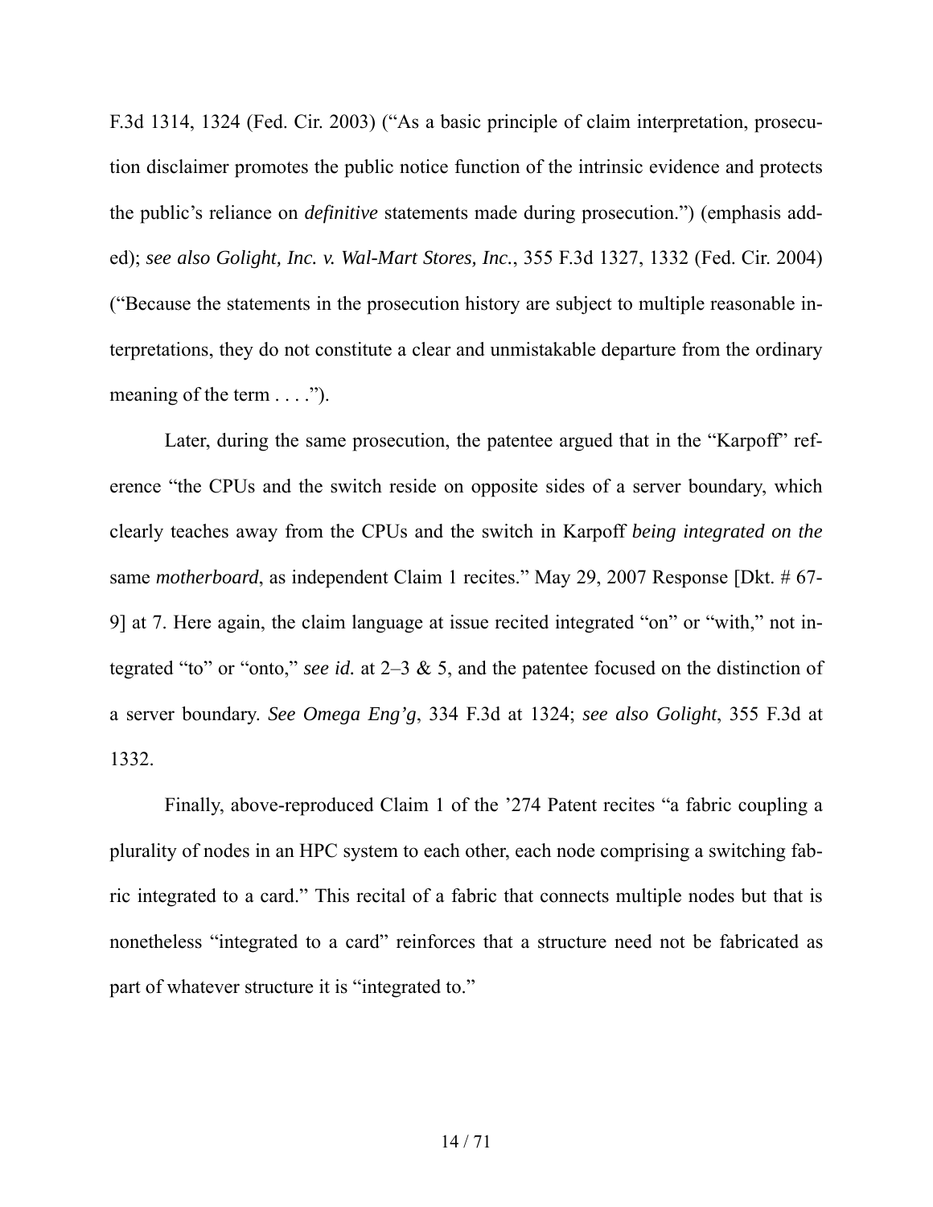F.3d 1314, 1324 (Fed. Cir. 2003) ("As a basic principle of claim interpretation, prosecution disclaimer promotes the public notice function of the intrinsic evidence and protects the public's reliance on *definitive* statements made during prosecution.") (emphasis added); *see also Golight, Inc. v. Wal-Mart Stores, Inc.*, 355 F.3d 1327, 1332 (Fed. Cir. 2004) ("Because the statements in the prosecution history are subject to multiple reasonable interpretations, they do not constitute a clear and unmistakable departure from the ordinary meaning of the term . . . .").

Later, during the same prosecution, the patentee argued that in the "Karpoff" reference "the CPUs and the switch reside on opposite sides of a server boundary, which clearly teaches away from the CPUs and the switch in Karpoff *being integrated on the* same *motherboard*, as independent Claim 1 recites." May 29, 2007 Response [Dkt. # 67-9] at 7. Here again, the claim language at issue recited integrated "on" or "with," not integrated "to" or "onto," *see id.* at 2–3 & 5, and the patentee focused on the distinction of a server boundary. *See Omega Eng'g*, 334 F.3d at 1324; *see also Golight*, 355 F.3d at 1332.

Finally, above-reproduced Claim 1 of the '274 Patent recites "a fabric coupling a plurality of nodes in an HPC system to each other, each node comprising a switching fabric integrated to a card." This recital of a fabric that connects multiple nodes but that is nonetheless "integrated to a card" reinforces that a structure need not be fabricated as part of whatever structure it is "integrated to."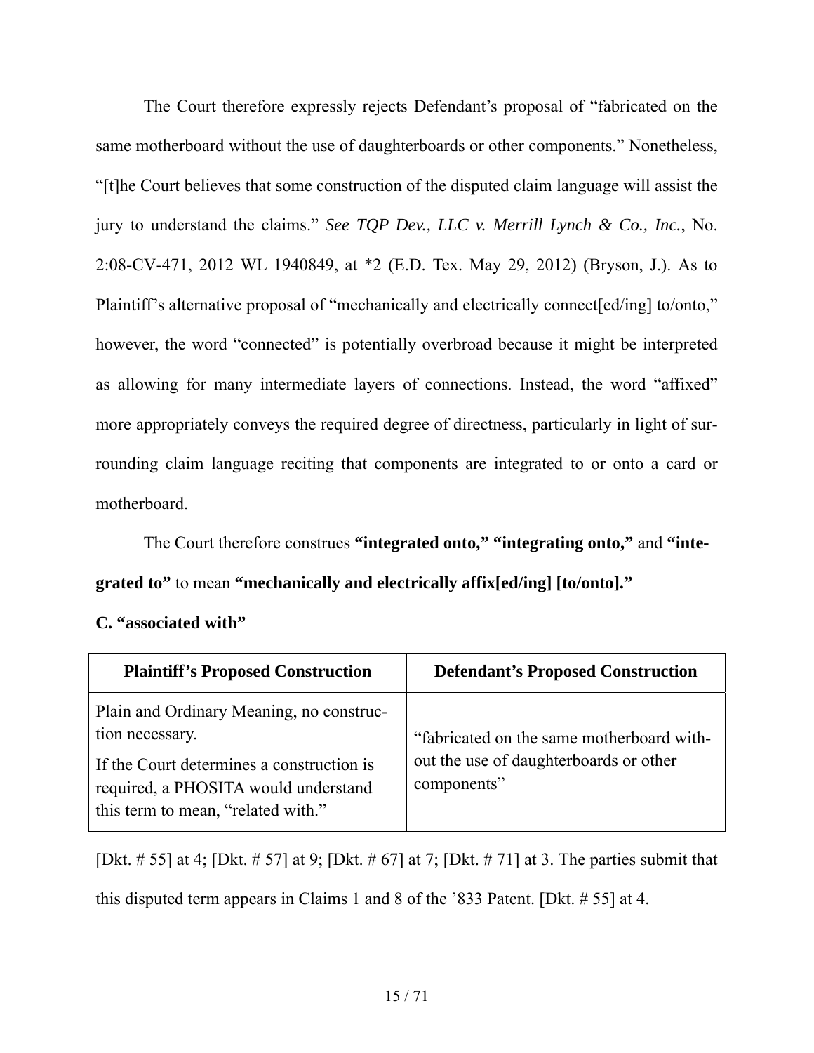The Court therefore expressly rejects Defendant's proposal of "fabricated on the same motherboard without the use of daughterboards or other components." Nonetheless, "[t]he Court believes that some construction of the disputed claim language will assist the jury to understand the claims." *See TQP Dev., LLC v. Merrill Lynch & Co., Inc.*, No. 2:08-CV-471, 2012 WL 1940849, at *2 (E.D. Tex. May 29, 2012) (Bryson, J.). As to Plaintiff's alternative proposal of "mechanically and electrically connect[ed/ing] to/onto," however, the word "connected" is potentially overbroad because it might be interpreted as allowing for many intermediate layers of connections. Instead, the word "affixed" more appropriately conveys the required degree of directness, particularly in light of surrounding claim language reciting that components are integrated to or onto a card or motherboard.

The Court therefore construes **"integrated onto," "integrating onto,"** and **"integrated to"** to mean **"mechanically and electrically affix[ed/ing] [to/onto]."**

**C. "associated with"**

| Plaintiff's Proposed Construction | Defendant's Proposed Construction |
|---|---|
| Plain and Ordinary Meaning, no construction necessary.<br><br>If the Court determines a construction is required, a PHOSITA would understand this term to mean, "related with." | "fabricated on the same motherboard without the use of daughterboards or other components" |

[Dkt. # 55] at 4; [Dkt. # 57] at 9; [Dkt. # 67] at 7; [Dkt. # 71] at 3. The parties submit that this disputed term appears in Claims 1 and 8 of the '833 Patent. [Dkt. # 55] at 4.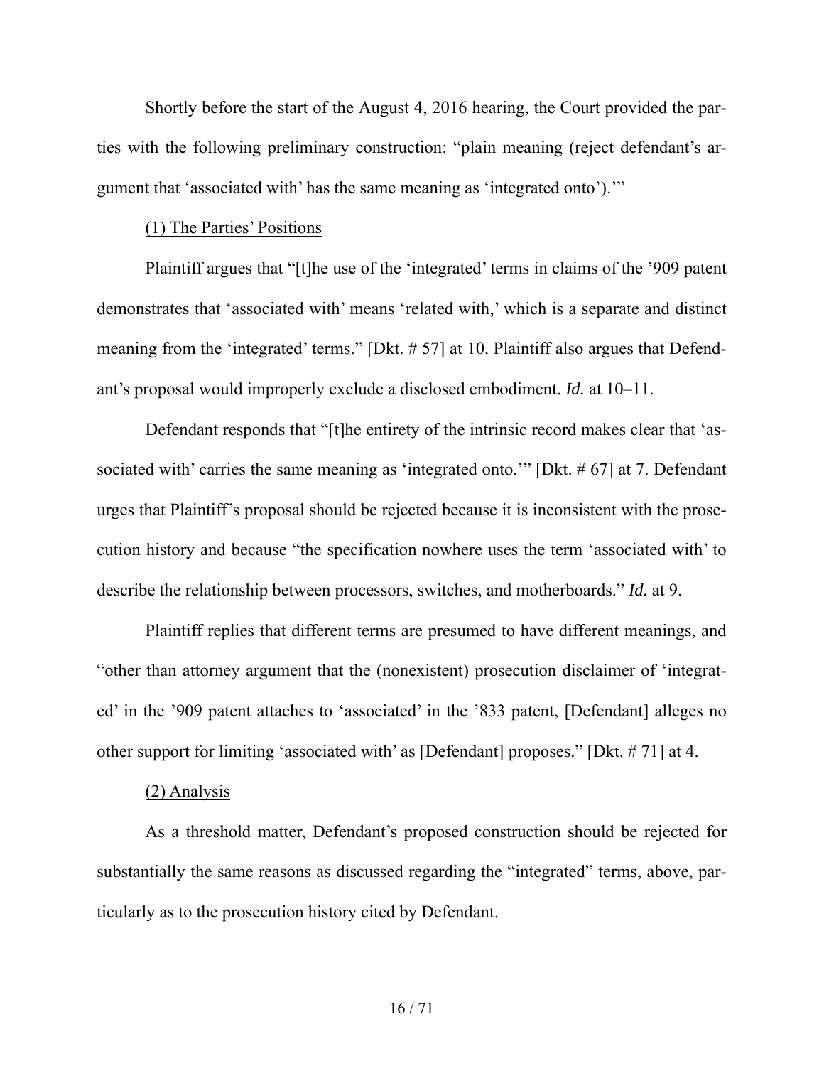Shortly before the start of the August 4, 2016 hearing, the Court provided the parties with the following preliminary construction: "plain meaning (reject defendant's argument that 'associated with' has the same meaning as 'integrated onto')."

(1) The Parties' Positions

Plaintiff argues that "[t]he use of the 'integrated' terms in claims of the '909 patent demonstrates that 'associated with' means 'related with,' which is a separate and distinct meaning from the 'integrated' terms." [Dkt. # 57] at 10. Plaintiff also argues that Defendant's proposal would improperly exclude a disclosed embodiment. *Id.* at 10–11.

Defendant responds that "[t]he entirety of the intrinsic record makes clear that 'associated with' carries the same meaning as 'integrated onto.'" [Dkt. # 67] at 7. Defendant urges that Plaintiff's proposal should be rejected because it is inconsistent with the prosecution history and because "the specification nowhere uses the term 'associated with' to describe the relationship between processors, switches, and motherboards." *Id.* at 9.

Plaintiff replies that different terms are presumed to have different meanings, and "other than attorney argument that the (nonexistent) prosecution disclaimer of 'integrated' in the '909 patent attaches to 'associated' in the '833 patent, [Defendant] alleges no other support for limiting 'associated with' as [Defendant] proposes." [Dkt. # 71] at 4.

(2) Analysis

As a threshold matter, Defendant's proposed construction should be rejected for substantially the same reasons as discussed regarding the "integrated" terms, above, particularly as to the prosecution history cited by Defendant.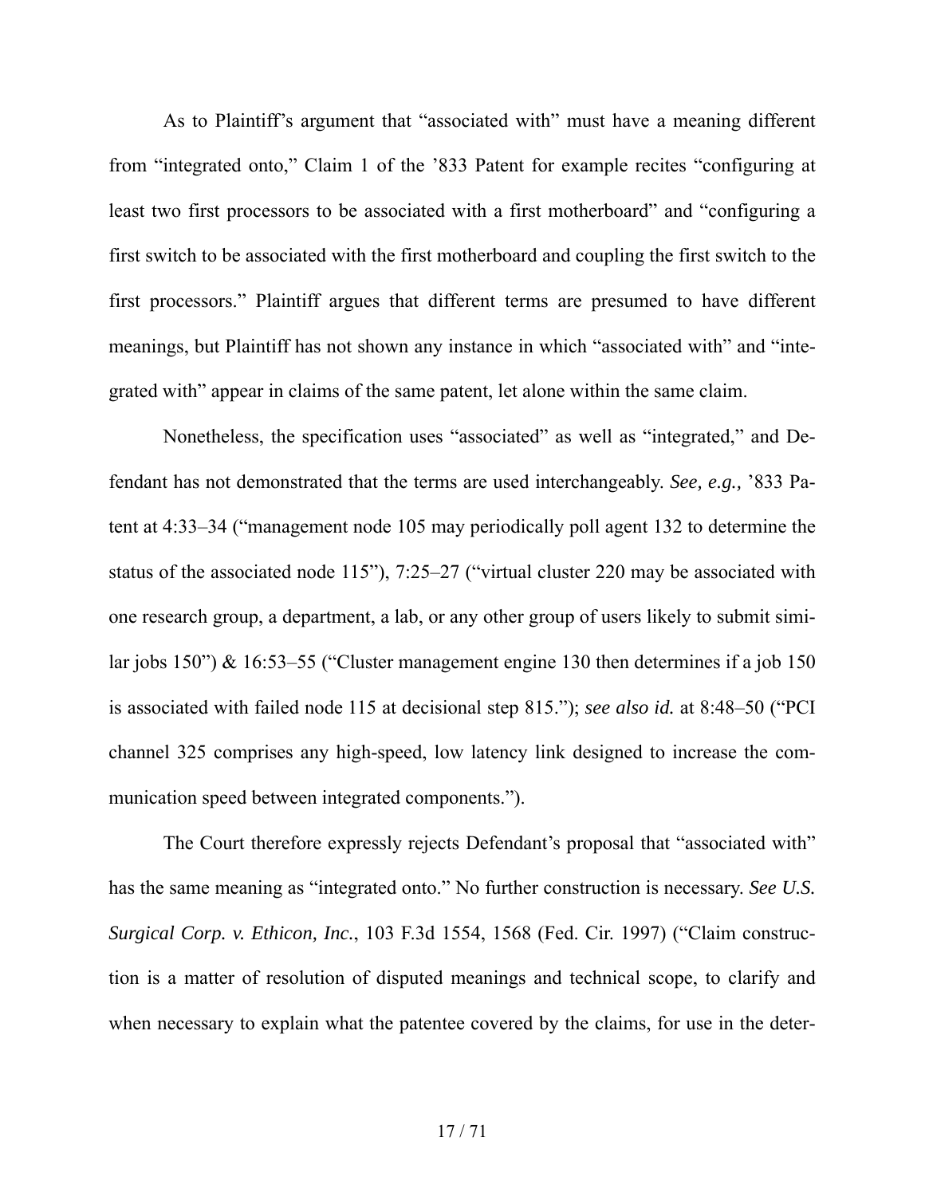As to Plaintiff's argument that "associated with" must have a meaning different from "integrated onto," Claim 1 of the '833 Patent for example recites "configuring at least two first processors to be associated with a first motherboard" and "configuring a first switch to be associated with the first motherboard and coupling the first switch to the first processors." Plaintiff argues that different terms are presumed to have different meanings, but Plaintiff has not shown any instance in which "associated with" and "integrated with" appear in claims of the same patent, let alone within the same claim.

Nonetheless, the specification uses "associated" as well as "integrated," and Defendant has not demonstrated that the terms are used interchangeably. *See, e.g.,* '833 Patent at 4:33–34 ("management node 105 may periodically poll agent 132 to determine the status of the associated node 115"), 7:25–27 ("virtual cluster 220 may be associated with one research group, a department, a lab, or any other group of users likely to submit similar jobs 150") & 16:53–55 ("Cluster management engine 130 then determines if a job 150 is associated with failed node 115 at decisional step 815."); *see also id.* at 8:48–50 ("PCI channel 325 comprises any high-speed, low latency link designed to increase the communication speed between integrated components.").

The Court therefore expressly rejects Defendant's proposal that "associated with" has the same meaning as "integrated onto." No further construction is necessary. *See U.S. Surgical Corp. v. Ethicon, Inc.*, 103 F.3d 1554, 1568 (Fed. Cir. 1997) ("Claim construction is a matter of resolution of disputed meanings and technical scope, to clarify and when necessary to explain what the patentee covered by the claims, for use in the deter-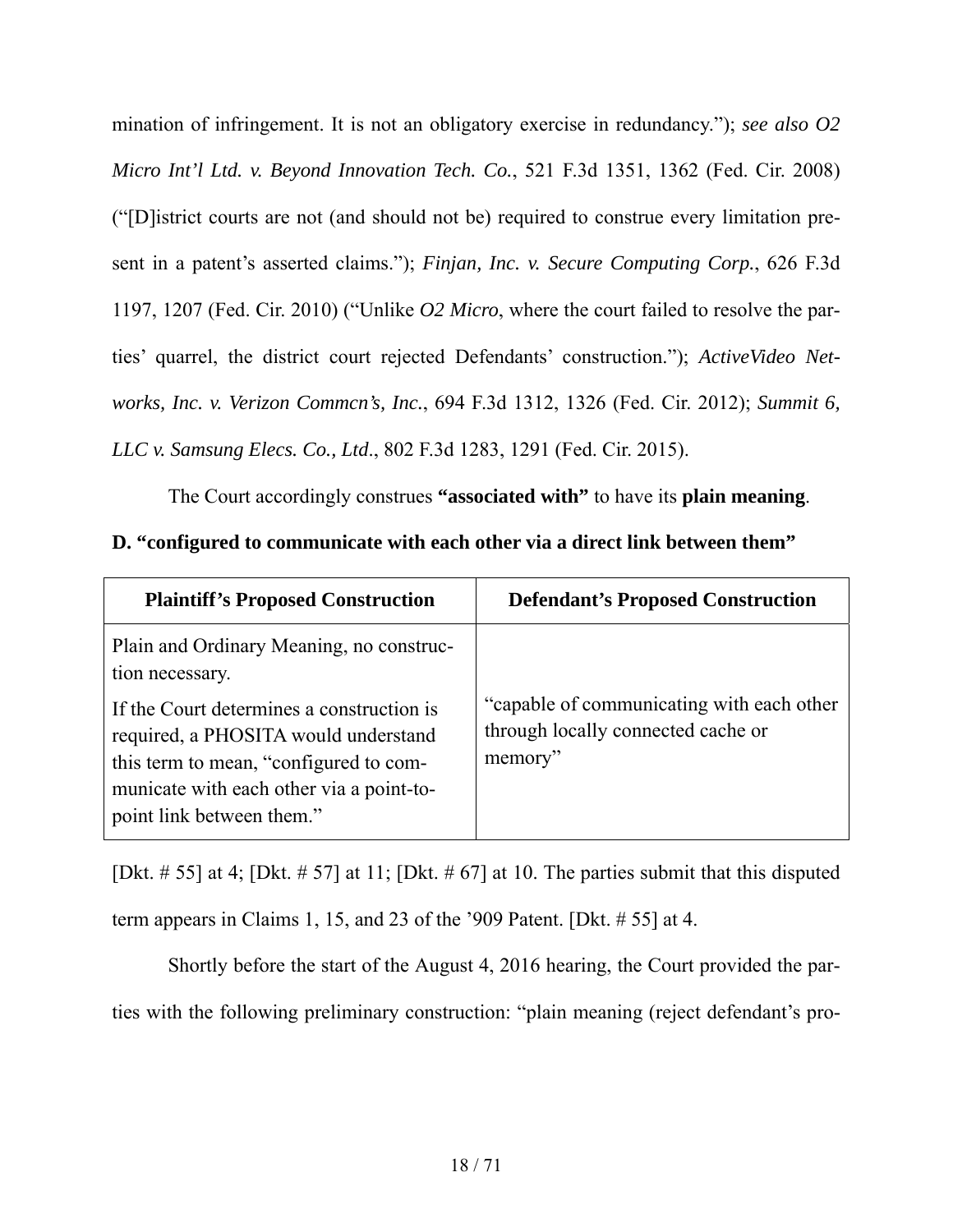mination of infringement. It is not an obligatory exercise in redundancy."); *see also O2 Micro Int'l Ltd. v. Beyond Innovation Tech. Co.*, 521 F.3d 1351, 1362 (Fed. Cir. 2008) ("[D]istrict courts are not (and should not be) required to construe every limitation present in a patent's asserted claims."); *Finjan, Inc. v. Secure Computing Corp.*, 626 F.3d 1197, 1207 (Fed. Cir. 2010) ("Unlike *O2 Micro*, where the court failed to resolve the parties' quarrel, the district court rejected Defendants' construction."); *ActiveVideo Networks, Inc. v. Verizon Commcn's, Inc.*, 694 F.3d 1312, 1326 (Fed. Cir. 2012); *Summit 6, LLC v. Samsung Elecs. Co., Ltd.*, 802 F.3d 1283, 1291 (Fed. Cir. 2015).

The Court accordingly construes **"associated with"** to have its **plain meaning**.

**D. "configured to communicate with each other via a direct link between them"**

| **Plaintiff's Proposed Construction** | **Defendant's Proposed Construction** |
|---|---|
| Plain and Ordinary Meaning, no construction necessary.<br><br>If the Court determines a construction is required, a PHOSITA would understand this term to mean, "configured to communicate with each other via a point-to-point link between them." | "capable of communicating with each other through locally connected cache or memory" |

[Dkt. # 55] at 4; [Dkt. # 57] at 11; [Dkt. # 67] at 10. The parties submit that this disputed term appears in Claims 1, 15, and 23 of the '909 Patent. [Dkt. # 55] at 4.

Shortly before the start of the August 4, 2016 hearing, the Court provided the parties with the following preliminary construction: "plain meaning (reject defendant's pro-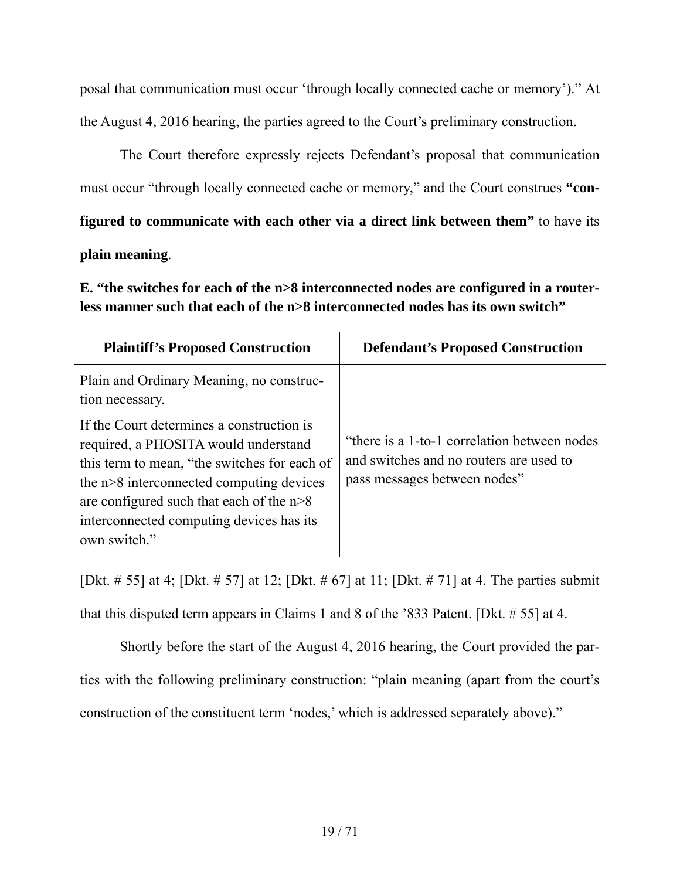posal that communication must occur 'through locally connected cache or memory')." At the August 4, 2016 hearing, the parties agreed to the Court's preliminary construction.

The Court therefore expressly rejects Defendant's proposal that communication must occur "through locally connected cache or memory," and the Court construes **"configured to communicate with each other via a direct link between them"** to have its **plain meaning**.

**E. "the switches for each of the n>8 interconnected nodes are configured in a router-less manner such that each of the n>8 interconnected nodes has its own switch"**

| Plaintiff's Proposed Construction | Defendant's Proposed Construction |
|---|---|
| Plain and Ordinary Meaning, no construction necessary.<br><br>If the Court determines a construction is required, a PHOSITA would understand this term to mean, "the switches for each of the n>8 interconnected computing devices are configured such that each of the n>8 interconnected computing devices has its own switch." | "there is a 1-to-1 correlation between nodes and switches and no routers are used to pass messages between nodes" |

[Dkt. # 55] at 4; [Dkt. # 57] at 12; [Dkt. # 67] at 11; [Dkt. # 71] at 4. The parties submit that this disputed term appears in Claims 1 and 8 of the '833 Patent. [Dkt. # 55] at 4.

Shortly before the start of the August 4, 2016 hearing, the Court provided the parties with the following preliminary construction: "plain meaning (apart from the court's construction of the constituent term 'nodes,' which is addressed separately above)."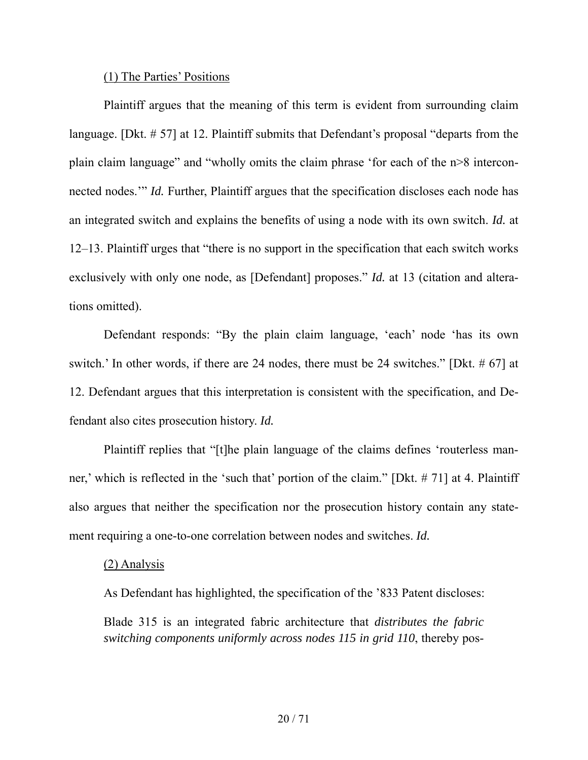(1) The Parties' Positions

Plaintiff argues that the meaning of this term is evident from surrounding claim language. [Dkt. # 57] at 12. Plaintiff submits that Defendant's proposal "departs from the plain claim language" and "wholly omits the claim phrase 'for each of the n>8 interconnected nodes.'" *Id.* Further, Plaintiff argues that the specification discloses each node has an integrated switch and explains the benefits of using a node with its own switch. *Id.* at 12–13. Plaintiff urges that "there is no support in the specification that each switch works exclusively with only one node, as [Defendant] proposes." *Id.* at 13 (citation and alterations omitted).

Defendant responds: "By the plain claim language, 'each' node 'has its own switch.' In other words, if there are 24 nodes, there must be 24 switches." [Dkt. # 67] at 12. Defendant argues that this interpretation is consistent with the specification, and Defendant also cites prosecution history. *Id.*

Plaintiff replies that "[t]he plain language of the claims defines 'routerless manner,' which is reflected in the 'such that' portion of the claim." [Dkt. # 71] at 4. Plaintiff also argues that neither the specification nor the prosecution history contain any statement requiring a one-to-one correlation between nodes and switches. *Id.*

(2) Analysis

As Defendant has highlighted, the specification of the '833 Patent discloses:

> Blade 315 is an integrated fabric architecture that *distributes the fabric switching components uniformly across nodes 115 in grid 110*, thereby pos-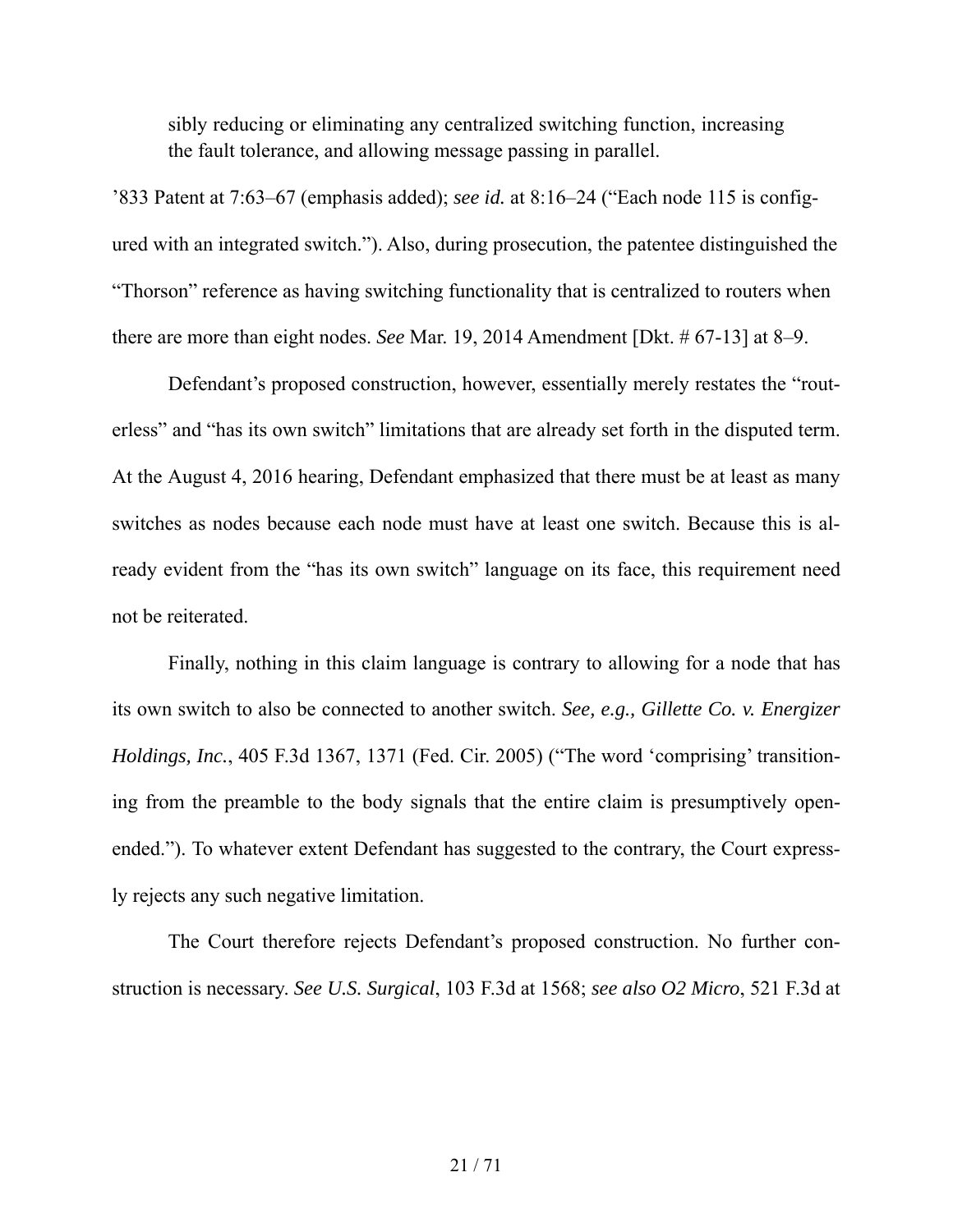> sibly reducing or eliminating any centralized switching function, increasing the fault tolerance, and allowing message passing in parallel.

'833 Patent at 7:63–67 (emphasis added); *see id.* at 8:16–24 ("Each node 115 is configured with an integrated switch."). Also, during prosecution, the patentee distinguished the "Thorson" reference as having switching functionality that is centralized to routers when there are more than eight nodes. *See* Mar. 19, 2014 Amendment [Dkt. # 67-13] at 8–9.

Defendant's proposed construction, however, essentially merely restates the "routerless" and "has its own switch" limitations that are already set forth in the disputed term. At the August 4, 2016 hearing, Defendant emphasized that there must be at least as many switches as nodes because each node must have at least one switch. Because this is already evident from the "has its own switch" language on its face, this requirement need not be reiterated.

Finally, nothing in this claim language is contrary to allowing for a node that has its own switch to also be connected to another switch. *See, e.g., Gillette Co. v. Energizer Holdings, Inc.*, 405 F.3d 1367, 1371 (Fed. Cir. 2005) ("The word 'comprising' transitioning from the preamble to the body signals that the entire claim is presumptively open-ended."). To whatever extent Defendant has suggested to the contrary, the Court expressly rejects any such negative limitation.

The Court therefore rejects Defendant's proposed construction. No further construction is necessary. *See U.S. Surgical*, 103 F.3d at 1568; *see also O2 Micro*, 521 F.3d at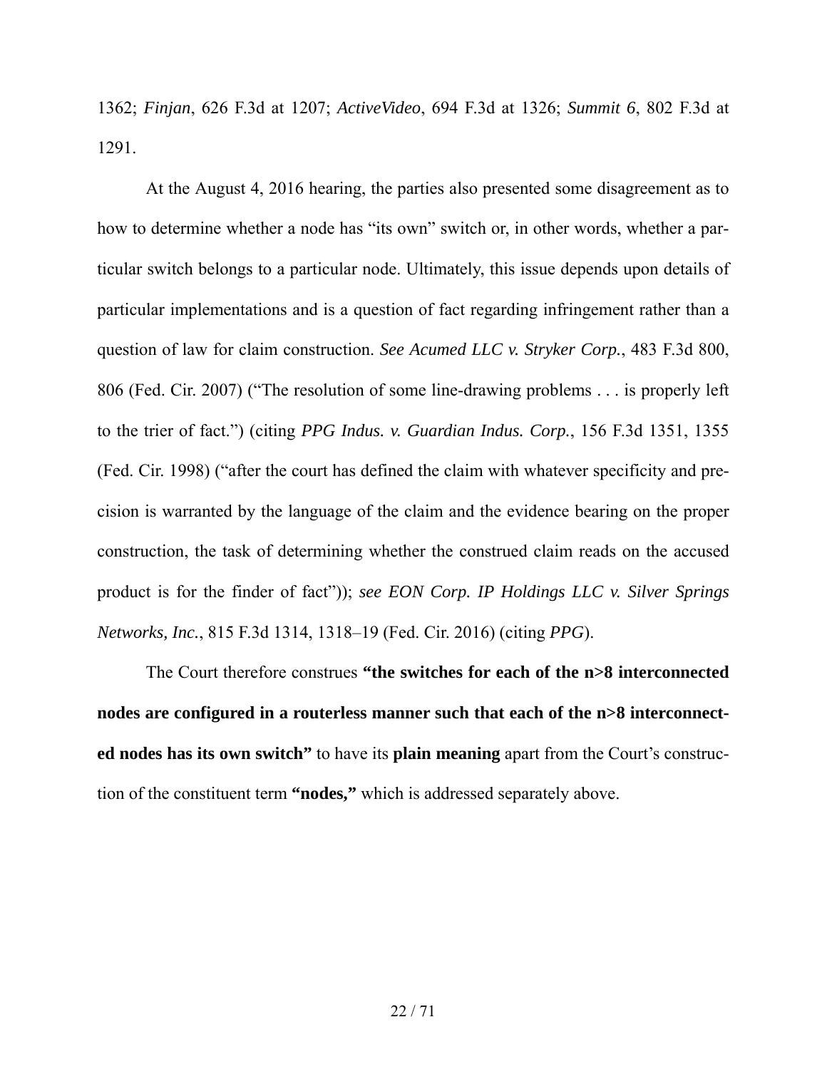1362; *Finjan*, 626 F.3d at 1207; *ActiveVideo*, 694 F.3d at 1326; *Summit 6*, 802 F.3d at 1291.

At the August 4, 2016 hearing, the parties also presented some disagreement as to how to determine whether a node has "its own" switch or, in other words, whether a particular switch belongs to a particular node. Ultimately, this issue depends upon details of particular implementations and is a question of fact regarding infringement rather than a question of law for claim construction. *See Acumed LLC v. Stryker Corp.*, 483 F.3d 800, 806 (Fed. Cir. 2007) ("The resolution of some line-drawing problems . . . is properly left to the trier of fact.") (citing *PPG Indus. v. Guardian Indus. Corp.*, 156 F.3d 1351, 1355 (Fed. Cir. 1998) ("after the court has defined the claim with whatever specificity and precision is warranted by the language of the claim and the evidence bearing on the proper construction, the task of determining whether the construed claim reads on the accused product is for the finder of fact")); *see EON Corp. IP Holdings LLC v. Silver Springs Networks, Inc.*, 815 F.3d 1314, 1318–19 (Fed. Cir. 2016) (citing *PPG*).

The Court therefore construes **"the switches for each of the n>8 interconnected nodes are configured in a routerless manner such that each of the n>8 interconnected nodes has its own switch"** to have its **plain meaning** apart from the Court's construction of the constituent term **"nodes,"** which is addressed separately above.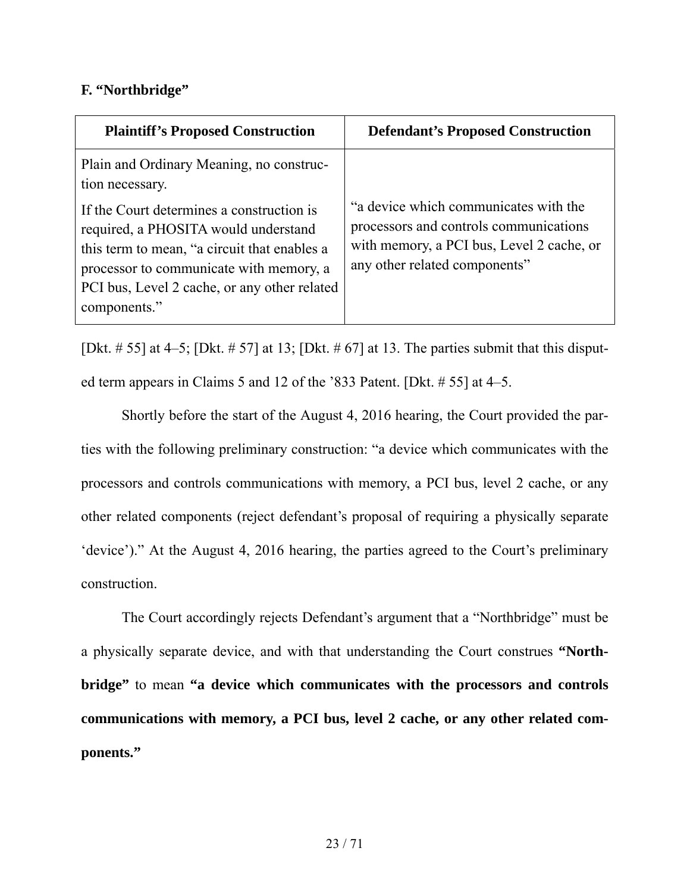### F. "Northbridge"

| Plaintiff's Proposed Construction | Defendant's Proposed Construction |
|---|---|
| Plain and Ordinary Meaning, no construction necessary. If the Court determines a construction is required, a PHOSITA would understand this term to mean, "a circuit that enables a processor to communicate with memory, a PCI bus, Level 2 cache, or any other related components." | "a device which communicates with the processors and controls communications with memory, a PCI bus, Level 2 cache, or any other related components" |

[Dkt. # 55] at 4–5; [Dkt. # 57] at 13; [Dkt. # 67] at 13. The parties submit that this disputed term appears in Claims 5 and 12 of the '833 Patent. [Dkt. # 55] at 4–5.

Shortly before the start of the August 4, 2016 hearing, the Court provided the parties with the following preliminary construction: "a device which communicates with the processors and controls communications with memory, a PCI bus, level 2 cache, or any other related components (reject defendant's proposal of requiring a physically separate 'device')." At the August 4, 2016 hearing, the parties agreed to the Court's preliminary construction.

The Court accordingly rejects Defendant's argument that a "Northbridge" must be a physically separate device, and with that understanding the Court construes **"Northbridge"** to mean **"a device which communicates with the processors and controls communications with memory, a PCI bus, level 2 cache, or any other related components."**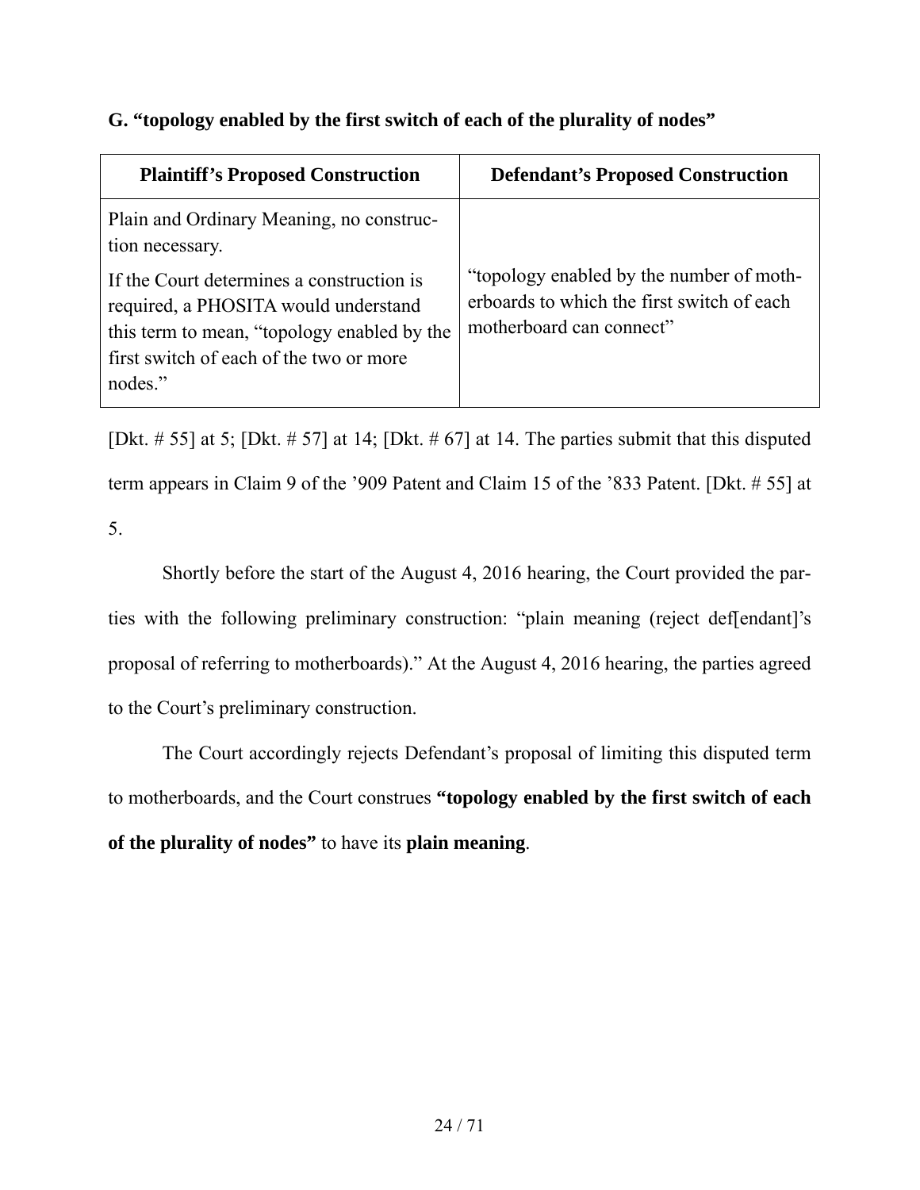### G. "topology enabled by the first switch of each of the plurality of nodes"

| Plaintiff's Proposed Construction | Defendant's Proposed Construction |
|---|---|
| Plain and Ordinary Meaning, no construction necessary.<br><br>If the Court determines a construction is required, a PHOSITA would understand this term to mean, "topology enabled by the first switch of each of the two or more nodes." | "topology enabled by the number of motherboards to which the first switch of each motherboard can connect" |

[Dkt. # 55] at 5; [Dkt. # 57] at 14; [Dkt. # 67] at 14. The parties submit that this disputed term appears in Claim 9 of the '909 Patent and Claim 15 of the '833 Patent. [Dkt. # 55] at 5.

Shortly before the start of the August 4, 2016 hearing, the Court provided the parties with the following preliminary construction: "plain meaning (reject def[endant]'s proposal of referring to motherboards)." At the August 4, 2016 hearing, the parties agreed to the Court's preliminary construction.

The Court accordingly rejects Defendant's proposal of limiting this disputed term to motherboards, and the Court construes **"topology enabled by the first switch of each of the plurality of nodes"** to have its **plain meaning**.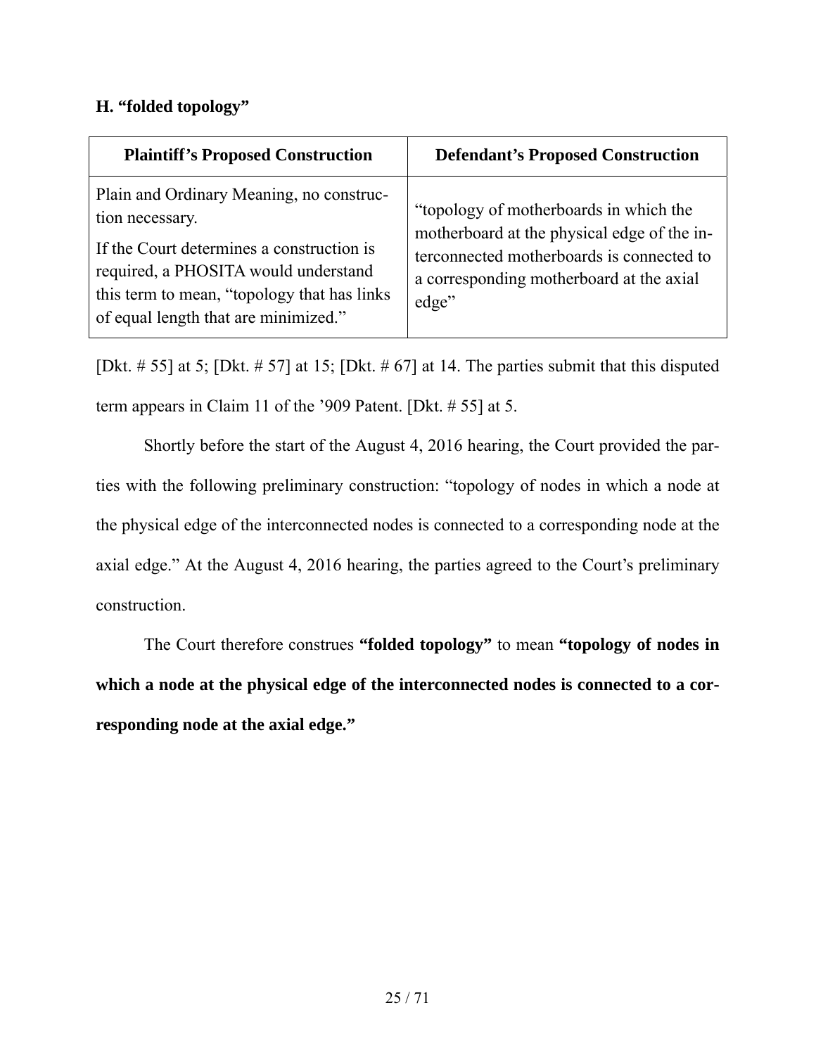### H. "folded topology"

| Plaintiff's Proposed Construction | Defendant's Proposed Construction |
|---|---|
| Plain and Ordinary Meaning, no construction necessary.<br><br>If the Court determines a construction is required, a PHOSITA would understand this term to mean, "topology that has links of equal length that are minimized." | "topology of motherboards in which the motherboard at the physical edge of the interconnected motherboards is connected to a corresponding motherboard at the axial edge" |

[Dkt. # 55] at 5; [Dkt. # 57] at 15; [Dkt. # 67] at 14. The parties submit that this disputed term appears in Claim 11 of the '909 Patent. [Dkt. # 55] at 5.

Shortly before the start of the August 4, 2016 hearing, the Court provided the parties with the following preliminary construction: "topology of nodes in which a node at the physical edge of the interconnected nodes is connected to a corresponding node at the axial edge." At the August 4, 2016 hearing, the parties agreed to the Court's preliminary construction.

The Court therefore construes **"folded topology"** to mean **"topology of nodes in which a node at the physical edge of the interconnected nodes is connected to a corresponding node at the axial edge."**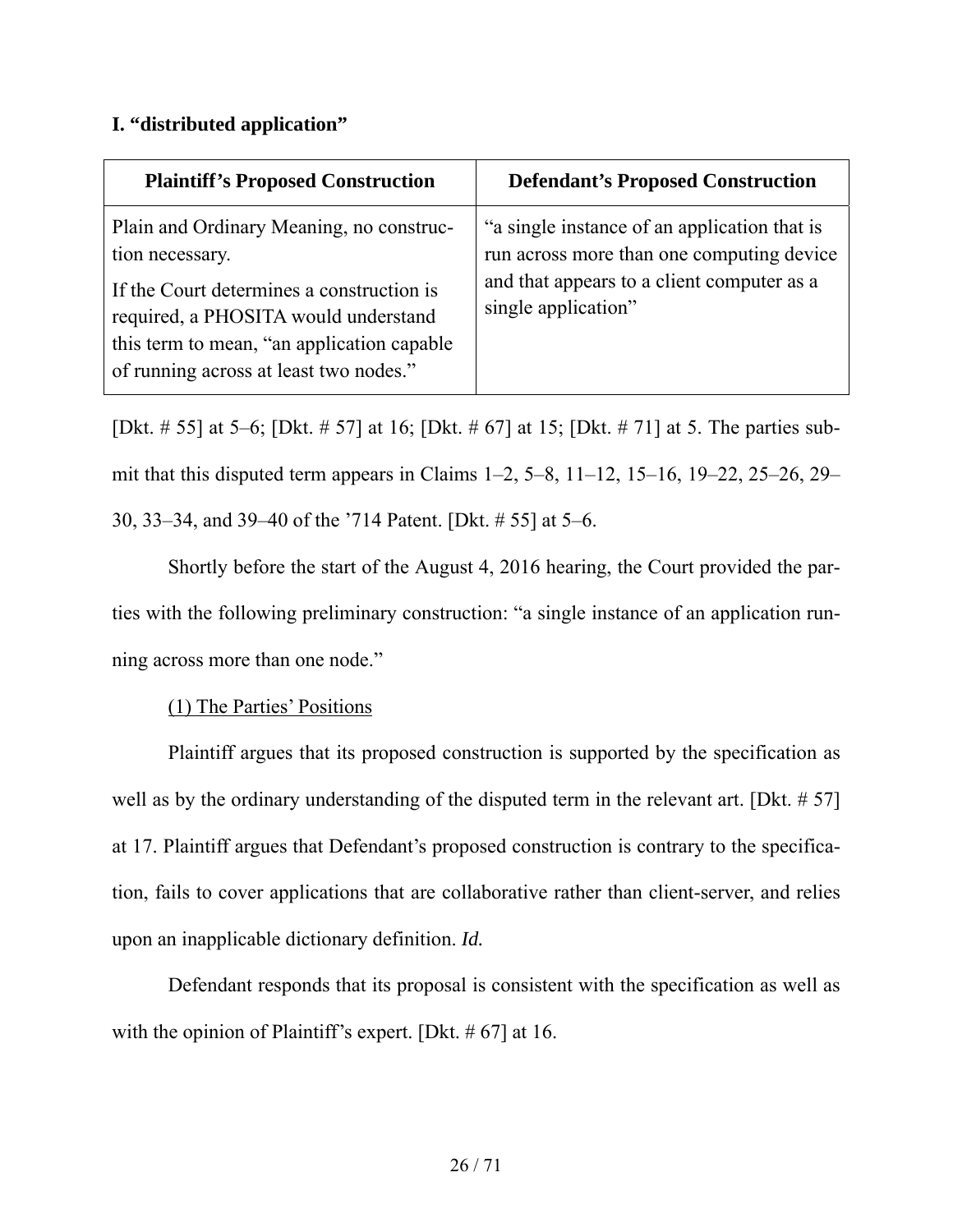## I. "distributed application"

| Plaintiff's Proposed Construction | Defendant's Proposed Construction |
|---|---|
| Plain and Ordinary Meaning, no construction necessary.<br><br>If the Court determines a construction is required, a PHOSITA would understand this term to mean, "an application capable of running across at least two nodes." | "a single instance of an application that is run across more than one computing device and that appears to a client computer as a single application" |

[Dkt. # 55] at 5–6; [Dkt. # 57] at 16; [Dkt. # 67] at 15; [Dkt. # 71] at 5. The parties submit that this disputed term appears in Claims 1–2, 5–8, 11–12, 15–16, 19–22, 25–26, 29–30, 33–34, and 39–40 of the '714 Patent. [Dkt. # 55] at 5–6.

Shortly before the start of the August 4, 2016 hearing, the Court provided the parties with the following preliminary construction: "a single instance of an application running across more than one node."

(1) The Parties' Positions

Plaintiff argues that its proposed construction is supported by the specification as well as by the ordinary understanding of the disputed term in the relevant art. [Dkt. # 57] at 17. Plaintiff argues that Defendant's proposed construction is contrary to the specification, fails to cover applications that are collaborative rather than client-server, and relies upon an inapplicable dictionary definition. *Id.*

Defendant responds that its proposal is consistent with the specification as well as with the opinion of Plaintiff's expert. [Dkt. # 67] at 16.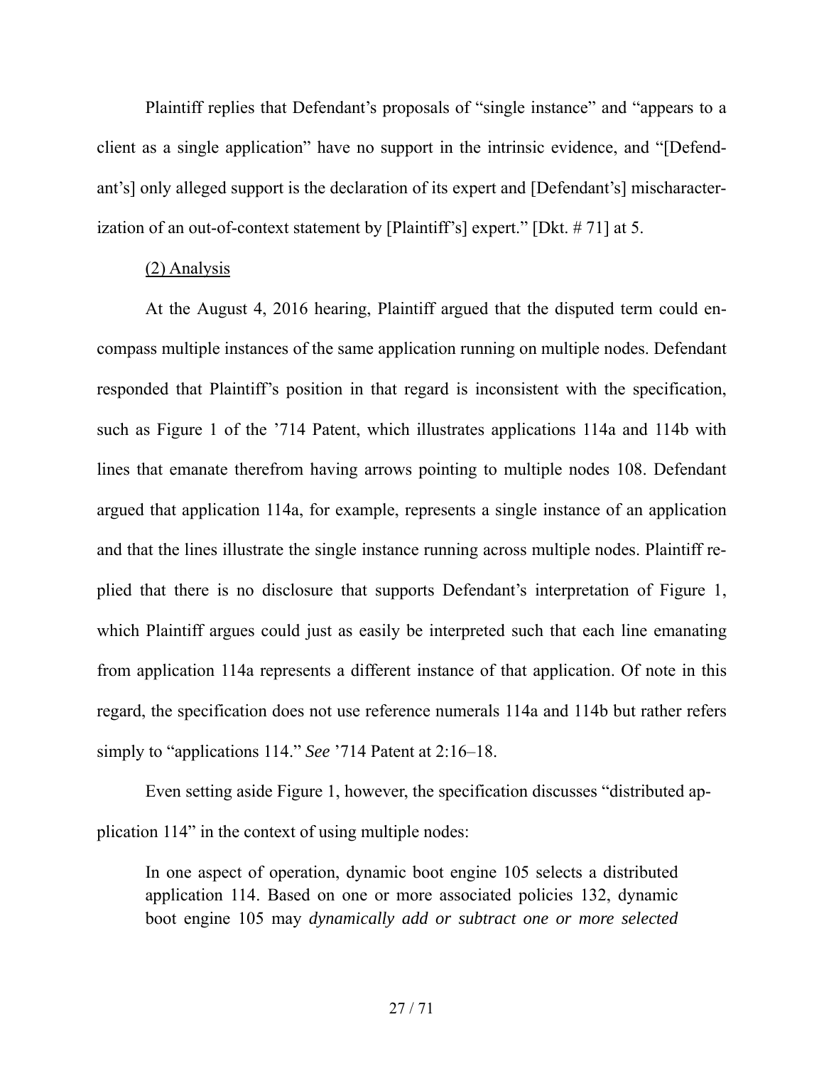Plaintiff replies that Defendant's proposals of "single instance" and "appears to a client as a single application" have no support in the intrinsic evidence, and "[Defendant's] only alleged support is the declaration of its expert and [Defendant's] mischaracterization of an out-of-context statement by [Plaintiff's] expert." [Dkt. # 71] at 5.

(2) Analysis

At the August 4, 2016 hearing, Plaintiff argued that the disputed term could encompass multiple instances of the same application running on multiple nodes. Defendant responded that Plaintiff's position in that regard is inconsistent with the specification, such as Figure 1 of the '714 Patent, which illustrates applications 114a and 114b with lines that emanate therefrom having arrows pointing to multiple nodes 108. Defendant argued that application 114a, for example, represents a single instance of an application and that the lines illustrate the single instance running across multiple nodes. Plaintiff replied that there is no disclosure that supports Defendant's interpretation of Figure 1, which Plaintiff argues could just as easily be interpreted such that each line emanating from application 114a represents a different instance of that application. Of note in this regard, the specification does not use reference numerals 114a and 114b but rather refers simply to "applications 114." *See* '714 Patent at 2:16–18.

Even setting aside Figure 1, however, the specification discusses "distributed application 114" in the context of using multiple nodes:

> In one aspect of operation, dynamic boot engine 105 selects a distributed application 114. Based on one or more associated policies 132, dynamic boot engine 105 may *dynamically add or subtract one or more selected*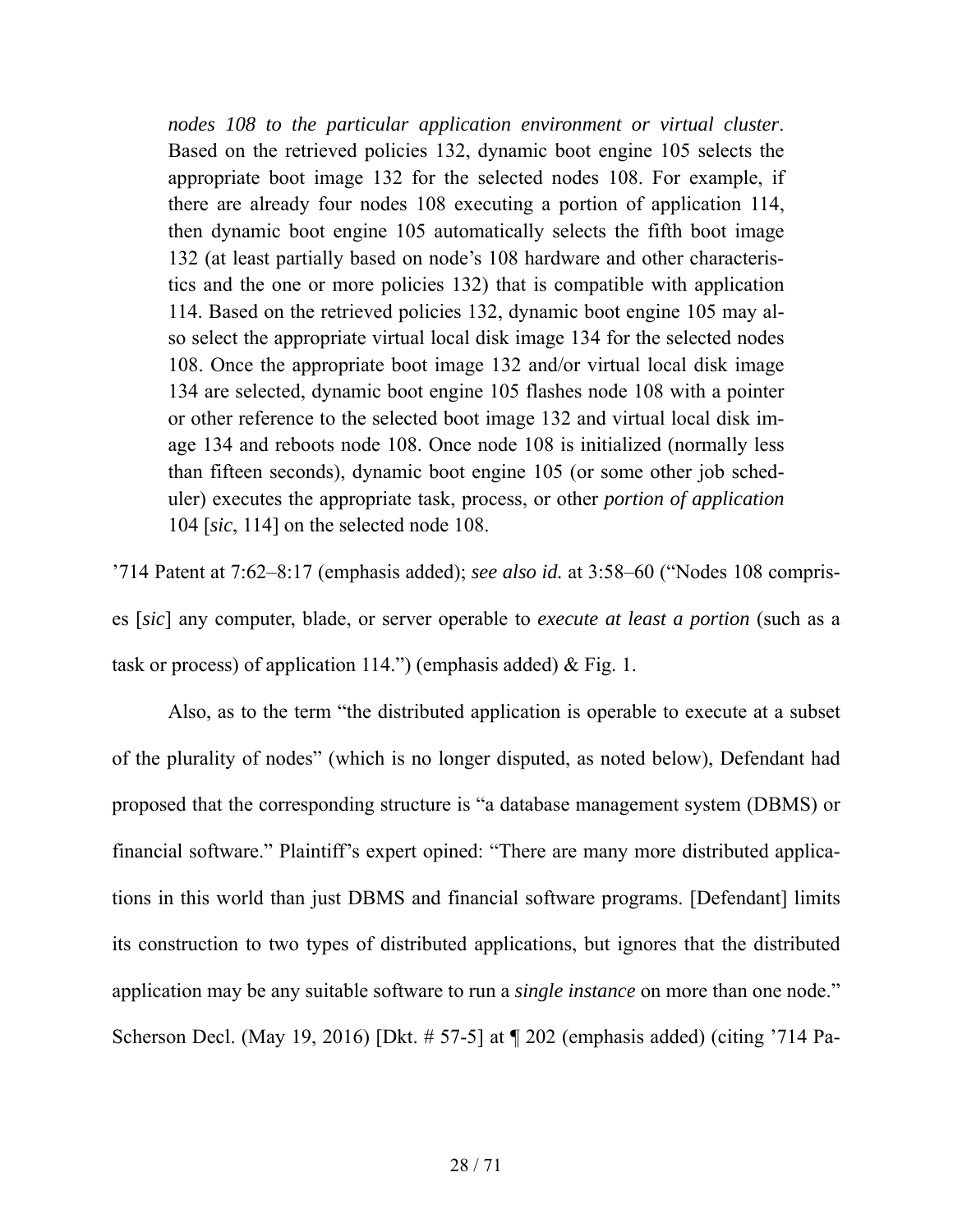> *nodes 108 to the particular application environment or virtual cluster*. Based on the retrieved policies 132, dynamic boot engine 105 selects the appropriate boot image 132 for the selected nodes 108. For example, if there are already four nodes 108 executing a portion of application 114, then dynamic boot engine 105 automatically selects the fifth boot image 132 (at least partially based on node's 108 hardware and other characteristics and the one or more policies 132) that is compatible with application 114. Based on the retrieved policies 132, dynamic boot engine 105 may also select the appropriate virtual local disk image 134 for the selected nodes 108. Once the appropriate boot image 132 and/or virtual local disk image 134 are selected, dynamic boot engine 105 flashes node 108 with a pointer or other reference to the selected boot image 132 and virtual local disk image 134 and reboots node 108. Once node 108 is initialized (normally less than fifteen seconds), dynamic boot engine 105 (or some other job scheduler) executes the appropriate task, process, or other *portion of application* 104 [*sic*, 114] on the selected node 108.

'714 Patent at 7:62–8:17 (emphasis added); *see also id.* at 3:58–60 ("Nodes 108 comprises [*sic*] any computer, blade, or server operable to *execute at least a portion* (such as a task or process) of application 114.") (emphasis added) & Fig. 1.

Also, as to the term "the distributed application is operable to execute at a subset of the plurality of nodes" (which is no longer disputed, as noted below), Defendant had proposed that the corresponding structure is "a database management system (DBMS) or financial software." Plaintiff's expert opined: "There are many more distributed applications in this world than just DBMS and financial software programs. [Defendant] limits its construction to two types of distributed applications, but ignores that the distributed application may be any suitable software to run a *single instance* on more than one node." Scherson Decl. (May 19, 2016) [Dkt. # 57-5] at ¶ 202 (emphasis added) (citing '714 Pa-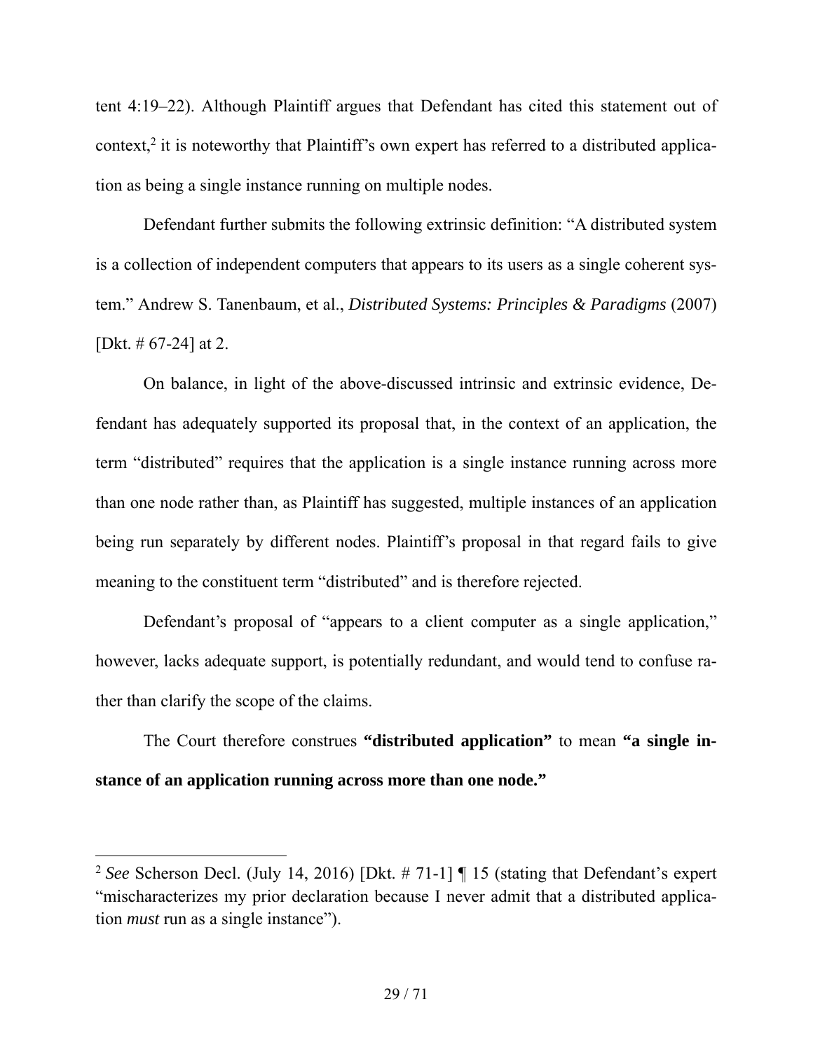tent 4:19–22). Although Plaintiff argues that Defendant has cited this statement out of context,[2] it is noteworthy that Plaintiff's own expert has referred to a distributed application as being a single instance running on multiple nodes.

Defendant further submits the following extrinsic definition: "A distributed system is a collection of independent computers that appears to its users as a single coherent system." Andrew S. Tanenbaum, et al., *Distributed Systems: Principles & Paradigms* (2007) [Dkt. # 67-24] at 2.

On balance, in light of the above-discussed intrinsic and extrinsic evidence, Defendant has adequately supported its proposal that, in the context of an application, the term "distributed" requires that the application is a single instance running across more than one node rather than, as Plaintiff has suggested, multiple instances of an application being run separately by different nodes. Plaintiff's proposal in that regard fails to give meaning to the constituent term "distributed" and is therefore rejected.

Defendant's proposal of "appears to a client computer as a single application," however, lacks adequate support, is potentially redundant, and would tend to confuse rather than clarify the scope of the claims.

The Court therefore construes **"distributed application"** to mean **"a single instance of an application running across more than one node."**

---

[2] *See* Scherson Decl. (July 14, 2016) [Dkt. # 71-1] ¶ 15 (stating that Defendant's expert "mischaracterizes my prior declaration because I never admit that a distributed application *must* run as a single instance").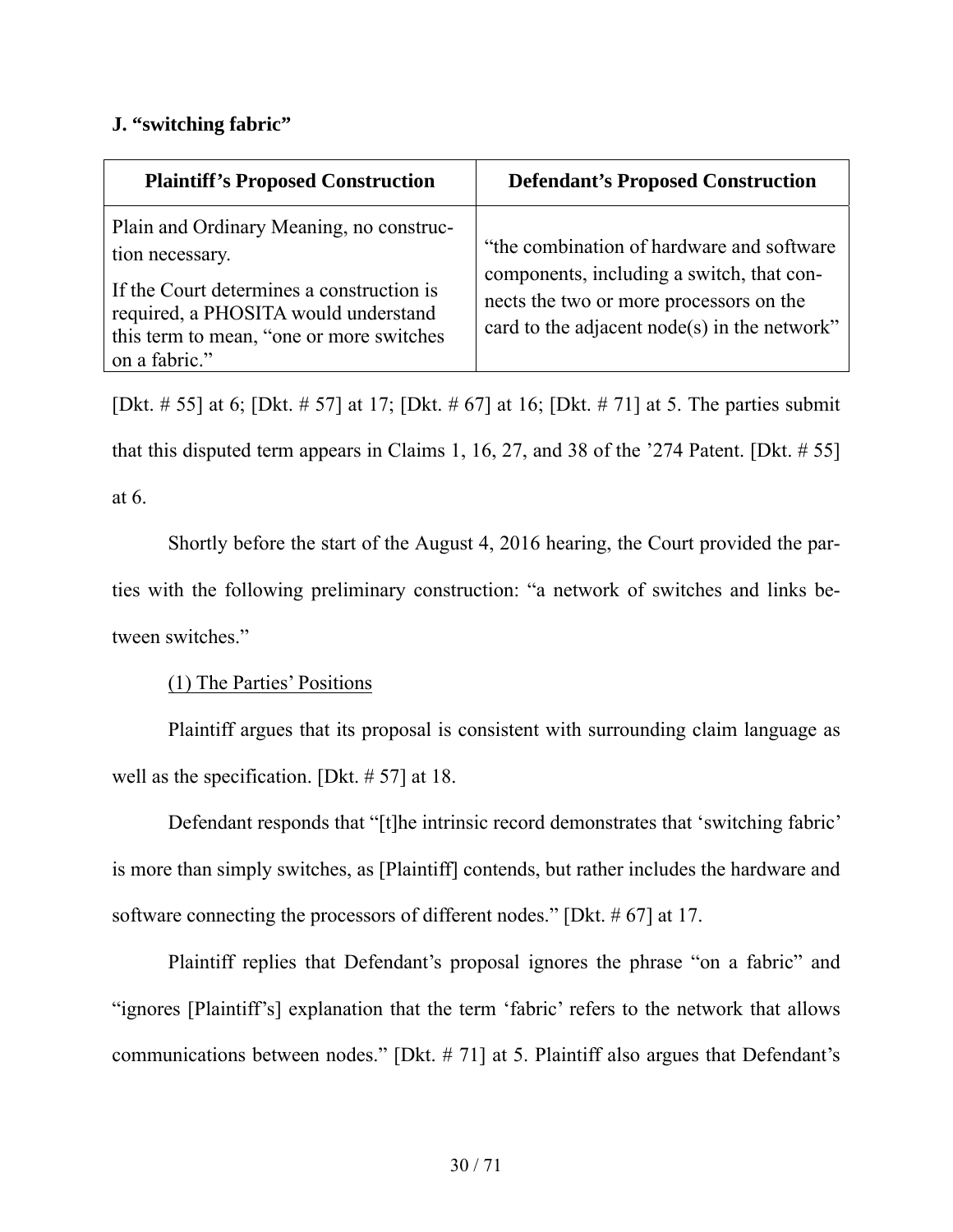### J. "switching fabric"

| Plaintiff's Proposed Construction | Defendant's Proposed Construction |
| --- | --- |
| Plain and Ordinary Meaning, no construction necessary. If the Court determines a construction is required, a PHOSITA would understand this term to mean, "one or more switches on a fabric." | "the combination of hardware and software components, including a switch, that connects the two or more processors on the card to the adjacent node(s) in the network" |

[Dkt. # 55] at 6; [Dkt. # 57] at 17; [Dkt. # 67] at 16; [Dkt. # 71] at 5. The parties submit that this disputed term appears in Claims 1, 16, 27, and 38 of the '274 Patent. [Dkt. # 55] at 6.

Shortly before the start of the August 4, 2016 hearing, the Court provided the parties with the following preliminary construction: "a network of switches and links between switches."

(1) The Parties' Positions

Plaintiff argues that its proposal is consistent with surrounding claim language as well as the specification. [Dkt. # 57] at 18.

Defendant responds that "[t]he intrinsic record demonstrates that 'switching fabric' is more than simply switches, as [Plaintiff] contends, but rather includes the hardware and software connecting the processors of different nodes." [Dkt. # 67] at 17.

Plaintiff replies that Defendant's proposal ignores the phrase "on a fabric" and "ignores [Plaintiff's] explanation that the term 'fabric' refers to the network that allows communications between nodes." [Dkt. # 71] at 5. Plaintiff also argues that Defendant's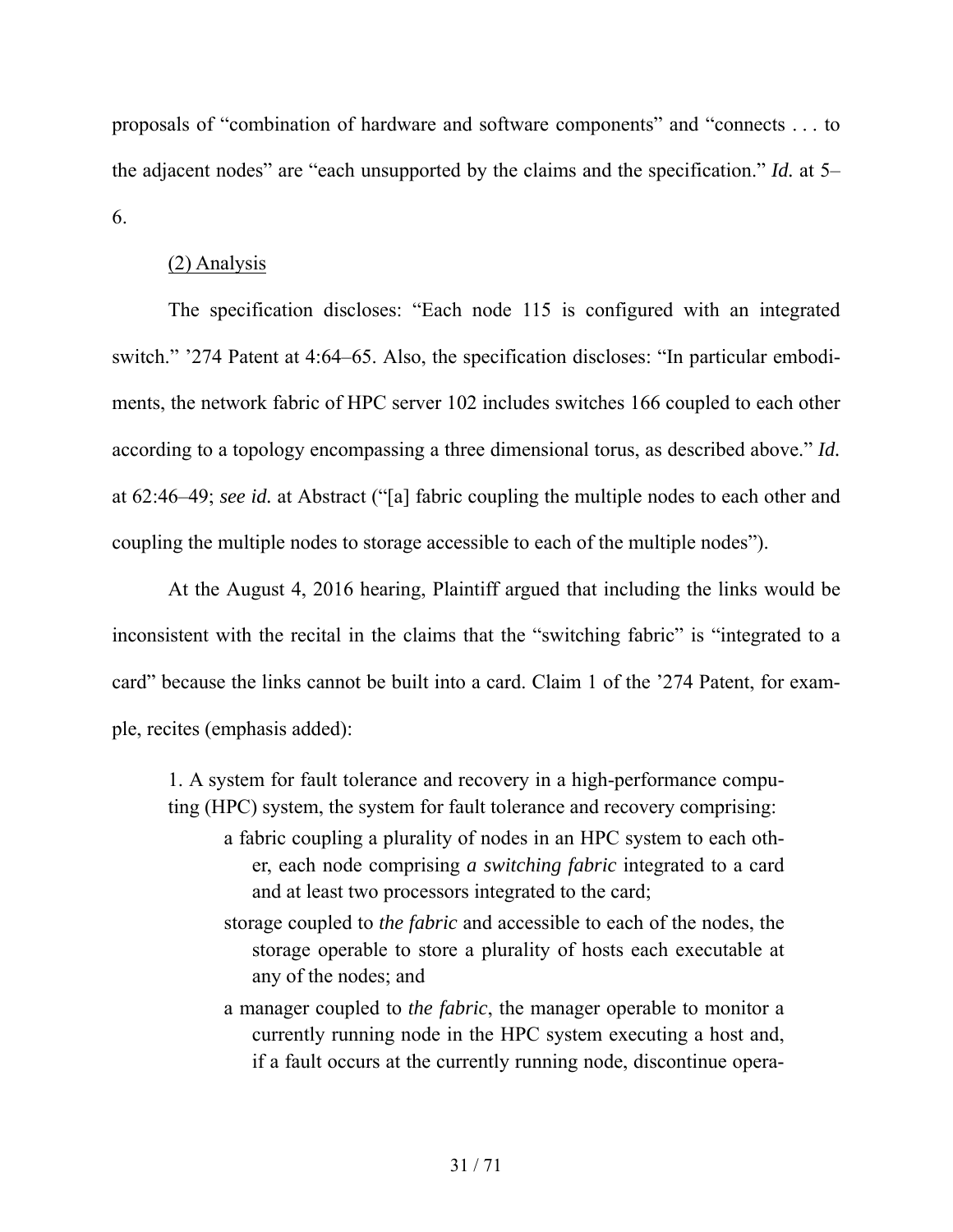proposals of "combination of hardware and software components" and "connects . . . to the adjacent nodes" are "each unsupported by the claims and the specification." *Id.* at 5–6.

(2) Analysis

The specification discloses: "Each node 115 is configured with an integrated switch." '274 Patent at 4:64–65. Also, the specification discloses: "In particular embodiments, the network fabric of HPC server 102 includes switches 166 coupled to each other according to a topology encompassing a three dimensional torus, as described above." *Id.* at 62:46–49; *see id.* at Abstract ("[a] fabric coupling the multiple nodes to each other and coupling the multiple nodes to storage accessible to each of the multiple nodes").

At the August 4, 2016 hearing, Plaintiff argued that including the links would be inconsistent with the recital in the claims that the "switching fabric" is "integrated to a card" because the links cannot be built into a card. Claim 1 of the '274 Patent, for example, recites (emphasis added):

> 1. A system for fault tolerance and recovery in a high-performance computing (HPC) system, the system for fault tolerance and recovery comprising:
>
> a fabric coupling a plurality of nodes in an HPC system to each other, each node comprising *a switching fabric* integrated to a card and at least two processors integrated to the card;
>
> storage coupled to *the fabric* and accessible to each of the nodes, the storage operable to store a plurality of hosts each executable at any of the nodes; and
>
> a manager coupled to *the fabric*, the manager operable to monitor a currently running node in the HPC system executing a host and, if a fault occurs at the currently running node, discontinue opera-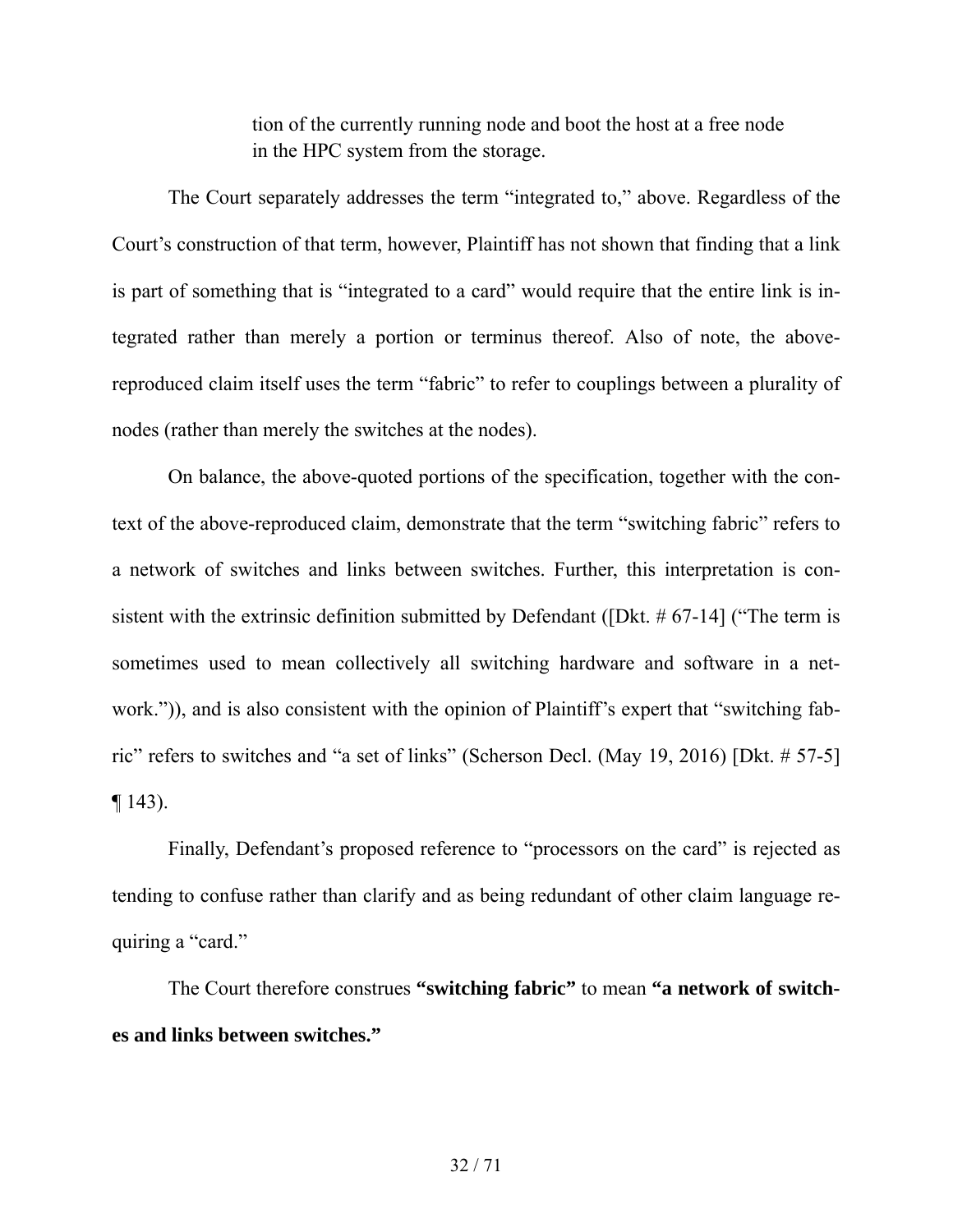tion of the currently running node and boot the host at a free node in the HPC system from the storage.

The Court separately addresses the term "integrated to," above. Regardless of the Court's construction of that term, however, Plaintiff has not shown that finding that a link is part of something that is "integrated to a card" would require that the entire link is integrated rather than merely a portion or terminus thereof. Also of note, the above-reproduced claim itself uses the term "fabric" to refer to couplings between a plurality of nodes (rather than merely the switches at the nodes).

On balance, the above-quoted portions of the specification, together with the context of the above-reproduced claim, demonstrate that the term "switching fabric" refers to a network of switches and links between switches. Further, this interpretation is consistent with the extrinsic definition submitted by Defendant ([Dkt. # 67-14] ("The term is sometimes used to mean collectively all switching hardware and software in a network.")), and is also consistent with the opinion of Plaintiff's expert that "switching fabric" refers to switches and "a set of links" (Scherson Decl. (May 19, 2016) [Dkt. # 57-5] ¶ 143).

Finally, Defendant's proposed reference to "processors on the card" is rejected as tending to confuse rather than clarify and as being redundant of other claim language requiring a "card."

The Court therefore construes **"switching fabric"** to mean **"a network of switches and links between switches."**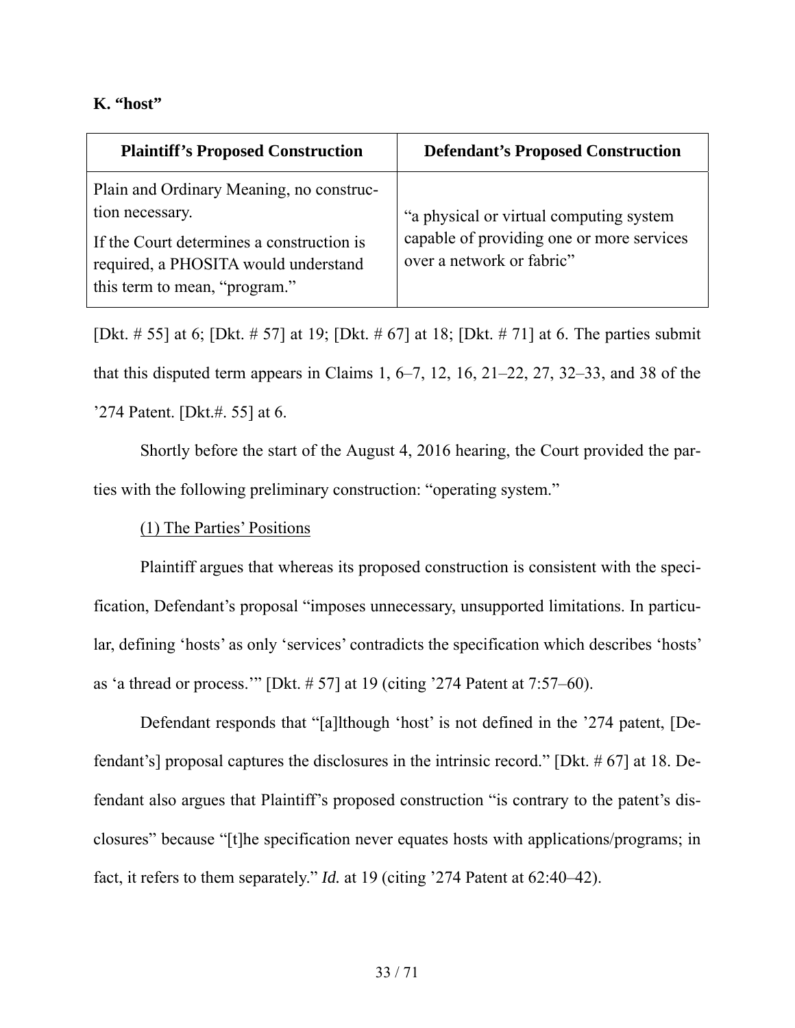**K. "host"**

| Plaintiff's Proposed Construction | Defendant's Proposed Construction |
|---|---|
| Plain and Ordinary Meaning, no construction necessary. If the Court determines a construction is required, a PHOSITA would understand this term to mean, "program." | "a physical or virtual computing system capable of providing one or more services over a network or fabric" |

[Dkt. # 55] at 6; [Dkt. # 57] at 19; [Dkt. # 67] at 18; [Dkt. # 71] at 6. The parties submit that this disputed term appears in Claims 1, 6–7, 12, 16, 21–22, 27, 32–33, and 38 of the '274 Patent. [Dkt.#. 55] at 6.

Shortly before the start of the August 4, 2016 hearing, the Court provided the parties with the following preliminary construction: "operating system."

(1) The Parties' Positions

Plaintiff argues that whereas its proposed construction is consistent with the specification, Defendant's proposal "imposes unnecessary, unsupported limitations. In particular, defining 'hosts' as only 'services' contradicts the specification which describes 'hosts' as 'a thread or process.'" [Dkt. # 57] at 19 (citing '274 Patent at 7:57–60).

Defendant responds that "[a]lthough 'host' is not defined in the '274 patent, [Defendant's] proposal captures the disclosures in the intrinsic record." [Dkt. # 67] at 18. Defendant also argues that Plaintiff's proposed construction "is contrary to the patent's disclosures" because "[t]he specification never equates hosts with applications/programs; in fact, it refers to them separately." *Id.* at 19 (citing '274 Patent at 62:40–42).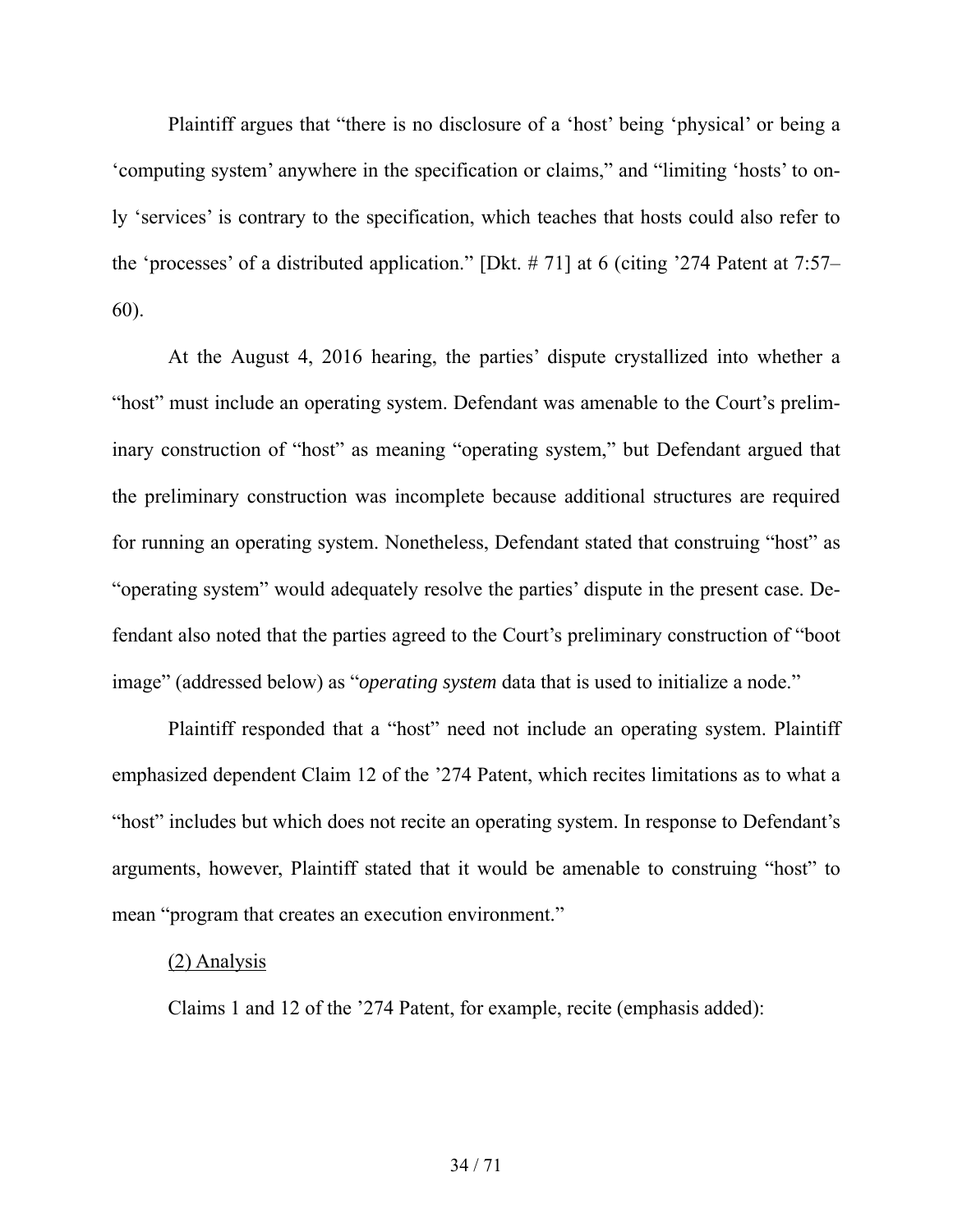Plaintiff argues that "there is no disclosure of a 'host' being 'physical' or being a 'computing system' anywhere in the specification or claims," and "limiting 'hosts' to only 'services' is contrary to the specification, which teaches that hosts could also refer to the 'processes' of a distributed application." [Dkt. # 71] at 6 (citing '274 Patent at 7:57–60).

At the August 4, 2016 hearing, the parties' dispute crystallized into whether a "host" must include an operating system. Defendant was amenable to the Court's preliminary construction of "host" as meaning "operating system," but Defendant argued that the preliminary construction was incomplete because additional structures are required for running an operating system. Nonetheless, Defendant stated that construing "host" as "operating system" would adequately resolve the parties' dispute in the present case. Defendant also noted that the parties agreed to the Court's preliminary construction of "boot image" (addressed below) as "*operating system* data that is used to initialize a node."

Plaintiff responded that a "host" need not include an operating system. Plaintiff emphasized dependent Claim 12 of the '274 Patent, which recites limitations as to what a "host" includes but which does not recite an operating system. In response to Defendant's arguments, however, Plaintiff stated that it would be amenable to construing "host" to mean "program that creates an execution environment."

<u>(2) Analysis</u>

Claims 1 and 12 of the '274 Patent, for example, recite (emphasis added):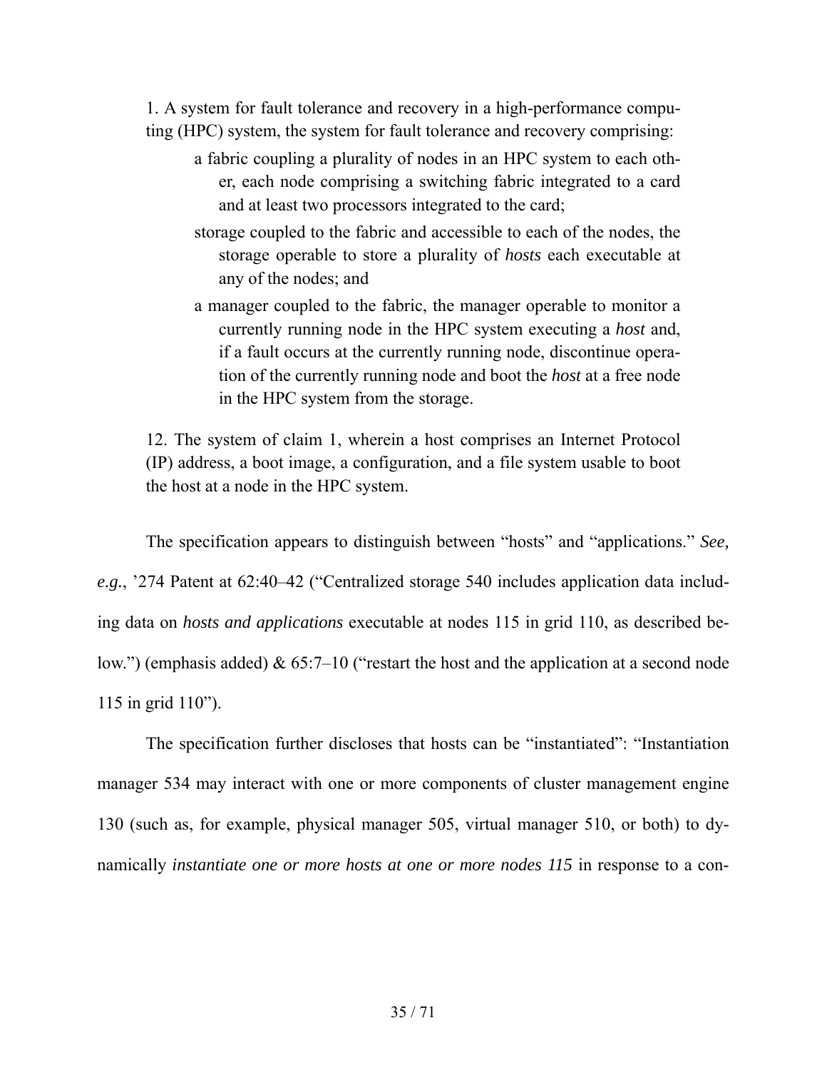1. A system for fault tolerance and recovery in a high-performance computing (HPC) system, the system for fault tolerance and recovery comprising:

> a fabric coupling a plurality of nodes in an HPC system to each other, each node comprising a switching fabric integrated to a card and at least two processors integrated to the card;
>
> storage coupled to the fabric and accessible to each of the nodes, the storage operable to store a plurality of *hosts* each executable at any of the nodes; and
>
> a manager coupled to the fabric, the manager operable to monitor a currently running node in the HPC system executing a *host* and, if a fault occurs at the currently running node, discontinue operation of the currently running node and boot the *host* at a free node in the HPC system from the storage.

12. The system of claim 1, wherein a host comprises an Internet Protocol (IP) address, a boot image, a configuration, and a file system usable to boot the host at a node in the HPC system.

The specification appears to distinguish between "hosts" and "applications." *See, e.g.*, '274 Patent at 62:40–42 ("Centralized storage 540 includes application data including data on *hosts and applications* executable at nodes 115 in grid 110, as described below.") (emphasis added) & 65:7–10 ("restart the host and the application at a second node 115 in grid 110").

The specification further discloses that hosts can be "instantiated": "Instantiation manager 534 may interact with one or more components of cluster management engine 130 (such as, for example, physical manager 505, virtual manager 510, or both) to dynamically *instantiate one or more hosts at one or more nodes 115* in response to a con-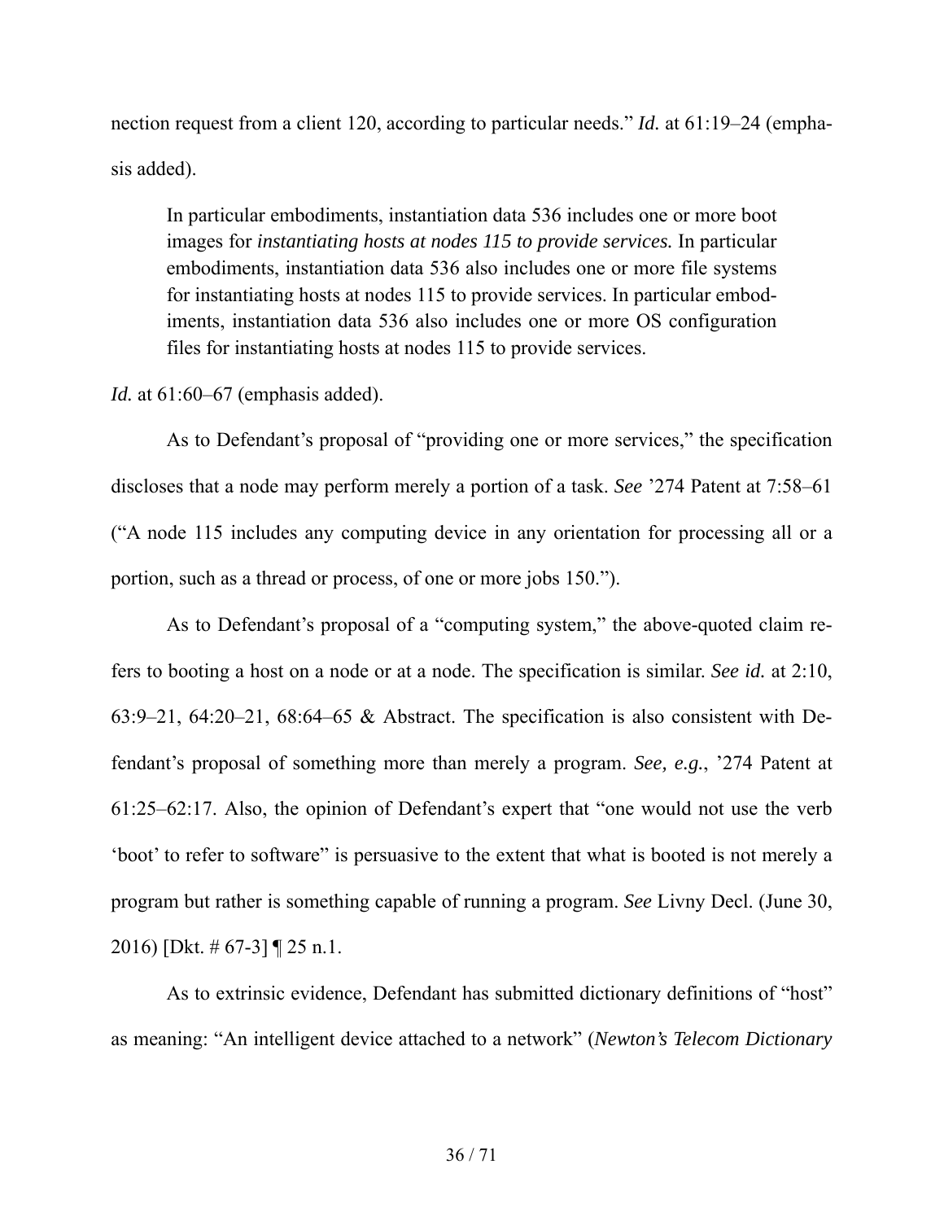nection request from a client 120, according to particular needs." *Id.* at 61:19–24 (emphasis added).

> In particular embodiments, instantiation data 536 includes one or more boot images for *instantiating hosts at nodes 115 to provide services.* In particular embodiments, instantiation data 536 also includes one or more file systems for instantiating hosts at nodes 115 to provide services. In particular embodiments, instantiation data 536 also includes one or more OS configuration files for instantiating hosts at nodes 115 to provide services.

*Id.* at 61:60–67 (emphasis added).

As to Defendant's proposal of "providing one or more services," the specification discloses that a node may perform merely a portion of a task. *See* '274 Patent at 7:58–61 ("A node 115 includes any computing device in any orientation for processing all or a portion, such as a thread or process, of one or more jobs 150.").

As to Defendant's proposal of a "computing system," the above-quoted claim refers to booting a host on a node or at a node. The specification is similar. *See id.* at 2:10, 63:9–21, 64:20–21, 68:64–65 & Abstract. The specification is also consistent with Defendant's proposal of something more than merely a program. *See, e.g.*, '274 Patent at 61:25–62:17. Also, the opinion of Defendant's expert that "one would not use the verb 'boot' to refer to software" is persuasive to the extent that what is booted is not merely a program but rather is something capable of running a program. *See* Livny Decl. (June 30, 2016) [Dkt. # 67-3] ¶ 25 n.1.

As to extrinsic evidence, Defendant has submitted dictionary definitions of "host" as meaning: "An intelligent device attached to a network" (*Newton's Telecom Dictionary*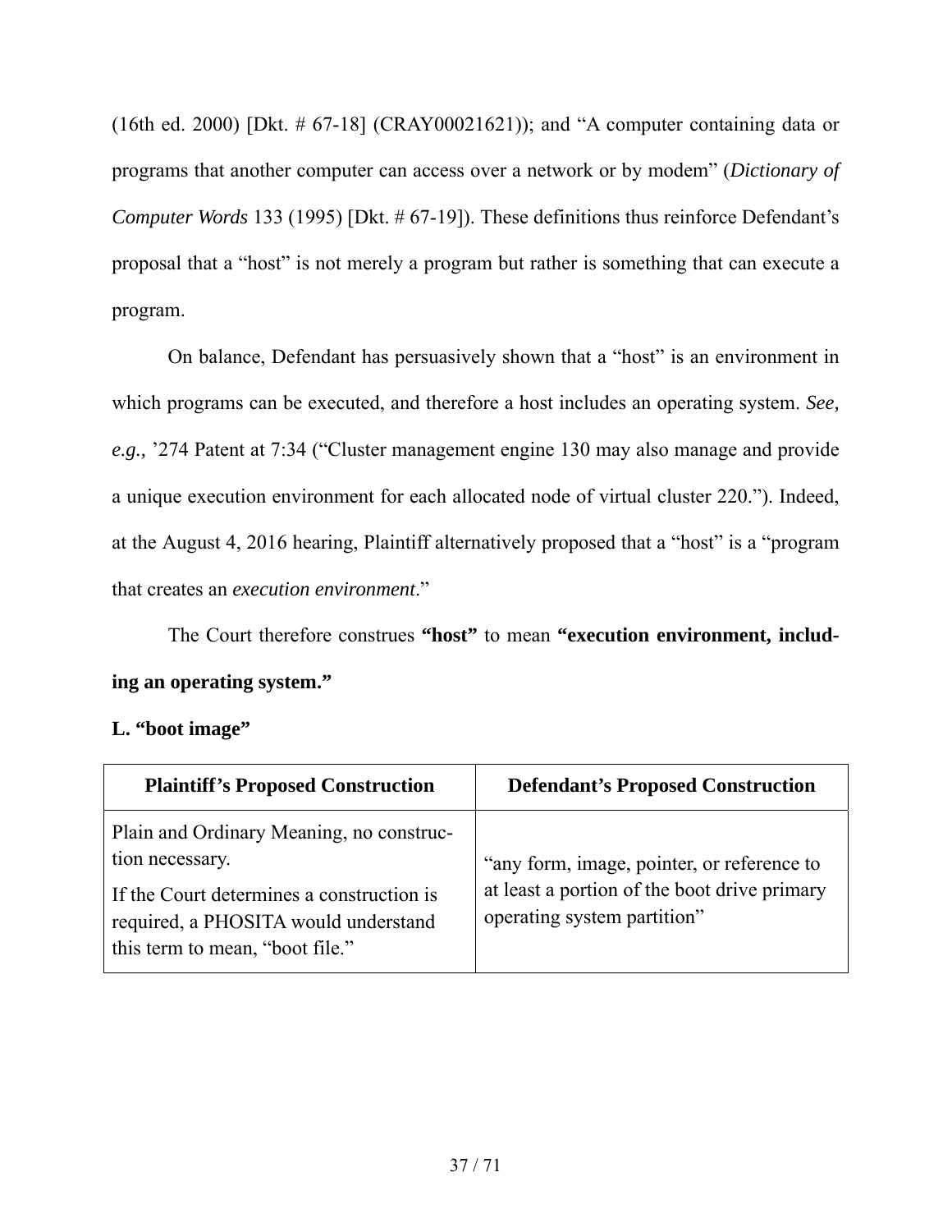(16th ed. 2000) [Dkt. # 67-18] (CRAY00021621)); and "A computer containing data or programs that another computer can access over a network or by modem" (*Dictionary of Computer Words* 133 (1995) [Dkt. # 67-19]). These definitions thus reinforce Defendant's proposal that a "host" is not merely a program but rather is something that can execute a program.

On balance, Defendant has persuasively shown that a "host" is an environment in which programs can be executed, and therefore a host includes an operating system. *See, e.g.,* '274 Patent at 7:34 ("Cluster management engine 130 may also manage and provide a unique execution environment for each allocated node of virtual cluster 220."). Indeed, at the August 4, 2016 hearing, Plaintiff alternatively proposed that a "host" is a "program that creates an *execution environment*."

The Court therefore construes **"host"** to mean **"execution environment, including an operating system."**

**L. "boot image"**

| Plaintiff's Proposed Construction | Defendant's Proposed Construction |
|---|---|
| Plain and Ordinary Meaning, no construction necessary.<br><br>If the Court determines a construction is required, a PHOSITA would understand this term to mean, "boot file." | "any form, image, pointer, or reference to at least a portion of the boot drive primary operating system partition" |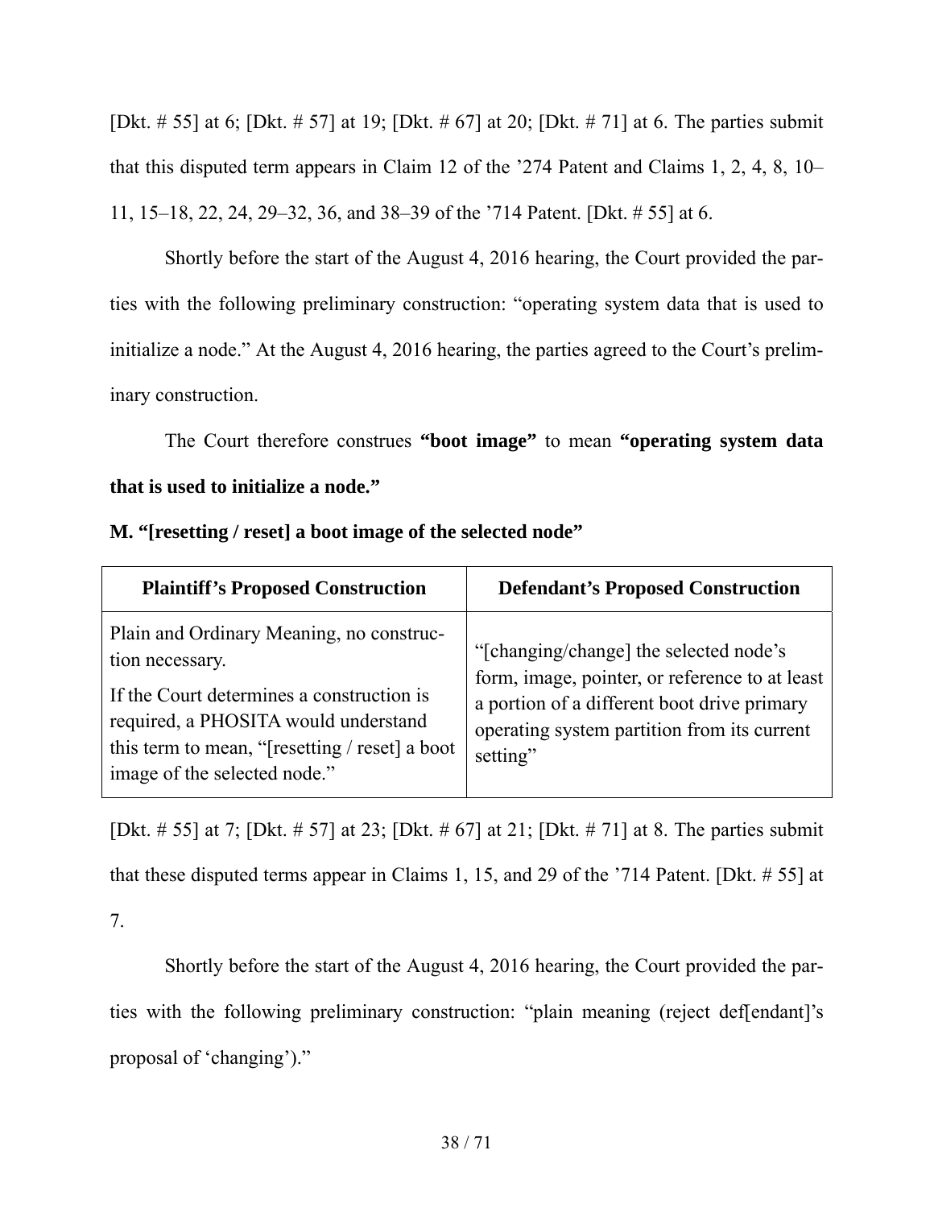[Dkt. # 55] at 6; [Dkt. # 57] at 19; [Dkt. # 67] at 20; [Dkt. # 71] at 6. The parties submit that this disputed term appears in Claim 12 of the '274 Patent and Claims 1, 2, 4, 8, 10–11, 15–18, 22, 24, 29–32, 36, and 38–39 of the '714 Patent. [Dkt. # 55] at 6.

Shortly before the start of the August 4, 2016 hearing, the Court provided the parties with the following preliminary construction: "operating system data that is used to initialize a node." At the August 4, 2016 hearing, the parties agreed to the Court's preliminary construction.

The Court therefore construes **"boot image"** to mean **"operating system data that is used to initialize a node."**

**M. "[resetting / reset] a boot image of the selected node"**

| Plaintiff's Proposed Construction | Defendant's Proposed Construction |
|---|---|
| Plain and Ordinary Meaning, no construction necessary. If the Court determines a construction is required, a PHOSITA would understand this term to mean, "[resetting / reset] a boot image of the selected node." | "[changing/change] the selected node's form, image, pointer, or reference to at least a portion of a different boot drive primary operating system partition from its current setting" |

[Dkt. # 55] at 7; [Dkt. # 57] at 23; [Dkt. # 67] at 21; [Dkt. # 71] at 8. The parties submit that these disputed terms appear in Claims 1, 15, and 29 of the '714 Patent. [Dkt. # 55] at 7.

Shortly before the start of the August 4, 2016 hearing, the Court provided the parties with the following preliminary construction: "plain meaning (reject def[endant]'s proposal of 'changing')."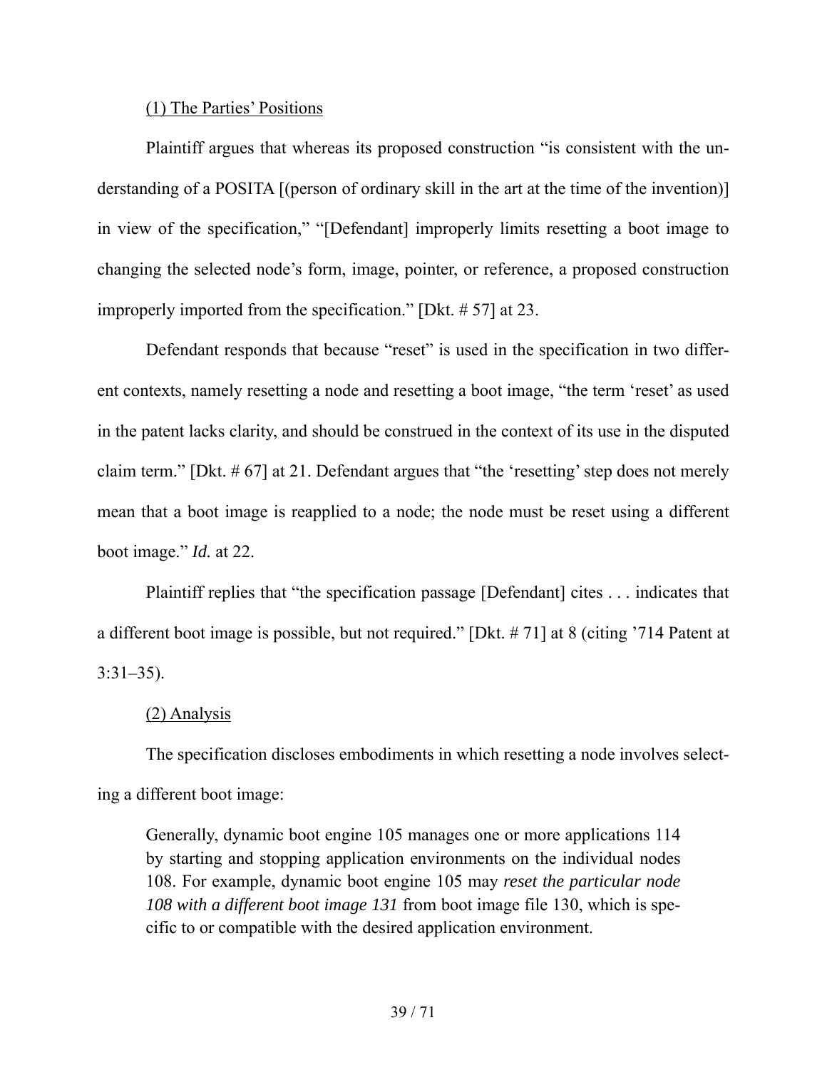(1) The Parties' Positions

Plaintiff argues that whereas its proposed construction "is consistent with the understanding of a POSITA [(person of ordinary skill in the art at the time of the invention)] in view of the specification," "[Defendant] improperly limits resetting a boot image to changing the selected node's form, image, pointer, or reference, a proposed construction improperly imported from the specification." [Dkt. # 57] at 23.

Defendant responds that because "reset" is used in the specification in two different contexts, namely resetting a node and resetting a boot image, "the term 'reset' as used in the patent lacks clarity, and should be construed in the context of its use in the disputed claim term." [Dkt. # 67] at 21. Defendant argues that "the 'resetting' step does not merely mean that a boot image is reapplied to a node; the node must be reset using a different boot image." *Id.* at 22.

Plaintiff replies that "the specification passage [Defendant] cites . . . indicates that a different boot image is possible, but not required." [Dkt. # 71] at 8 (citing '714 Patent at 3:31–35).

(2) Analysis

The specification discloses embodiments in which resetting a node involves selecting a different boot image:

> Generally, dynamic boot engine 105 manages one or more applications 114 by starting and stopping application environments on the individual nodes 108. For example, dynamic boot engine 105 may *reset the particular node 108 with a different boot image 131* from boot image file 130, which is specific to or compatible with the desired application environment.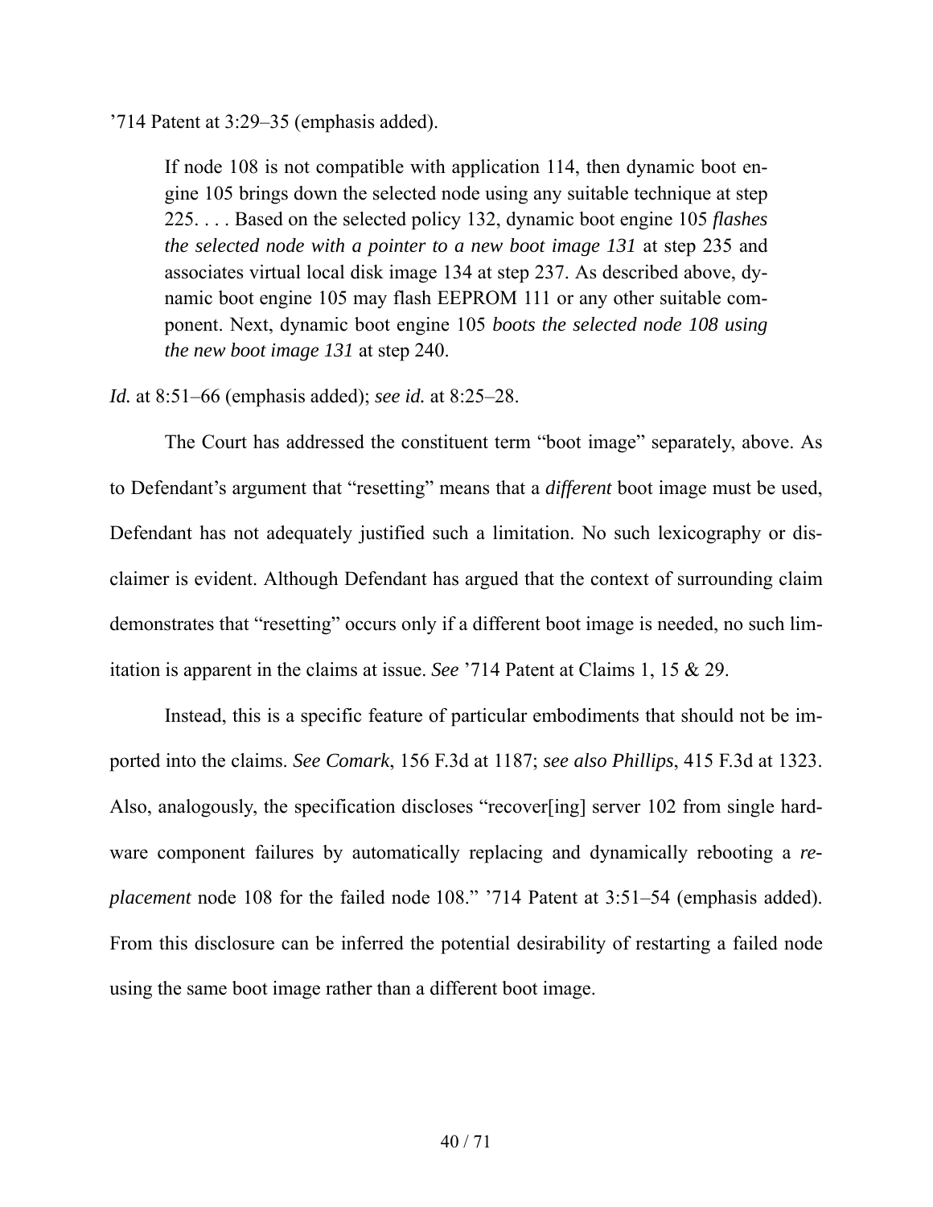’714 Patent at 3:29–35 (emphasis added).

> If node 108 is not compatible with application 114, then dynamic boot engine 105 brings down the selected node using any suitable technique at step 225. . . . Based on the selected policy 132, dynamic boot engine 105 *flashes the selected node with a pointer to a new boot image 131* at step 235 and associates virtual local disk image 134 at step 237. As described above, dynamic boot engine 105 may flash EEPROM 111 or any other suitable component. Next, dynamic boot engine 105 *boots the selected node 108 using the new boot image 131* at step 240.

*Id.* at 8:51–66 (emphasis added); *see id.* at 8:25–28.

The Court has addressed the constituent term “boot image” separately, above. As to Defendant’s argument that “resetting” means that a *different* boot image must be used, Defendant has not adequately justified such a limitation. No such lexicography or disclaimer is evident. Although Defendant has argued that the context of surrounding claim demonstrates that “resetting” occurs only if a different boot image is needed, no such limitation is apparent in the claims at issue. *See* ’714 Patent at Claims 1, 15 & 29.

Instead, this is a specific feature of particular embodiments that should not be imported into the claims. *See Comark*, 156 F.3d at 1187; *see also Phillips*, 415 F.3d at 1323. Also, analogously, the specification discloses “recover[ing] server 102 from single hardware component failures by automatically replacing and dynamically rebooting a *replacement* node 108 for the failed node 108.” ’714 Patent at 3:51–54 (emphasis added). From this disclosure can be inferred the potential desirability of restarting a failed node using the same boot image rather than a different boot image.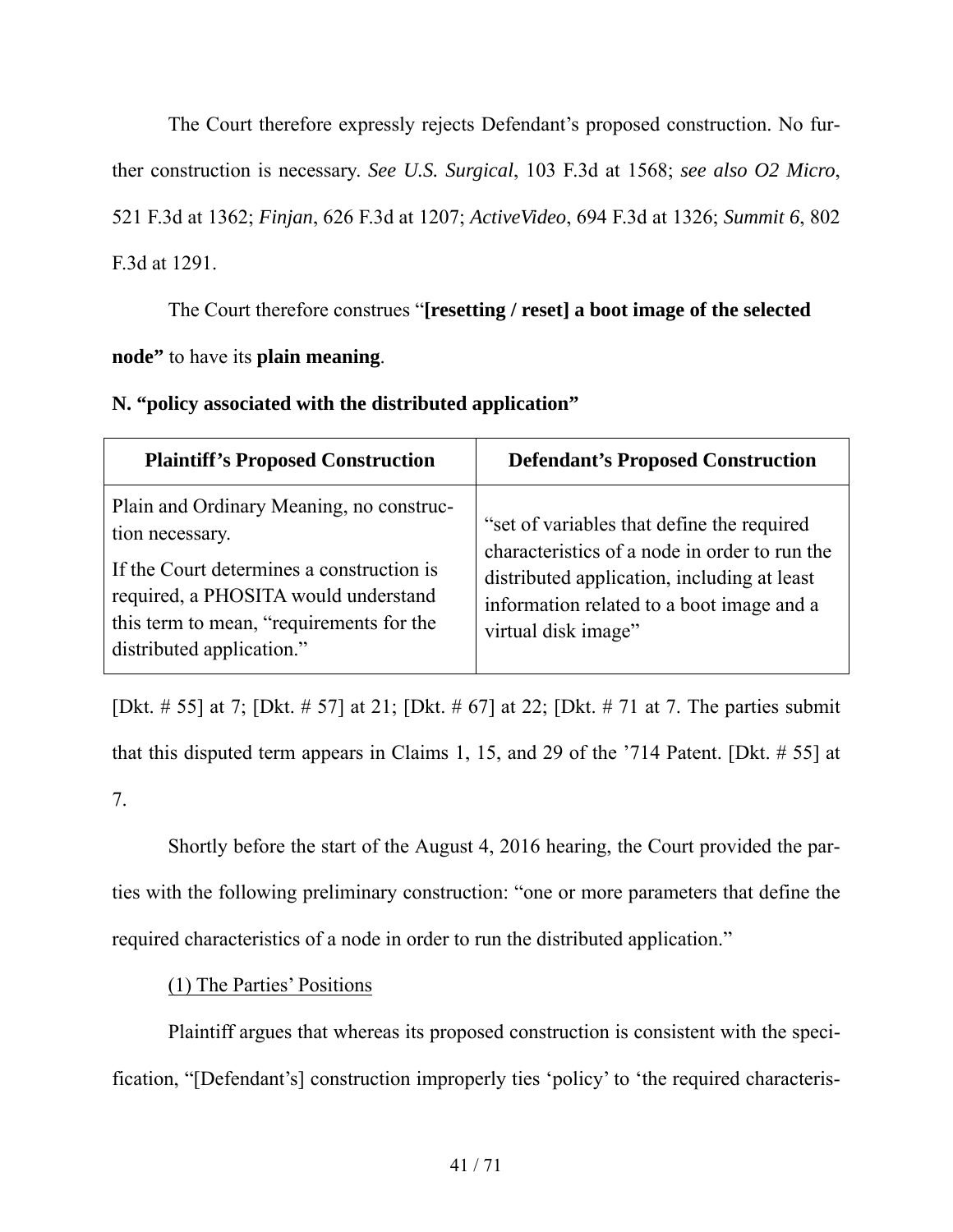The Court therefore expressly rejects Defendant's proposed construction. No further construction is necessary. *See U.S. Surgical*, 103 F.3d at 1568; *see also O2 Micro*, 521 F.3d at 1362; *Finjan*, 626 F.3d at 1207; *ActiveVideo*, 694 F.3d at 1326; *Summit 6*, 802 F.3d at 1291.

The Court therefore construes "**[resetting / reset] a boot image of the selected node"** to have its **plain meaning**.

### N. "policy associated with the distributed application"

| Plaintiff's Proposed Construction | Defendant's Proposed Construction |
| --- | --- |
| Plain and Ordinary Meaning, no construction necessary.<br><br>If the Court determines a construction is required, a PHOSITA would understand this term to mean, "requirements for the distributed application." | "set of variables that define the required characteristics of a node in order to run the distributed application, including at least information related to a boot image and a virtual disk image" |

[Dkt. # 55] at 7; [Dkt. # 57] at 21; [Dkt. # 67] at 22; [Dkt. # 71 at 7. The parties submit that this disputed term appears in Claims 1, 15, and 29 of the '714 Patent. [Dkt. # 55] at 7.

Shortly before the start of the August 4, 2016 hearing, the Court provided the parties with the following preliminary construction: "one or more parameters that define the required characteristics of a node in order to run the distributed application."

(1) The Parties' Positions

Plaintiff argues that whereas its proposed construction is consistent with the specification, "[Defendant's] construction improperly ties 'policy' to 'the required characteris-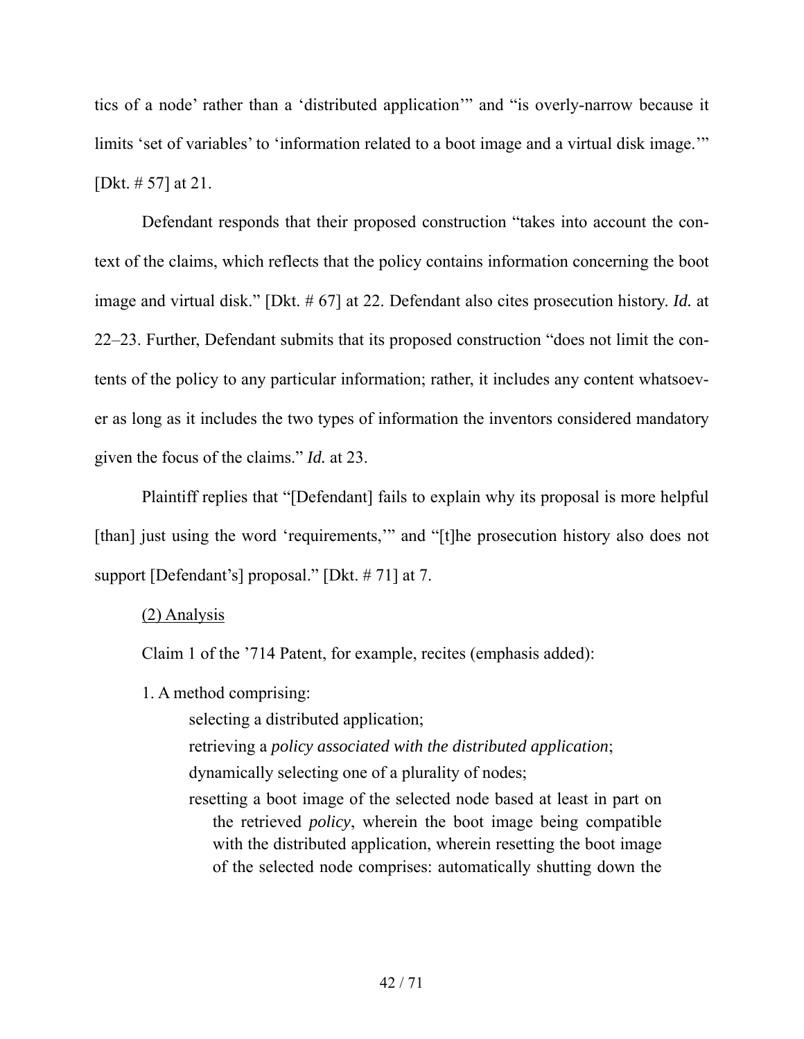tics of a node' rather than a 'distributed application'" and "is overly-narrow because it limits 'set of variables' to 'information related to a boot image and a virtual disk image.'" [Dkt. # 57] at 21.

Defendant responds that their proposed construction "takes into account the context of the claims, which reflects that the policy contains information concerning the boot image and virtual disk." [Dkt. # 67] at 22. Defendant also cites prosecution history. *Id.* at 22–23. Further, Defendant submits that its proposed construction "does not limit the contents of the policy to any particular information; rather, it includes any content whatsoever as long as it includes the two types of information the inventors considered mandatory given the focus of the claims." *Id.* at 23.

Plaintiff replies that "[Defendant] fails to explain why its proposal is more helpful [than] just using the word 'requirements,'" and "[t]he prosecution history also does not support [Defendant's] proposal." [Dkt. # 71] at 7.

<u>(2) Analysis</u>

Claim 1 of the '714 Patent, for example, recites (emphasis added):

1. A method comprising:

   selecting a distributed application;

   retrieving a *policy associated with the distributed application*;

   dynamically selecting one of a plurality of nodes;

   resetting a boot image of the selected node based at least in part on the retrieved *policy*, wherein the boot image being compatible with the distributed application, wherein resetting the boot image of the selected node comprises: automatically shutting down the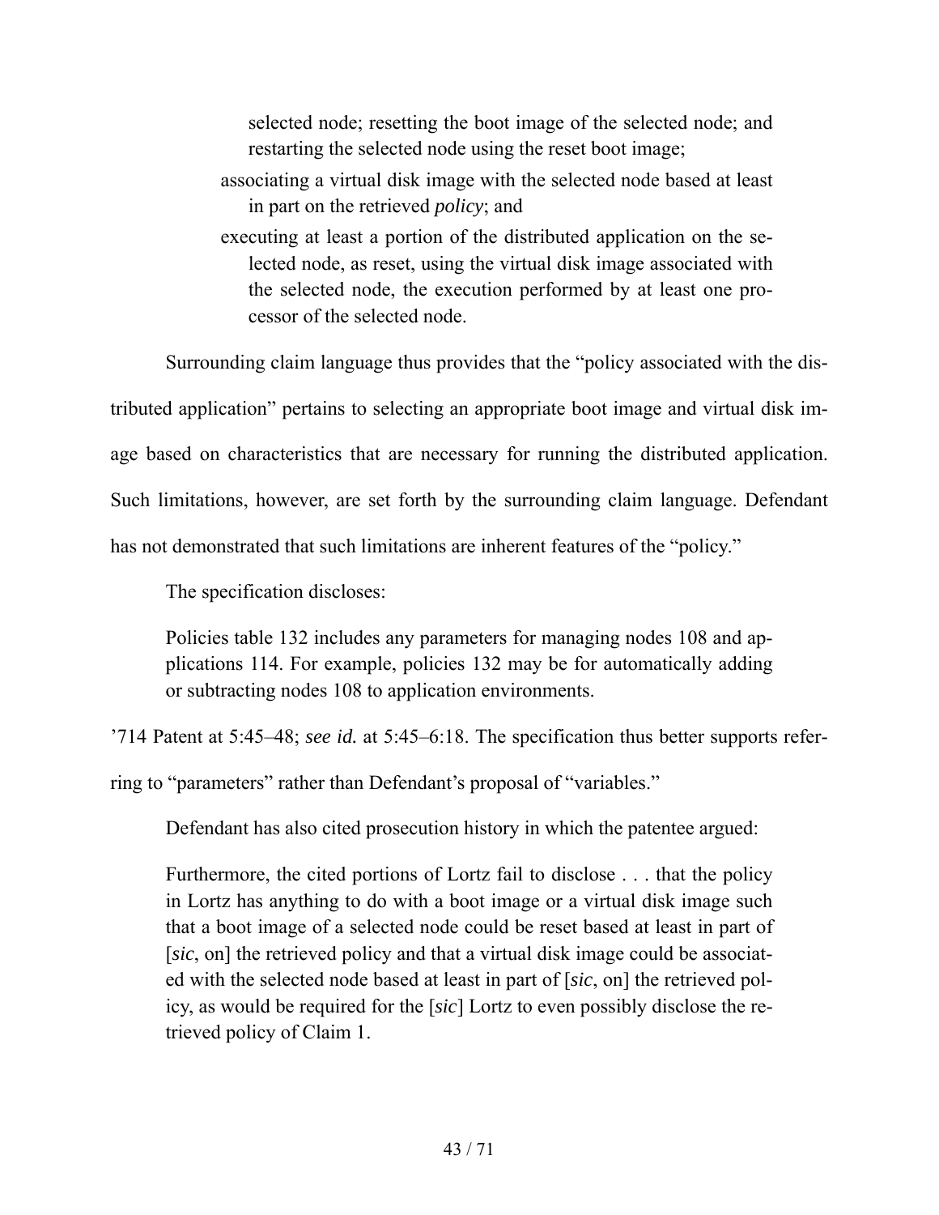> selected node; resetting the boot image of the selected node; and restarting the selected node using the reset boot image;
>
> associating a virtual disk image with the selected node based at least in part on the retrieved *policy*; and
>
> executing at least a portion of the distributed application on the selected node, as reset, using the virtual disk image associated with the selected node, the execution performed by at least one processor of the selected node.

Surrounding claim language thus provides that the "policy associated with the distributed application" pertains to selecting an appropriate boot image and virtual disk image based on characteristics that are necessary for running the distributed application. Such limitations, however, are set forth by the surrounding claim language. Defendant has not demonstrated that such limitations are inherent features of the "policy."

The specification discloses:

> Policies table 132 includes any parameters for managing nodes 108 and applications 114. For example, policies 132 may be for automatically adding or subtracting nodes 108 to application environments.

'714 Patent at 5:45–48; *see id.* at 5:45–6:18. The specification thus better supports referring to "parameters" rather than Defendant's proposal of "variables."

Defendant has also cited prosecution history in which the patentee argued:

> Furthermore, the cited portions of Lortz fail to disclose . . . that the policy in Lortz has anything to do with a boot image or a virtual disk image such that a boot image of a selected node could be reset based at least in part of [*sic*, on] the retrieved policy and that a virtual disk image could be associated with the selected node based at least in part of [*sic*, on] the retrieved policy, as would be required for the [*sic*] Lortz to even possibly disclose the retrieved policy of Claim 1.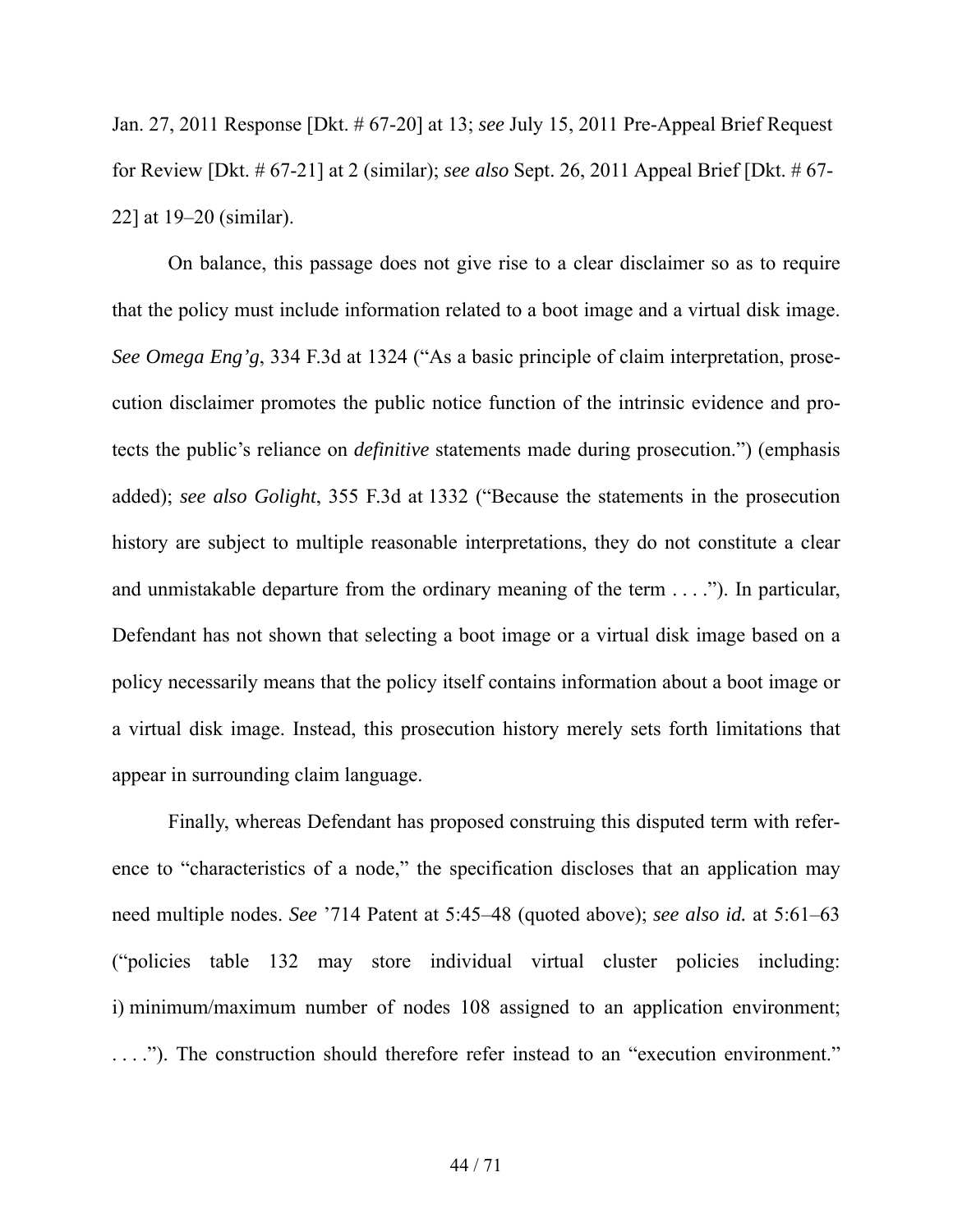Jan. 27, 2011 Response [Dkt. # 67-20] at 13; *see* July 15, 2011 Pre-Appeal Brief Request for Review [Dkt. # 67-21] at 2 (similar); *see also* Sept. 26, 2011 Appeal Brief [Dkt. # 67-22] at 19–20 (similar).

On balance, this passage does not give rise to a clear disclaimer so as to require that the policy must include information related to a boot image and a virtual disk image. *See Omega Eng'g*, 334 F.3d at 1324 ("As a basic principle of claim interpretation, prosecution disclaimer promotes the public notice function of the intrinsic evidence and protects the public's reliance on *definitive* statements made during prosecution.") (emphasis added); *see also Golight*, 355 F.3d at 1332 ("Because the statements in the prosecution history are subject to multiple reasonable interpretations, they do not constitute a clear and unmistakable departure from the ordinary meaning of the term . . . ."). In particular, Defendant has not shown that selecting a boot image or a virtual disk image based on a policy necessarily means that the policy itself contains information about a boot image or a virtual disk image. Instead, this prosecution history merely sets forth limitations that appear in surrounding claim language.

Finally, whereas Defendant has proposed construing this disputed term with reference to "characteristics of a node," the specification discloses that an application may need multiple nodes. *See* '714 Patent at 5:45–48 (quoted above); *see also id.* at 5:61–63 ("policies table 132 may store individual virtual cluster policies including: i) minimum/maximum number of nodes 108 assigned to an application environment; . . . ."). The construction should therefore refer instead to an "execution environment."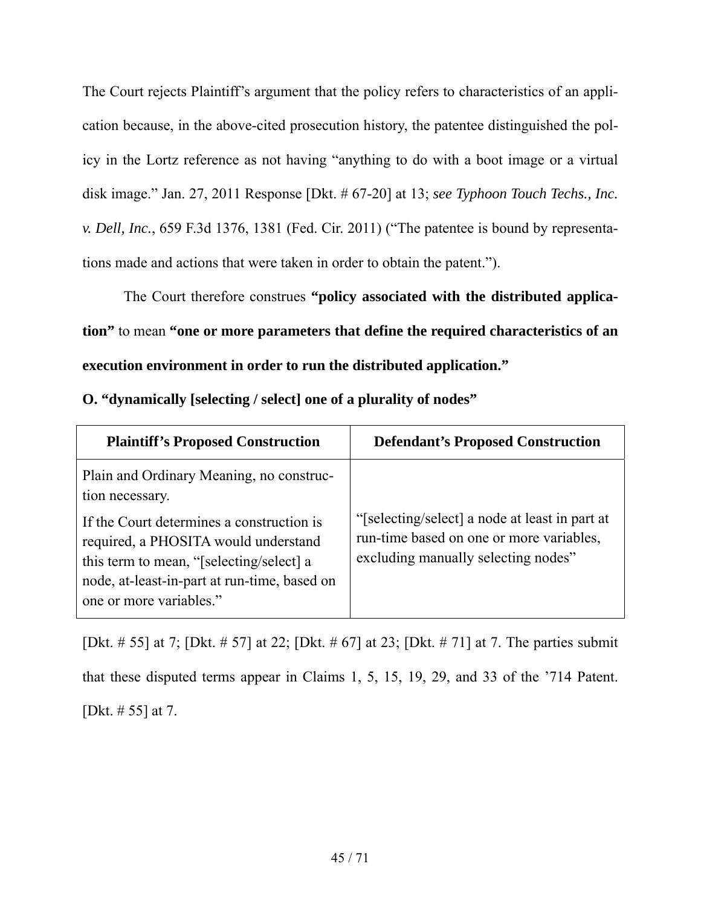The Court rejects Plaintiff's argument that the policy refers to characteristics of an application because, in the above-cited prosecution history, the patentee distinguished the policy in the Lortz reference as not having "anything to do with a boot image or a virtual disk image." Jan. 27, 2011 Response [Dkt. # 67-20] at 13; *see Typhoon Touch Techs., Inc. v. Dell, Inc.*, 659 F.3d 1376, 1381 (Fed. Cir. 2011) ("The patentee is bound by representations made and actions that were taken in order to obtain the patent.").

The Court therefore construes **"policy associated with the distributed application"** to mean **"one or more parameters that define the required characteristics of an execution environment in order to run the distributed application."**

**O. "dynamically [selecting / select] one of a plurality of nodes"**

| Plaintiff's Proposed Construction | Defendant's Proposed Construction |
|---|---|
| Plain and Ordinary Meaning, no construction necessary.<br><br>If the Court determines a construction is required, a PHOSITA would understand this term to mean, "[selecting/select] a node, at-least-in-part at run-time, based on one or more variables." | "[selecting/select] a node at least in part at run-time based on one or more variables, excluding manually selecting nodes" |

[Dkt. # 55] at 7; [Dkt. # 57] at 22; [Dkt. # 67] at 23; [Dkt. # 71] at 7. The parties submit that these disputed terms appear in Claims 1, 5, 15, 19, 29, and 33 of the '714 Patent. [Dkt. # 55] at 7.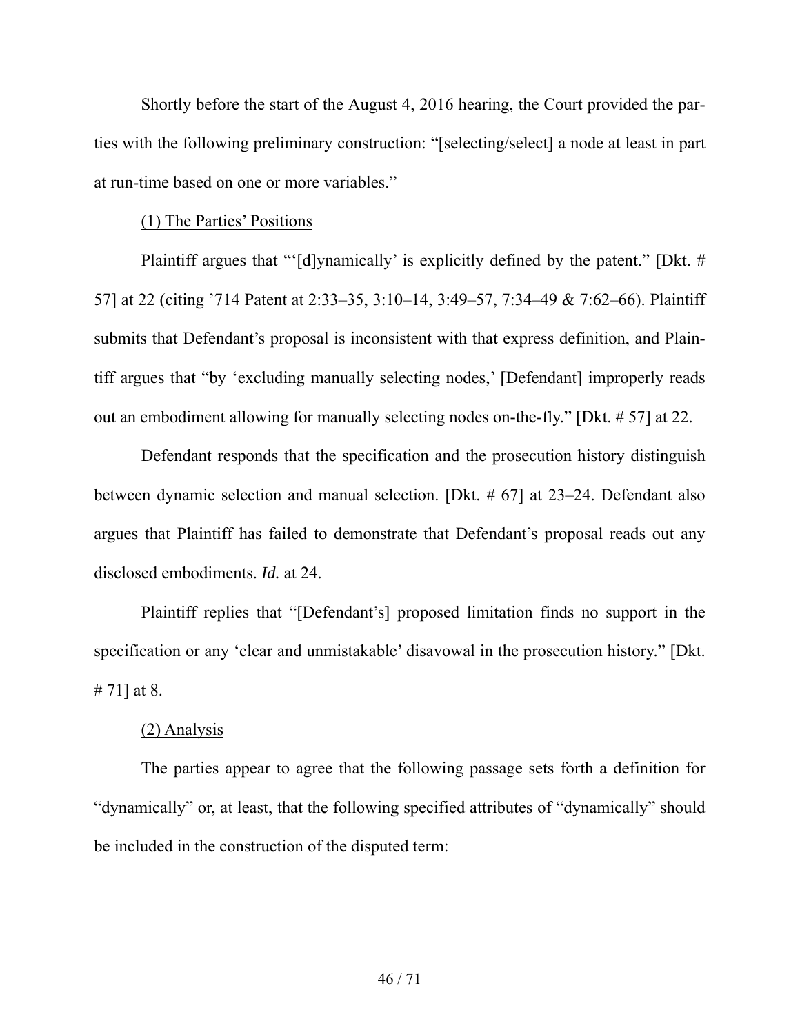Shortly before the start of the August 4, 2016 hearing, the Court provided the parties with the following preliminary construction: "[selecting/select] a node at least in part at run-time based on one or more variables."

(1) The Parties' Positions

Plaintiff argues that "'[d]ynamically' is explicitly defined by the patent." [Dkt. # 57] at 22 (citing '714 Patent at 2:33–35, 3:10–14, 3:49–57, 7:34–49 & 7:62–66). Plaintiff submits that Defendant's proposal is inconsistent with that express definition, and Plaintiff argues that "by 'excluding manually selecting nodes,' [Defendant] improperly reads out an embodiment allowing for manually selecting nodes on-the-fly." [Dkt. # 57] at 22.

Defendant responds that the specification and the prosecution history distinguish between dynamic selection and manual selection. [Dkt. # 67] at 23–24. Defendant also argues that Plaintiff has failed to demonstrate that Defendant's proposal reads out any disclosed embodiments. *Id.* at 24.

Plaintiff replies that "[Defendant's] proposed limitation finds no support in the specification or any 'clear and unmistakable' disavowal in the prosecution history." [Dkt. # 71] at 8.

(2) Analysis

The parties appear to agree that the following passage sets forth a definition for "dynamically" or, at least, that the following specified attributes of "dynamically" should be included in the construction of the disputed term: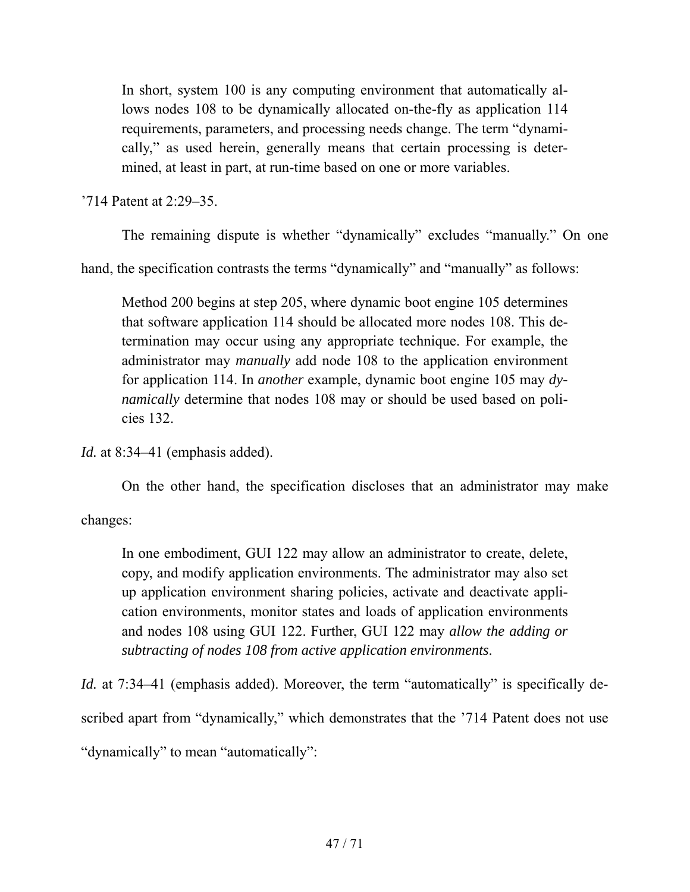> In short, system 100 is any computing environment that automatically allows nodes 108 to be dynamically allocated on-the-fly as application 114 requirements, parameters, and processing needs change. The term "dynamically," as used herein, generally means that certain processing is determined, at least in part, at run-time based on one or more variables.

'714 Patent at 2:29–35.

The remaining dispute is whether "dynamically" excludes "manually." On one hand, the specification contrasts the terms "dynamically" and "manually" as follows:

> Method 200 begins at step 205, where dynamic boot engine 105 determines that software application 114 should be allocated more nodes 108. This determination may occur using any appropriate technique. For example, the administrator may *manually* add node 108 to the application environment for application 114. In *another* example, dynamic boot engine 105 may *dynamically* determine that nodes 108 may or should be used based on policies 132.

*Id.* at 8:34–41 (emphasis added).

On the other hand, the specification discloses that an administrator may make changes:

> In one embodiment, GUI 122 may allow an administrator to create, delete, copy, and modify application environments. The administrator may also set up application environment sharing policies, activate and deactivate application environments, monitor states and loads of application environments and nodes 108 using GUI 122. Further, GUI 122 may *allow the adding or subtracting of nodes 108 from active application environments*.

*Id.* at 7:34–41 (emphasis added). Moreover, the term "automatically" is specifically described apart from "dynamically," which demonstrates that the '714 Patent does not use "dynamically" to mean "automatically":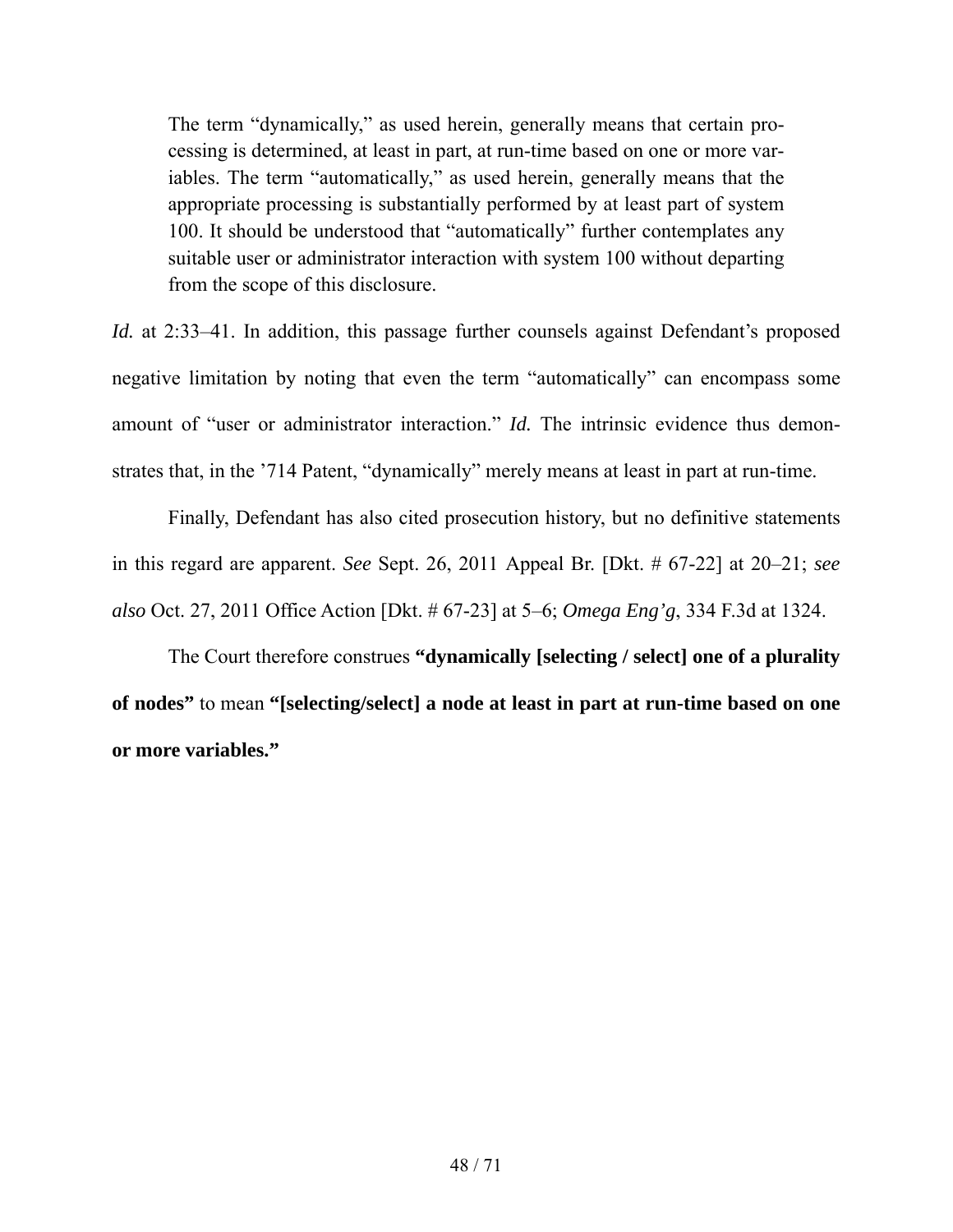> The term "dynamically," as used herein, generally means that certain processing is determined, at least in part, at run-time based on one or more variables. The term "automatically," as used herein, generally means that the appropriate processing is substantially performed by at least part of system 100. It should be understood that "automatically" further contemplates any suitable user or administrator interaction with system 100 without departing from the scope of this disclosure.

*Id.* at 2:33–41. In addition, this passage further counsels against Defendant's proposed negative limitation by noting that even the term "automatically" can encompass some amount of "user or administrator interaction." *Id.* The intrinsic evidence thus demonstrates that, in the '714 Patent, "dynamically" merely means at least in part at run-time.

Finally, Defendant has also cited prosecution history, but no definitive statements in this regard are apparent. *See* Sept. 26, 2011 Appeal Br. [Dkt. # 67-22] at 20–21; *see also* Oct. 27, 2011 Office Action [Dkt. # 67-23] at 5–6; *Omega Eng'g*, 334 F.3d at 1324.

The Court therefore construes **"dynamically [selecting / select] one of a plurality of nodes"** to mean **"[selecting/select] a node at least in part at run-time based on one or more variables."**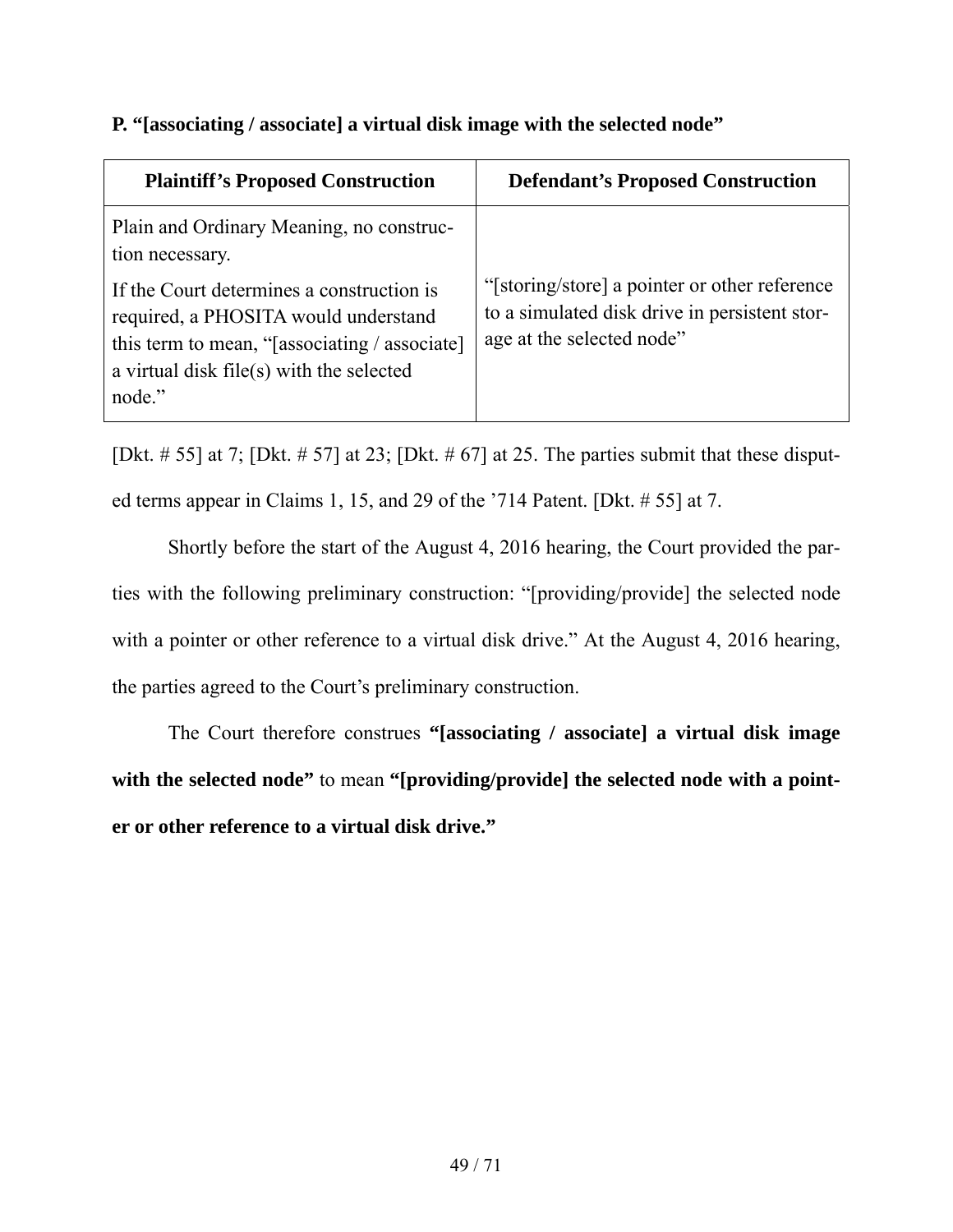**P. "[associating / associate] a virtual disk image with the selected node"**

| Plaintiff's Proposed Construction | Defendant's Proposed Construction |
|---|---|
| Plain and Ordinary Meaning, no construction necessary.<br><br>If the Court determines a construction is required, a PHOSITA would understand this term to mean, "[associating / associate] a virtual disk file(s) with the selected node." | "[storing/store] a pointer or other reference to a simulated disk drive in persistent storage at the selected node" |

[Dkt. # 55] at 7; [Dkt. # 57] at 23; [Dkt. # 67] at 25. The parties submit that these disputed terms appear in Claims 1, 15, and 29 of the '714 Patent. [Dkt. # 55] at 7.

Shortly before the start of the August 4, 2016 hearing, the Court provided the parties with the following preliminary construction: "[providing/provide] the selected node with a pointer or other reference to a virtual disk drive." At the August 4, 2016 hearing, the parties agreed to the Court's preliminary construction.

The Court therefore construes **"[associating / associate] a virtual disk image with the selected node"** to mean **"[providing/provide] the selected node with a pointer or other reference to a virtual disk drive."**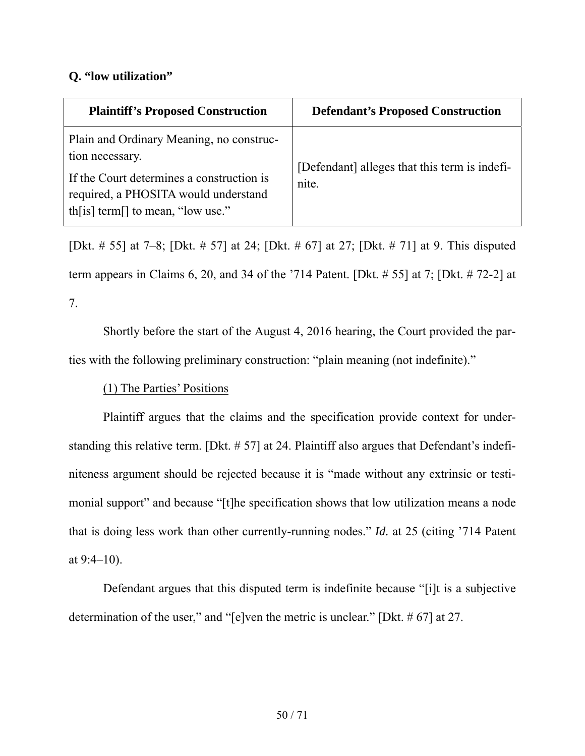### Q. "low utilization"

| Plaintiff's Proposed Construction | Defendant's Proposed Construction |
| --- | --- |
| Plain and Ordinary Meaning, no construction necessary.<br><br>If the Court determines a construction is required, a PHOSITA would understand th[is] term[] to mean, "low use." | [Defendant] alleges that this term is indefinite. |

[Dkt. # 55] at 7–8; [Dkt. # 57] at 24; [Dkt. # 67] at 27; [Dkt. # 71] at 9. This disputed term appears in Claims 6, 20, and 34 of the '714 Patent. [Dkt. # 55] at 7; [Dkt. # 72-2] at 7.

Shortly before the start of the August 4, 2016 hearing, the Court provided the parties with the following preliminary construction: "plain meaning (not indefinite)."

(1) The Parties' Positions

Plaintiff argues that the claims and the specification provide context for understanding this relative term. [Dkt. # 57] at 24. Plaintiff also argues that Defendant's indefiniteness argument should be rejected because it is "made without any extrinsic or testimonial support" and because "[t]he specification shows that low utilization means a node that is doing less work than other currently-running nodes." *Id.* at 25 (citing '714 Patent at 9:4–10).

Defendant argues that this disputed term is indefinite because "[i]t is a subjective determination of the user," and "[e]ven the metric is unclear." [Dkt. # 67] at 27.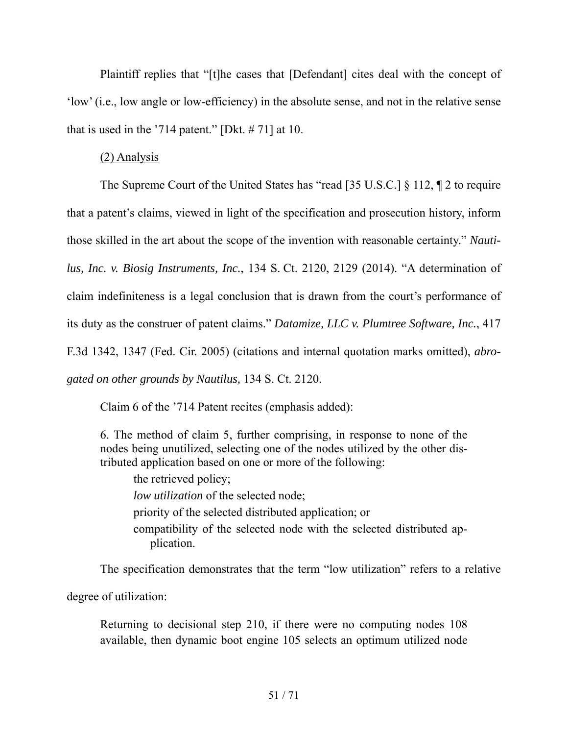Plaintiff replies that "[t]he cases that [Defendant] cites deal with the concept of 'low' (i.e., low angle or low-efficiency) in the absolute sense, and not in the relative sense that is used in the '714 patent." [Dkt. # 71] at 10.

<u>(2) Analysis</u>

The Supreme Court of the United States has "read [35 U.S.C.] § 112, ¶ 2 to require that a patent's claims, viewed in light of the specification and prosecution history, inform those skilled in the art about the scope of the invention with reasonable certainty." *Nautilus, Inc. v. Biosig Instruments, Inc.*, 134 S. Ct. 2120, 2129 (2014). "A determination of claim indefiniteness is a legal conclusion that is drawn from the court's performance of its duty as the construer of patent claims." *Datamize, LLC v. Plumtree Software, Inc.*, 417 F.3d 1342, 1347 (Fed. Cir. 2005) (citations and internal quotation marks omitted), *abrogated on other grounds by Nautilus,* 134 S. Ct. 2120.

Claim 6 of the '714 Patent recites (emphasis added):

> 6. The method of claim 5, further comprising, in response to none of the nodes being unutilized, selecting one of the nodes utilized by the other distributed application based on one or more of the following:
>
> the retrieved policy;
>
> *low utilization* of the selected node;
>
> priority of the selected distributed application; or
>
> compatibility of the selected node with the selected distributed application.

The specification demonstrates that the term "low utilization" refers to a relative degree of utilization:

> Returning to decisional step 210, if there were no computing nodes 108 available, then dynamic boot engine 105 selects an optimum utilized node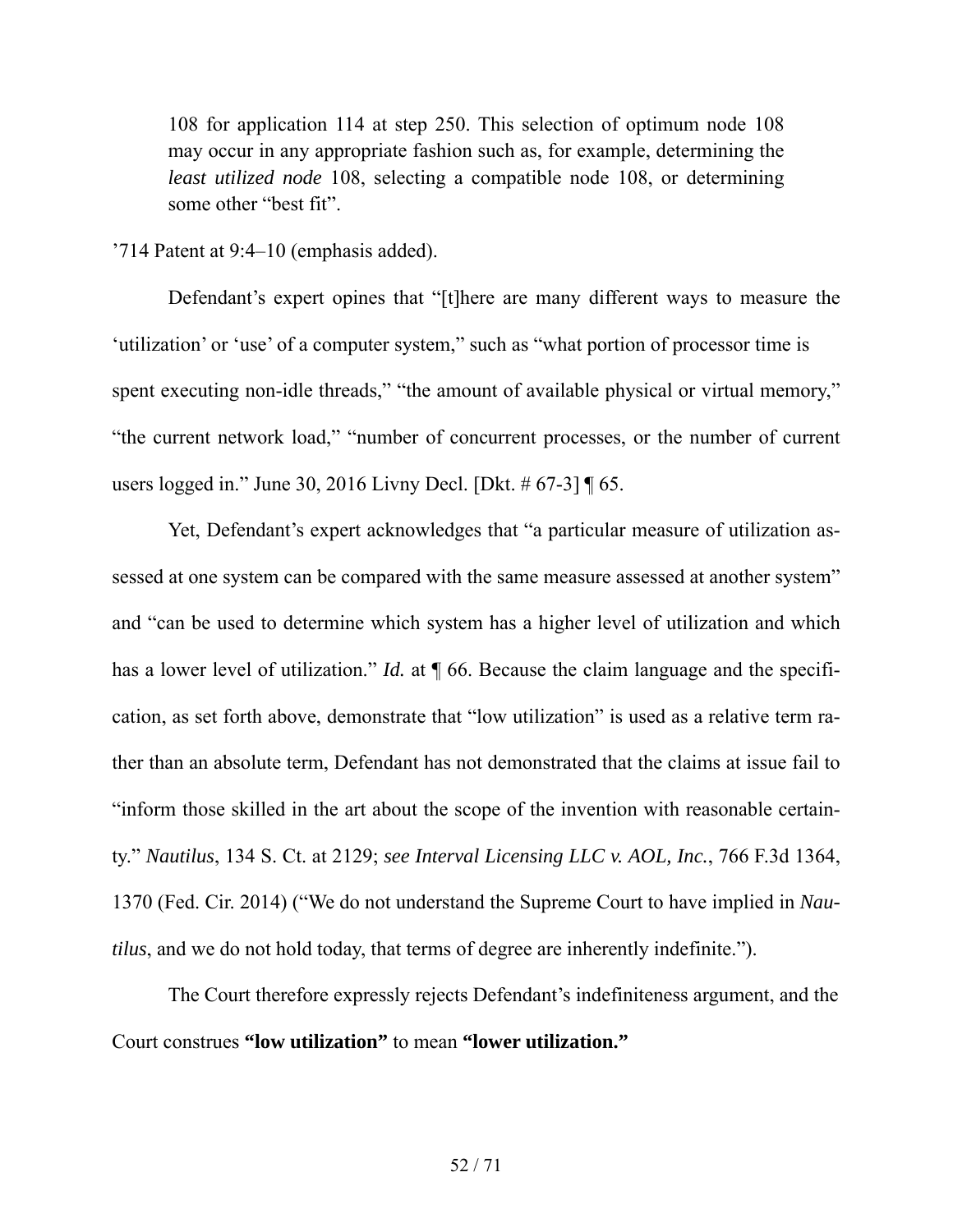> 108 for application 114 at step 250. This selection of optimum node 108 may occur in any appropriate fashion such as, for example, determining the *least utilized node* 108, selecting a compatible node 108, or determining some other "best fit".

'714 Patent at 9:4–10 (emphasis added).

Defendant's expert opines that "[t]here are many different ways to measure the 'utilization' or 'use' of a computer system," such as "what portion of processor time is spent executing non-idle threads," "the amount of available physical or virtual memory," "the current network load," "number of concurrent processes, or the number of current users logged in." June 30, 2016 Livny Decl. [Dkt. # 67-3] ¶ 65.

Yet, Defendant's expert acknowledges that "a particular measure of utilization assessed at one system can be compared with the same measure assessed at another system" and "can be used to determine which system has a higher level of utilization and which has a lower level of utilization." *Id.* at ¶ 66. Because the claim language and the specification, as set forth above, demonstrate that "low utilization" is used as a relative term rather than an absolute term, Defendant has not demonstrated that the claims at issue fail to "inform those skilled in the art about the scope of the invention with reasonable certainty." *Nautilus*, 134 S. Ct. at 2129; *see Interval Licensing LLC v. AOL, Inc.*, 766 F.3d 1364, 1370 (Fed. Cir. 2014) ("We do not understand the Supreme Court to have implied in *Nautilus*, and we do not hold today, that terms of degree are inherently indefinite.").

The Court therefore expressly rejects Defendant's indefiniteness argument, and the Court construes **"low utilization"** to mean **"lower utilization."**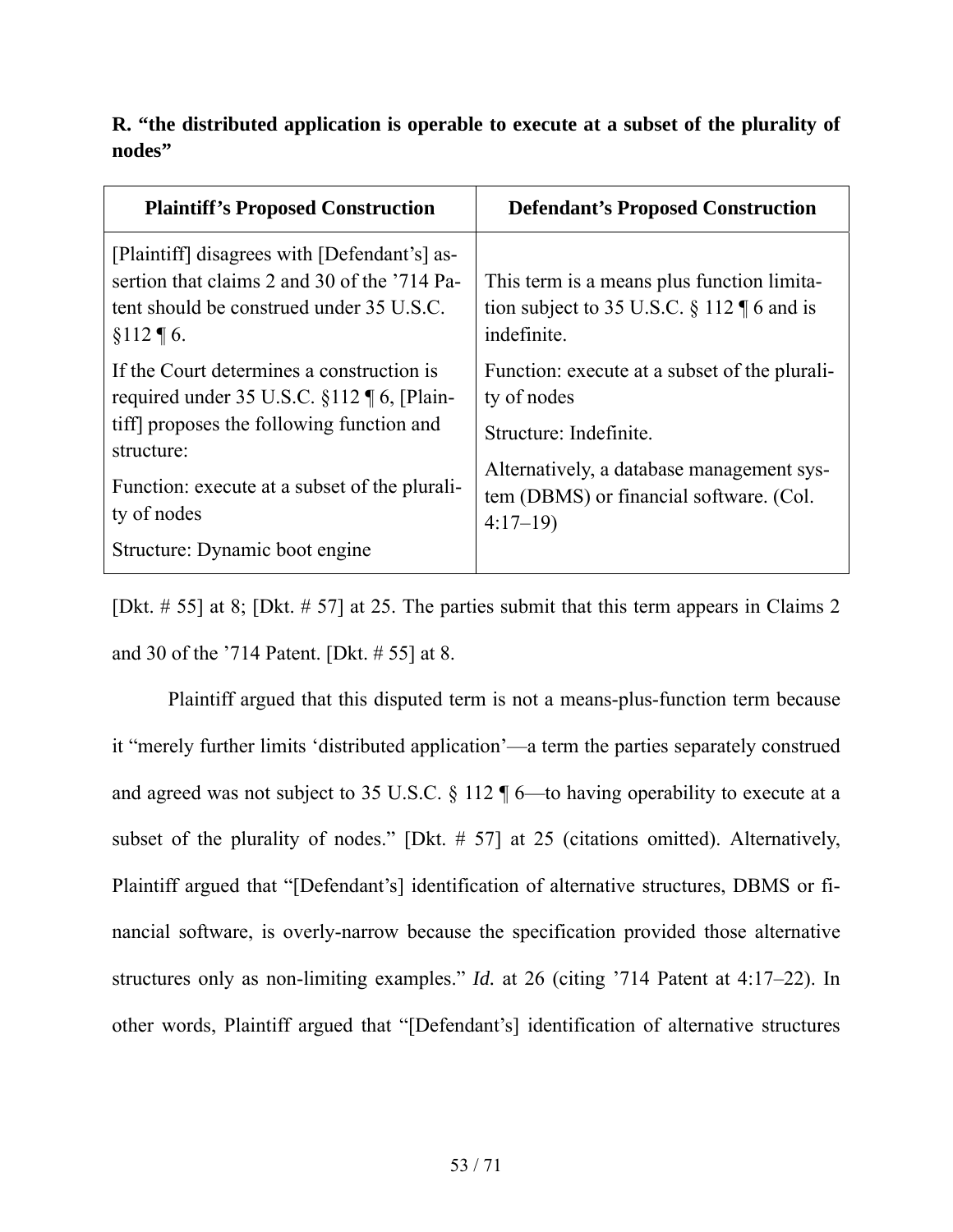**R. "the distributed application is operable to execute at a subset of the plurality of nodes"**

| Plaintiff's Proposed Construction | Defendant's Proposed Construction |
|---|---|
| [Plaintiff] disagrees with [Defendant's] assertion that claims 2 and 30 of the '714 Patent should be construed under 35 U.S.C. §112 ¶ 6.<br><br>If the Court determines a construction is required under 35 U.S.C. §112 ¶ 6, [Plaintiff] proposes the following function and structure:<br><br>Function: execute at a subset of the plurality of nodes<br><br>Structure: Dynamic boot engine | This term is a means plus function limitation subject to 35 U.S.C. § 112 ¶ 6 and is indefinite.<br><br>Function: execute at a subset of the plurality of nodes<br><br>Structure: Indefinite.<br><br>Alternatively, a database management system (DBMS) or financial software. (Col. 4:17–19) |

[Dkt. # 55] at 8; [Dkt. # 57] at 25. The parties submit that this term appears in Claims 2 and 30 of the '714 Patent. [Dkt. # 55] at 8.

Plaintiff argued that this disputed term is not a means-plus-function term because it "merely further limits 'distributed application'—a term the parties separately construed and agreed was not subject to 35 U.S.C. § 112 ¶ 6—to having operability to execute at a subset of the plurality of nodes." [Dkt. # 57] at 25 (citations omitted). Alternatively, Plaintiff argued that "[Defendant's] identification of alternative structures, DBMS or financial software, is overly-narrow because the specification provided those alternative structures only as non-limiting examples." *Id.* at 26 (citing '714 Patent at 4:17–22). In other words, Plaintiff argued that "[Defendant's] identification of alternative structures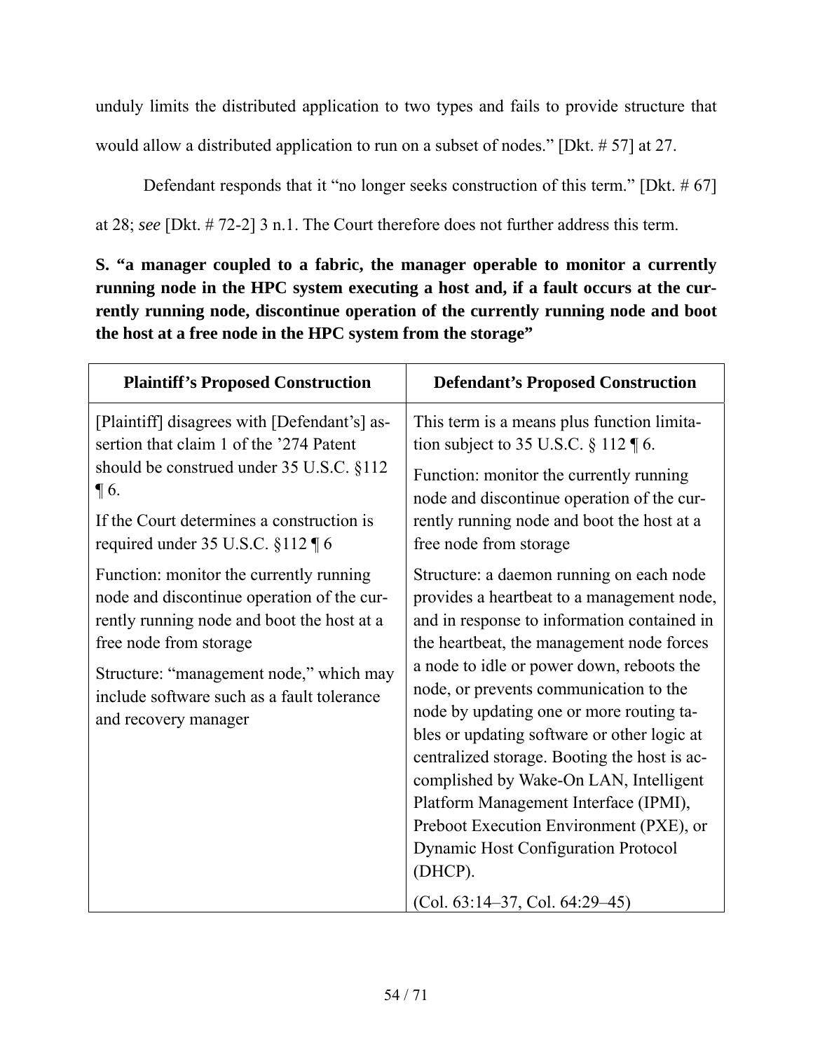unduly limits the distributed application to two types and fails to provide structure that would allow a distributed application to run on a subset of nodes." [Dkt. # 57] at 27.

Defendant responds that it "no longer seeks construction of this term." [Dkt. # 67] at 28; *see* [Dkt. # 72-2] 3 n.1. The Court therefore does not further address this term.

**S. "a manager coupled to a fabric, the manager operable to monitor a currently running node in the HPC system executing a host and, if a fault occurs at the currently running node, discontinue operation of the currently running node and boot the host at a free node in the HPC system from the storage"**

| Plaintiff's Proposed Construction | Defendant's Proposed Construction |
|---|---|
| [Plaintiff] disagrees with [Defendant's] assertion that claim 1 of the '274 Patent should be construed under 35 U.S.C. §112 ¶ 6.<br><br>If the Court determines a construction is required under 35 U.S.C. §112 ¶ 6<br><br>Function: monitor the currently running node and discontinue operation of the currently running node and boot the host at a free node from storage<br><br>Structure: "management node," which may include software such as a fault tolerance and recovery manager | This term is a means plus function limitation subject to 35 U.S.C. § 112 ¶ 6.<br><br>Function: monitor the currently running node and discontinue operation of the currently running node and boot the host at a free node from storage<br><br>Structure: a daemon running on each node provides a heartbeat to a management node, and in response to information contained in the heartbeat, the management node forces a node to idle or power down, reboots the node, or prevents communication to the node by updating one or more routing tables or updating software or other logic at centralized storage. Booting the host is accomplished by Wake-On LAN, Intelligent Platform Management Interface (IPMI), Preboot Execution Environment (PXE), or Dynamic Host Configuration Protocol (DHCP).<br><br>(Col. 63:14–37, Col. 64:29–45) |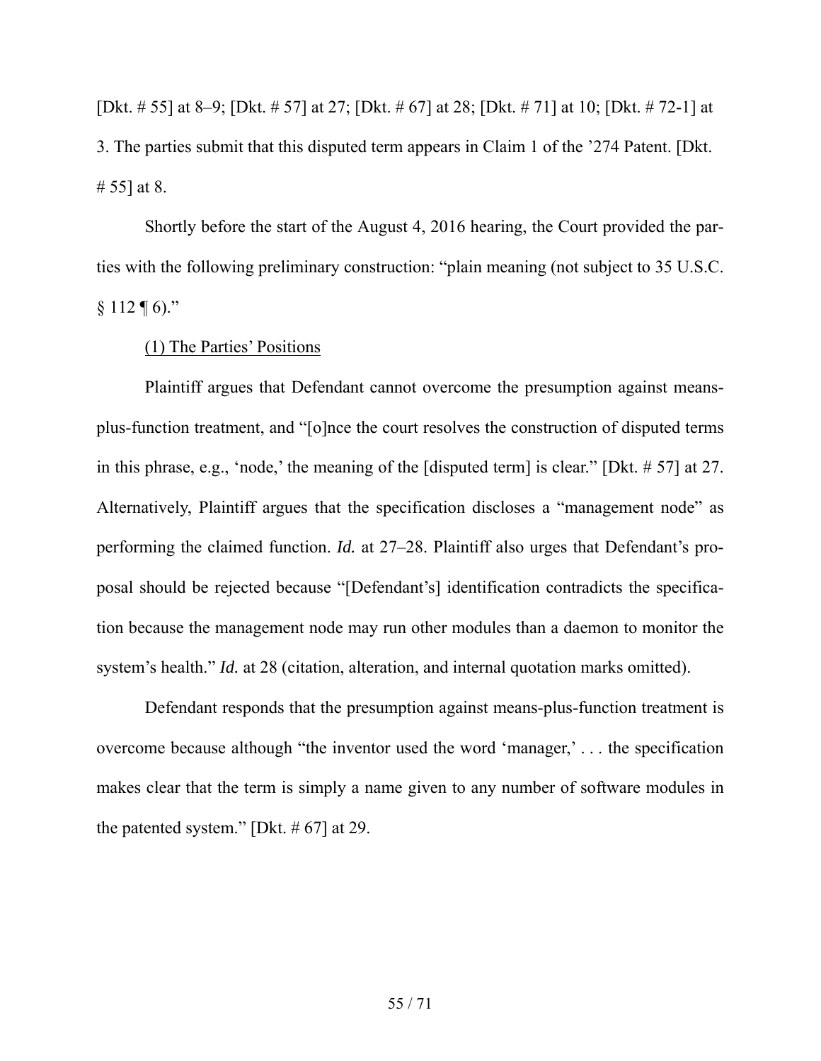[Dkt. # 55] at 8–9; [Dkt. # 57] at 27; [Dkt. # 67] at 28; [Dkt. # 71] at 10; [Dkt. # 72-1] at 3. The parties submit that this disputed term appears in Claim 1 of the '274 Patent. [Dkt. # 55] at 8.

Shortly before the start of the August 4, 2016 hearing, the Court provided the parties with the following preliminary construction: "plain meaning (not subject to 35 U.S.C. § 112 ¶ 6)."

(1) The Parties' Positions

Plaintiff argues that Defendant cannot overcome the presumption against means-plus-function treatment, and "[o]nce the court resolves the construction of disputed terms in this phrase, e.g., 'node,' the meaning of the [disputed term] is clear." [Dkt. # 57] at 27. Alternatively, Plaintiff argues that the specification discloses a "management node" as performing the claimed function. *Id.* at 27–28. Plaintiff also urges that Defendant's proposal should be rejected because "[Defendant's] identification contradicts the specification because the management node may run other modules than a daemon to monitor the system's health." *Id.* at 28 (citation, alteration, and internal quotation marks omitted).

Defendant responds that the presumption against means-plus-function treatment is overcome because although "the inventor used the word 'manager,' . . . the specification makes clear that the term is simply a name given to any number of software modules in the patented system." [Dkt. # 67] at 29.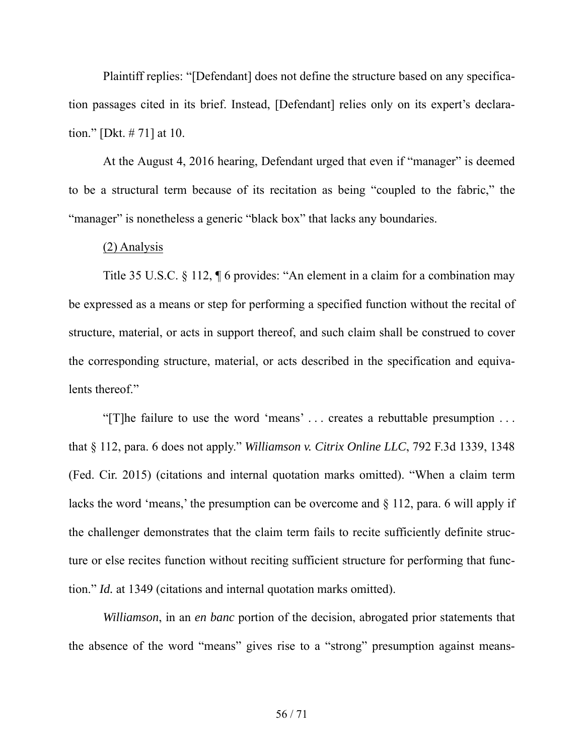Plaintiff replies: "[Defendant] does not define the structure based on any specification passages cited in its brief. Instead, [Defendant] relies only on its expert's declaration." [Dkt. # 71] at 10.

At the August 4, 2016 hearing, Defendant urged that even if "manager" is deemed to be a structural term because of its recitation as being "coupled to the fabric," the "manager" is nonetheless a generic "black box" that lacks any boundaries.

<u>(2) Analysis</u>

Title 35 U.S.C. § 112, ¶ 6 provides: "An element in a claim for a combination may be expressed as a means or step for performing a specified function without the recital of structure, material, or acts in support thereof, and such claim shall be construed to cover the corresponding structure, material, or acts described in the specification and equivalents thereof."

"[T]he failure to use the word 'means' . . . creates a rebuttable presumption . . . that § 112, para. 6 does not apply." *Williamson v. Citrix Online LLC*, 792 F.3d 1339, 1348 (Fed. Cir. 2015) (citations and internal quotation marks omitted). "When a claim term lacks the word 'means,' the presumption can be overcome and § 112, para. 6 will apply if the challenger demonstrates that the claim term fails to recite sufficiently definite structure or else recites function without reciting sufficient structure for performing that function." *Id.* at 1349 (citations and internal quotation marks omitted).

*Williamson*, in an *en banc* portion of the decision, abrogated prior statements that the absence of the word "means" gives rise to a "strong" presumption against means-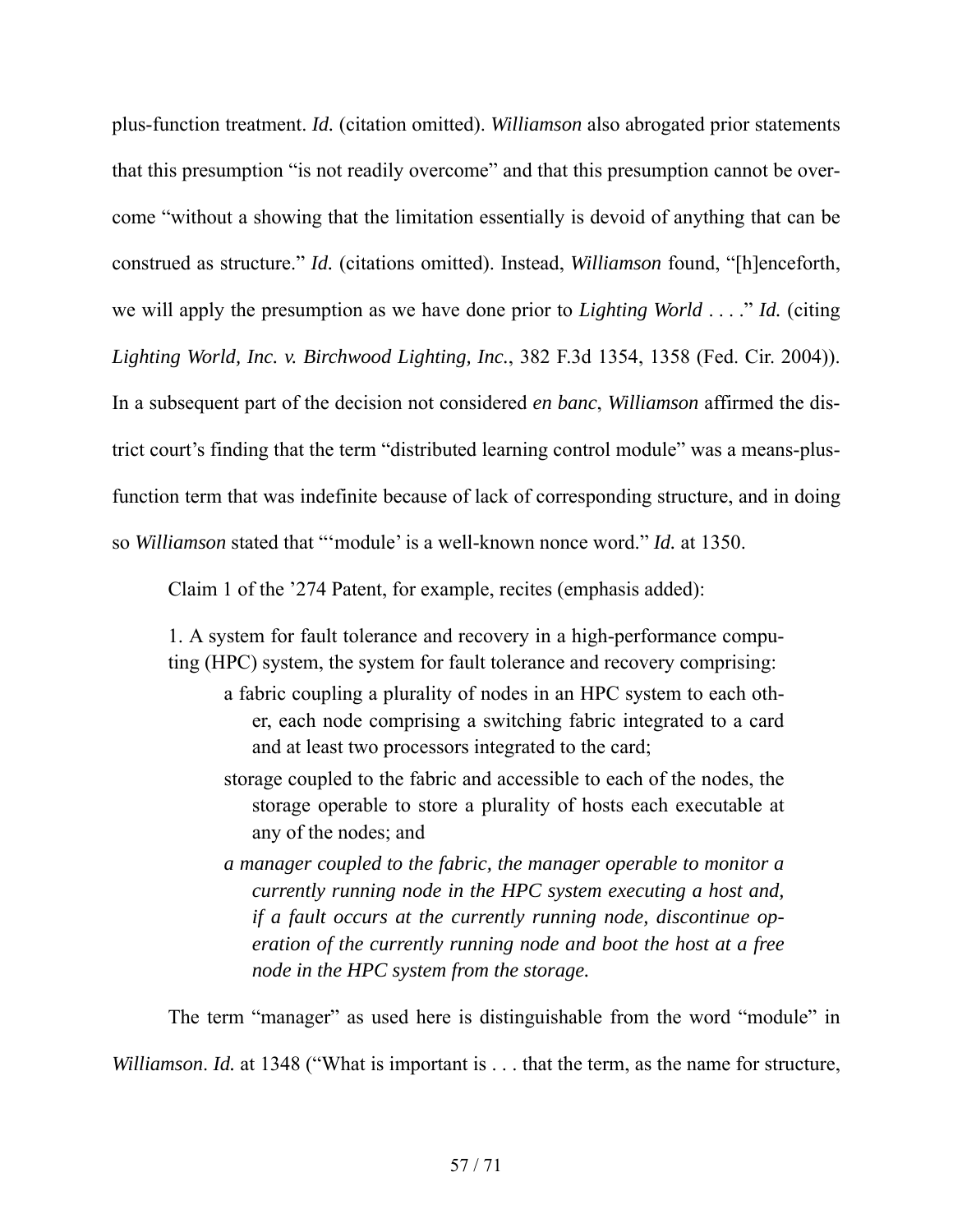plus-function treatment. *Id.* (citation omitted). *Williamson* also abrogated prior statements that this presumption "is not readily overcome" and that this presumption cannot be overcome "without a showing that the limitation essentially is devoid of anything that can be construed as structure." *Id.* (citations omitted). Instead, *Williamson* found, "[h]enceforth, we will apply the presumption as we have done prior to *Lighting World* . . . ." *Id.* (citing *Lighting World, Inc. v. Birchwood Lighting, Inc.*, 382 F.3d 1354, 1358 (Fed. Cir. 2004)). In a subsequent part of the decision not considered *en banc*, *Williamson* affirmed the district court's finding that the term "distributed learning control module" was a means-plus-function term that was indefinite because of lack of corresponding structure, and in doing so *Williamson* stated that "'module' is a well-known nonce word." *Id.* at 1350.

Claim 1 of the '274 Patent, for example, recites (emphasis added):

> 1. A system for fault tolerance and recovery in a high-performance computing (HPC) system, the system for fault tolerance and recovery comprising:
>
> a fabric coupling a plurality of nodes in an HPC system to each other, each node comprising a switching fabric integrated to a card and at least two processors integrated to the card;
>
> storage coupled to the fabric and accessible to each of the nodes, the storage operable to store a plurality of hosts each executable at any of the nodes; and
>
> *a manager coupled to the fabric, the manager operable to monitor a currently running node in the HPC system executing a host and, if a fault occurs at the currently running node, discontinue operation of the currently running node and boot the host at a free node in the HPC system from the storage.*

The term "manager" as used here is distinguishable from the word "module" in *Williamson*. *Id.* at 1348 ("What is important is . . . that the term, as the name for structure,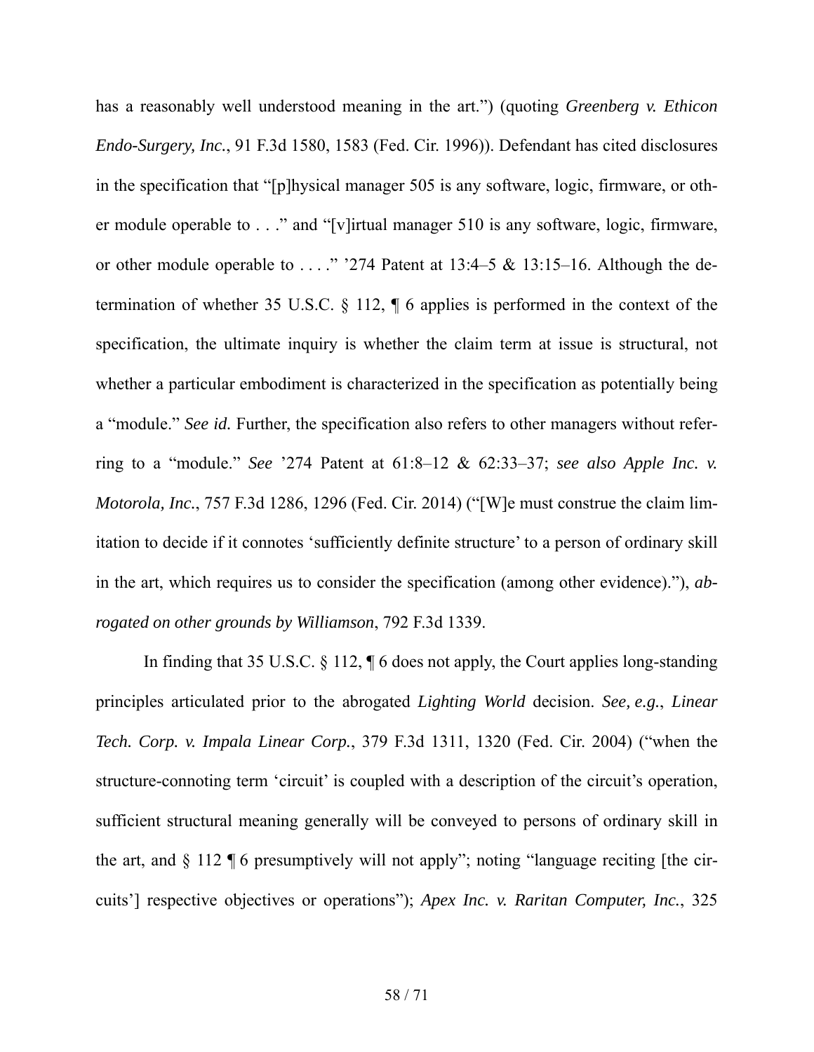has a reasonably well understood meaning in the art.") (quoting *Greenberg v. Ethicon Endo-Surgery, Inc.*, 91 F.3d 1580, 1583 (Fed. Cir. 1996)). Defendant has cited disclosures in the specification that "[p]hysical manager 505 is any software, logic, firmware, or other module operable to . . ." and "[v]irtual manager 510 is any software, logic, firmware, or other module operable to . . . ." '274 Patent at 13:4–5 & 13:15–16. Although the determination of whether 35 U.S.C. § 112, ¶ 6 applies is performed in the context of the specification, the ultimate inquiry is whether the claim term at issue is structural, not whether a particular embodiment is characterized in the specification as potentially being a "module." *See id.* Further, the specification also refers to other managers without referring to a "module." *See* '274 Patent at 61:8–12 & 62:33–37; *see also Apple Inc. v. Motorola, Inc.*, 757 F.3d 1286, 1296 (Fed. Cir. 2014) ("[W]e must construe the claim limitation to decide if it connotes 'sufficiently definite structure' to a person of ordinary skill in the art, which requires us to consider the specification (among other evidence)."), *abrogated on other grounds by Williamson*, 792 F.3d 1339.

In finding that 35 U.S.C. § 112, ¶ 6 does not apply, the Court applies long-standing principles articulated prior to the abrogated *Lighting World* decision. *See, e.g.*, *Linear Tech. Corp. v. Impala Linear Corp.*, 379 F.3d 1311, 1320 (Fed. Cir. 2004) ("when the structure-connoting term 'circuit' is coupled with a description of the circuit's operation, sufficient structural meaning generally will be conveyed to persons of ordinary skill in the art, and § 112 ¶ 6 presumptively will not apply"; noting "language reciting [the circuits'] respective objectives or operations"); *Apex Inc. v. Raritan Computer, Inc.*, 325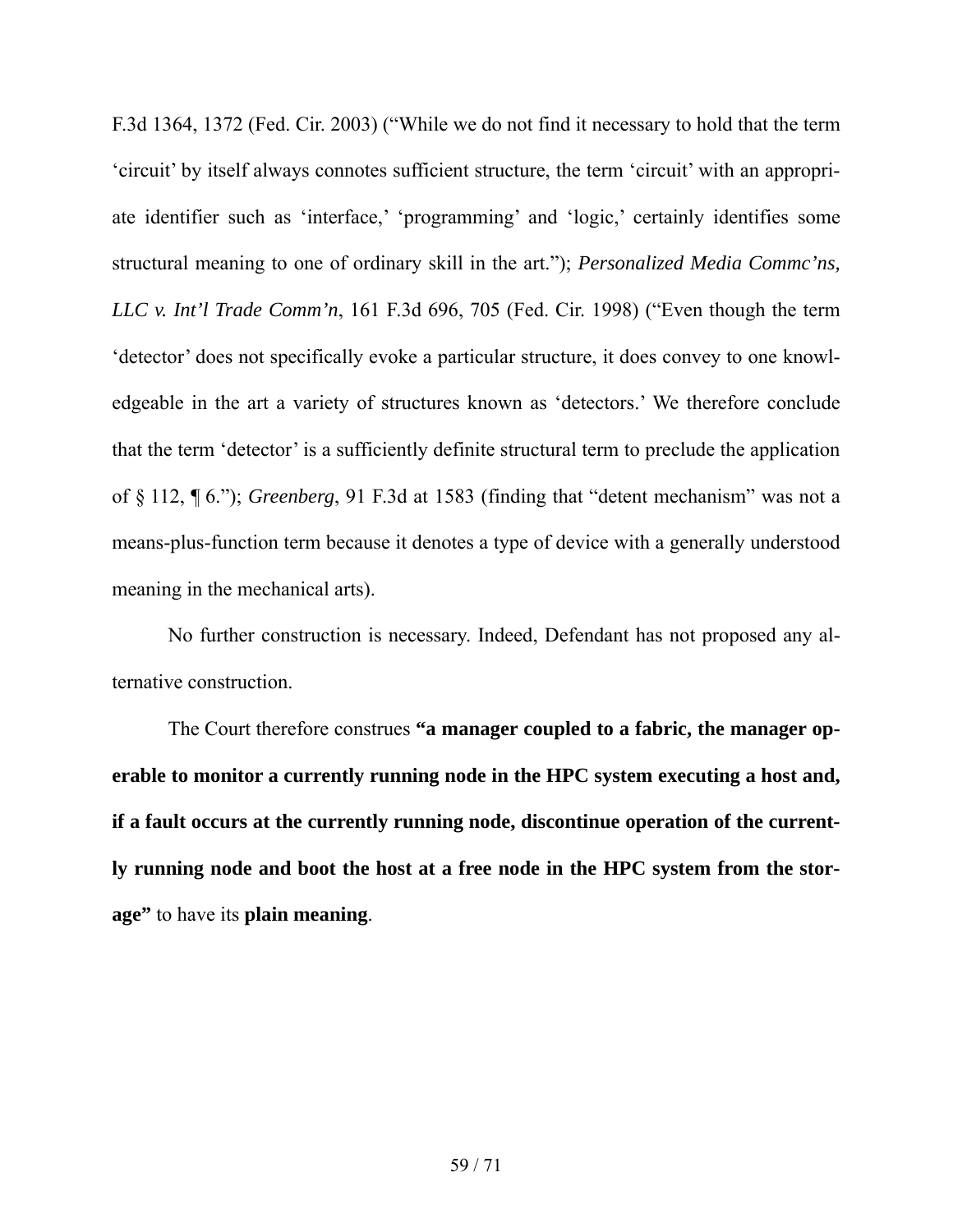F.3d 1364, 1372 (Fed. Cir. 2003) ("While we do not find it necessary to hold that the term 'circuit' by itself always connotes sufficient structure, the term 'circuit' with an appropriate identifier such as 'interface,' 'programming' and 'logic,' certainly identifies some structural meaning to one of ordinary skill in the art."); *Personalized Media Commc'ns, LLC v. Int'l Trade Comm'n*, 161 F.3d 696, 705 (Fed. Cir. 1998) ("Even though the term 'detector' does not specifically evoke a particular structure, it does convey to one knowledgeable in the art a variety of structures known as 'detectors.' We therefore conclude that the term 'detector' is a sufficiently definite structural term to preclude the application of § 112, ¶ 6."); *Greenberg*, 91 F.3d at 1583 (finding that "detent mechanism" was not a means-plus-function term because it denotes a type of device with a generally understood meaning in the mechanical arts).

No further construction is necessary. Indeed, Defendant has not proposed any alternative construction.

The Court therefore construes **"a manager coupled to a fabric, the manager operable to monitor a currently running node in the HPC system executing a host and, if a fault occurs at the currently running node, discontinue operation of the currently running node and boot the host at a free node in the HPC system from the storage"** to have its **plain meaning**.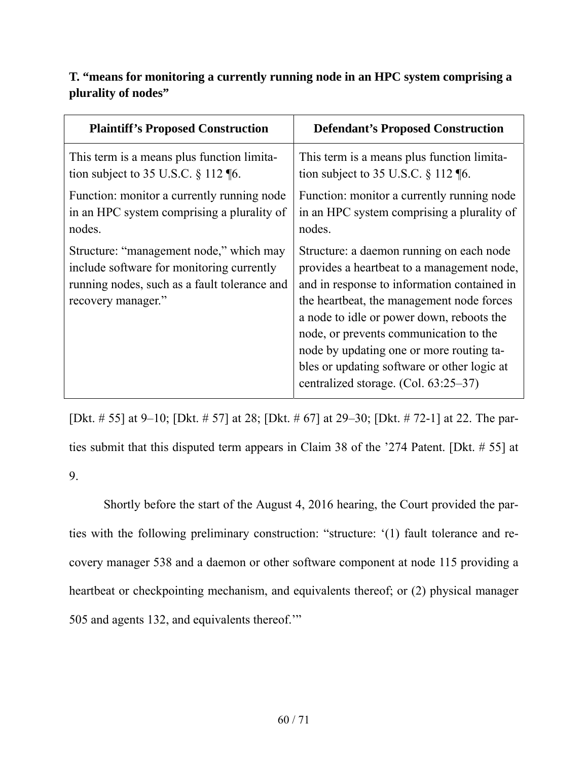**T. "means for monitoring a currently running node in an HPC system comprising a plurality of nodes"**

| Plaintiff's Proposed Construction | Defendant's Proposed Construction |
|---|---|
| This term is a means plus function limitation subject to 35 U.S.C. § 112 ¶6.<br><br>Function: monitor a currently running node in an HPC system comprising a plurality of nodes.<br><br>Structure: "management node," which may include software for monitoring currently running nodes, such as a fault tolerance and recovery manager." | This term is a means plus function limitation subject to 35 U.S.C. § 112 ¶6.<br><br>Function: monitor a currently running node in an HPC system comprising a plurality of nodes.<br><br>Structure: a daemon running on each node provides a heartbeat to a management node, and in response to information contained in the heartbeat, the management node forces a node to idle or power down, reboots the node, or prevents communication to the node by updating one or more routing tables or updating software or other logic at centralized storage. (Col. 63:25–37) |

[Dkt. # 55] at 9–10; [Dkt. # 57] at 28; [Dkt. # 67] at 29–30; [Dkt. # 72-1] at 22. The parties submit that this disputed term appears in Claim 38 of the '274 Patent. [Dkt. # 55] at 9.

Shortly before the start of the August 4, 2016 hearing, the Court provided the parties with the following preliminary construction: "structure: '(1) fault tolerance and recovery manager 538 and a daemon or other software component at node 115 providing a heartbeat or checkpointing mechanism, and equivalents thereof; or (2) physical manager 505 and agents 132, and equivalents thereof.'"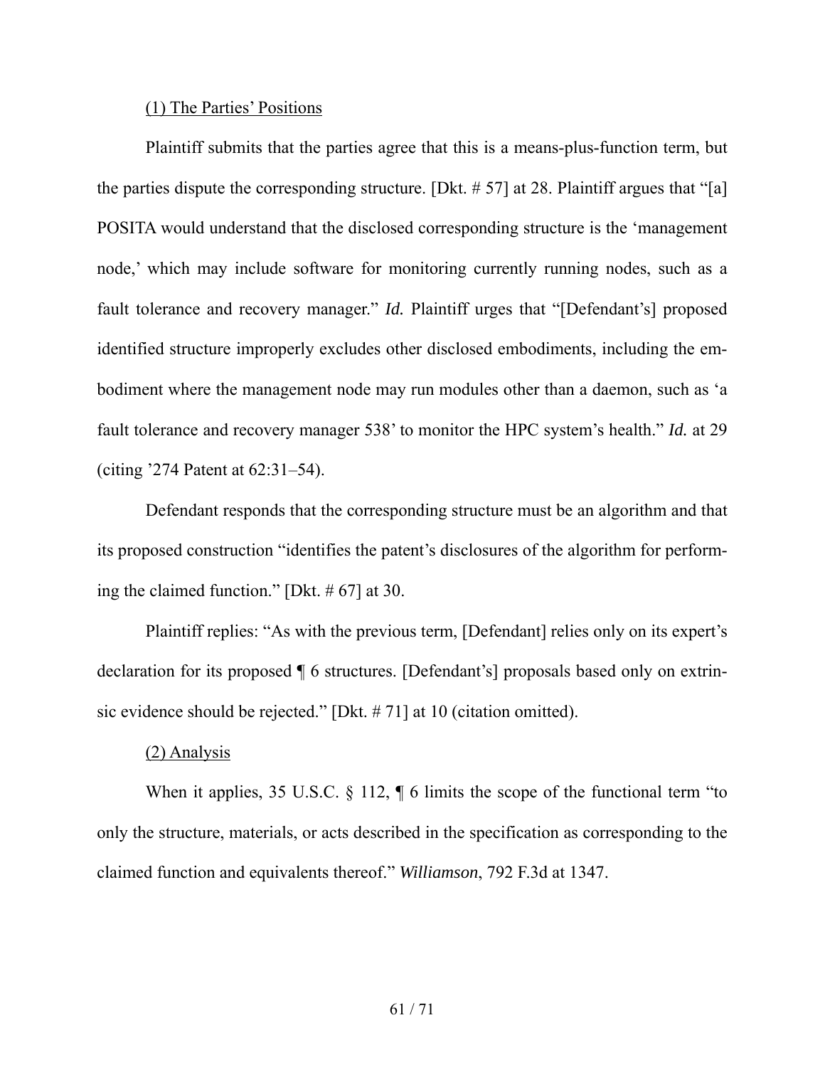(1) The Parties' Positions

Plaintiff submits that the parties agree that this is a means-plus-function term, but the parties dispute the corresponding structure. [Dkt. # 57] at 28. Plaintiff argues that "[a] POSITA would understand that the disclosed corresponding structure is the 'management node,' which may include software for monitoring currently running nodes, such as a fault tolerance and recovery manager." *Id.* Plaintiff urges that "[Defendant's] proposed identified structure improperly excludes other disclosed embodiments, including the embodiment where the management node may run modules other than a daemon, such as 'a fault tolerance and recovery manager 538' to monitor the HPC system's health." *Id.* at 29 (citing '274 Patent at 62:31–54).

Defendant responds that the corresponding structure must be an algorithm and that its proposed construction "identifies the patent's disclosures of the algorithm for performing the claimed function." [Dkt. # 67] at 30.

Plaintiff replies: "As with the previous term, [Defendant] relies only on its expert's declaration for its proposed ¶ 6 structures. [Defendant's] proposals based only on extrinsic evidence should be rejected." [Dkt. # 71] at 10 (citation omitted).

(2) Analysis

When it applies, 35 U.S.C. § 112, ¶ 6 limits the scope of the functional term "to only the structure, materials, or acts described in the specification as corresponding to the claimed function and equivalents thereof." *Williamson*, 792 F.3d at 1347.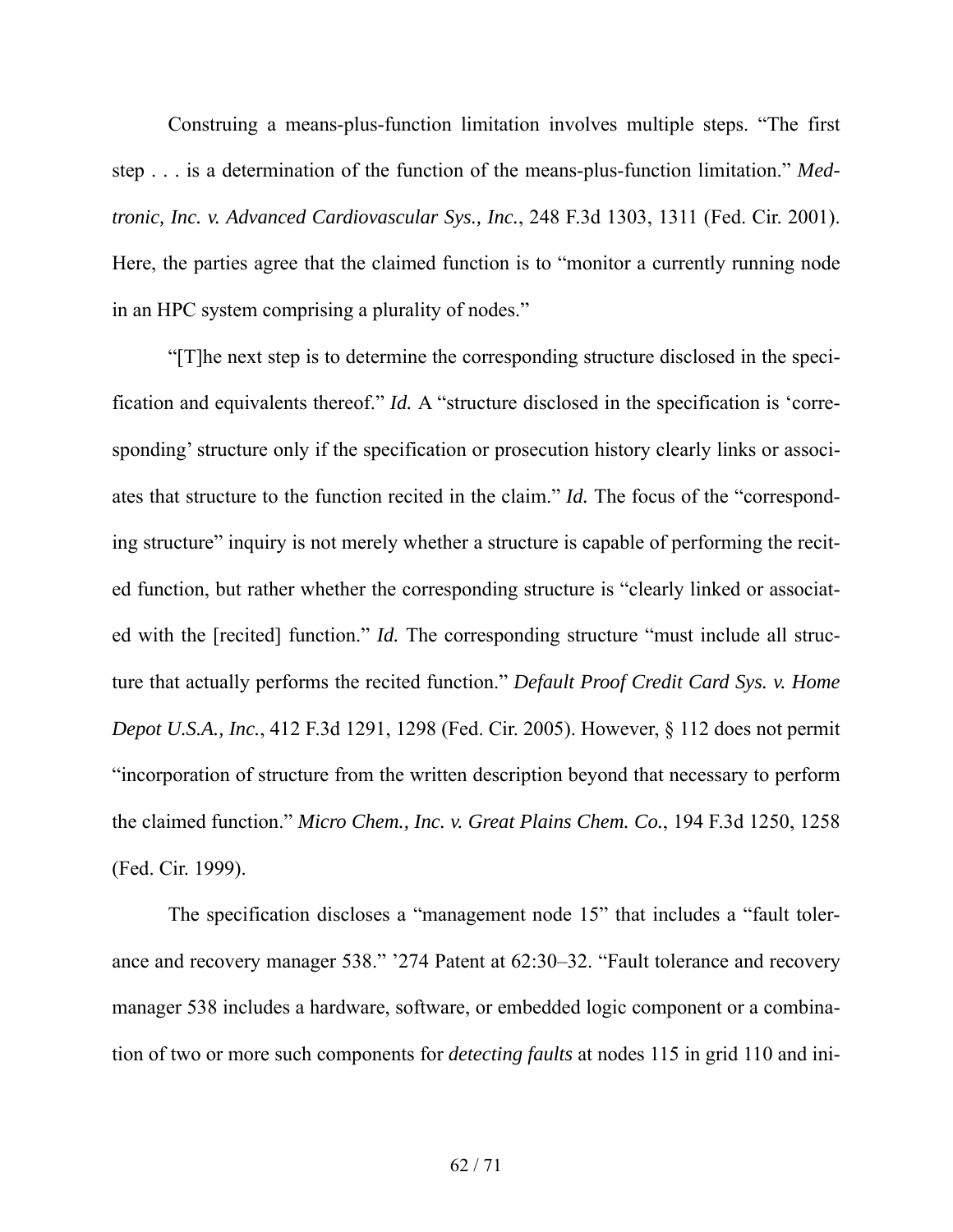Construing a means-plus-function limitation involves multiple steps. "The first step . . . is a determination of the function of the means-plus-function limitation." *Medtronic, Inc. v. Advanced Cardiovascular Sys., Inc.*, 248 F.3d 1303, 1311 (Fed. Cir. 2001). Here, the parties agree that the claimed function is to "monitor a currently running node in an HPC system comprising a plurality of nodes."

"[T]he next step is to determine the corresponding structure disclosed in the specification and equivalents thereof." *Id.* A "structure disclosed in the specification is 'corresponding' structure only if the specification or prosecution history clearly links or associates that structure to the function recited in the claim." *Id.* The focus of the "corresponding structure" inquiry is not merely whether a structure is capable of performing the recited function, but rather whether the corresponding structure is "clearly linked or associated with the [recited] function." *Id.* The corresponding structure "must include all structure that actually performs the recited function." *Default Proof Credit Card Sys. v. Home Depot U.S.A., Inc.*, 412 F.3d 1291, 1298 (Fed. Cir. 2005). However, § 112 does not permit "incorporation of structure from the written description beyond that necessary to perform the claimed function." *Micro Chem., Inc. v. Great Plains Chem. Co.*, 194 F.3d 1250, 1258 (Fed. Cir. 1999).

The specification discloses a "management node 15" that includes a "fault tolerance and recovery manager 538." '274 Patent at 62:30–32. "Fault tolerance and recovery manager 538 includes a hardware, software, or embedded logic component or a combination of two or more such components for *detecting faults* at nodes 115 in grid 110 and ini-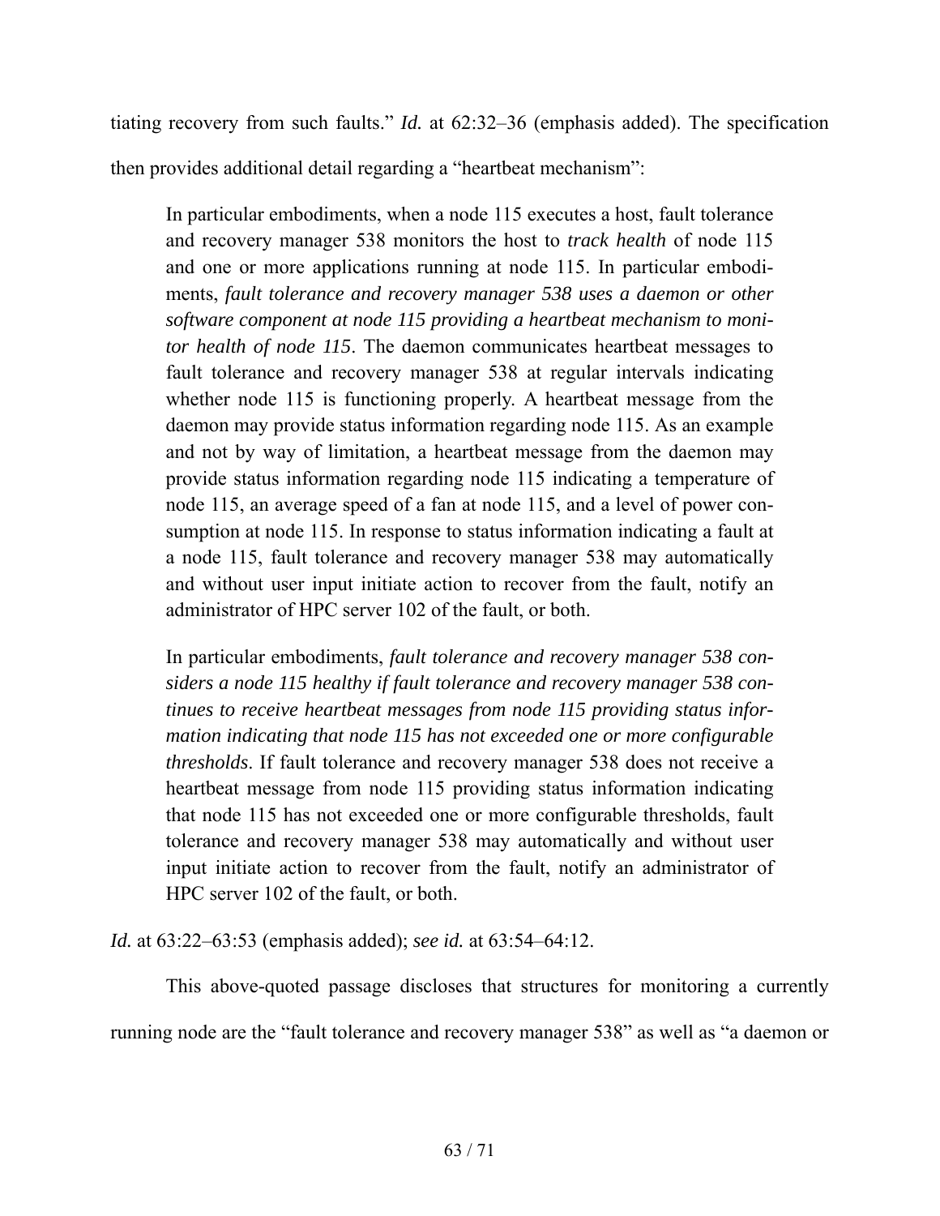tiating recovery from such faults." *Id.* at 62:32–36 (emphasis added). The specification then provides additional detail regarding a "heartbeat mechanism":

> In particular embodiments, when a node 115 executes a host, fault tolerance and recovery manager 538 monitors the host to *track health* of node 115 and one or more applications running at node 115. In particular embodiments, *fault tolerance and recovery manager 538 uses a daemon or other software component at node 115 providing a heartbeat mechanism to monitor health of node 115*. The daemon communicates heartbeat messages to fault tolerance and recovery manager 538 at regular intervals indicating whether node 115 is functioning properly. A heartbeat message from the daemon may provide status information regarding node 115. As an example and not by way of limitation, a heartbeat message from the daemon may provide status information regarding node 115 indicating a temperature of node 115, an average speed of a fan at node 115, and a level of power consumption at node 115. In response to status information indicating a fault at a node 115, fault tolerance and recovery manager 538 may automatically and without user input initiate action to recover from the fault, notify an administrator of HPC server 102 of the fault, or both.
>
> In particular embodiments, *fault tolerance and recovery manager 538 considers a node 115 healthy if fault tolerance and recovery manager 538 continues to receive heartbeat messages from node 115 providing status information indicating that node 115 has not exceeded one or more configurable thresholds*. If fault tolerance and recovery manager 538 does not receive a heartbeat message from node 115 providing status information indicating that node 115 has not exceeded one or more configurable thresholds, fault tolerance and recovery manager 538 may automatically and without user input initiate action to recover from the fault, notify an administrator of HPC server 102 of the fault, or both.

*Id.* at 63:22–63:53 (emphasis added); *see id.* at 63:54–64:12.

This above-quoted passage discloses that structures for monitoring a currently running node are the "fault tolerance and recovery manager 538" as well as "a daemon or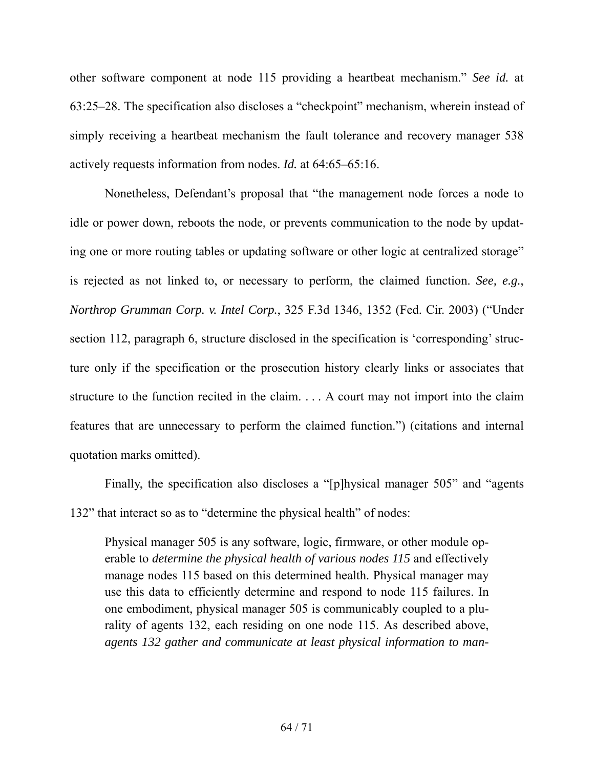other software component at node 115 providing a heartbeat mechanism." *See id.* at 63:25–28. The specification also discloses a "checkpoint" mechanism, wherein instead of simply receiving a heartbeat mechanism the fault tolerance and recovery manager 538 actively requests information from nodes. *Id.* at 64:65–65:16.

Nonetheless, Defendant's proposal that "the management node forces a node to idle or power down, reboots the node, or prevents communication to the node by updating one or more routing tables or updating software or other logic at centralized storage" is rejected as not linked to, or necessary to perform, the claimed function. *See, e.g.*, *Northrop Grumman Corp. v. Intel Corp.*, 325 F.3d 1346, 1352 (Fed. Cir. 2003) ("Under section 112, paragraph 6, structure disclosed in the specification is 'corresponding' structure only if the specification or the prosecution history clearly links or associates that structure to the function recited in the claim. . . . A court may not import into the claim features that are unnecessary to perform the claimed function.") (citations and internal quotation marks omitted).

Finally, the specification also discloses a "[p]hysical manager 505" and "agents 132" that interact so as to "determine the physical health" of nodes:

> Physical manager 505 is any software, logic, firmware, or other module operable to *determine the physical health of various nodes 115* and effectively manage nodes 115 based on this determined health. Physical manager may use this data to efficiently determine and respond to node 115 failures. In one embodiment, physical manager 505 is communicably coupled to a plurality of agents 132, each residing on one node 115. As described above, *agents 132 gather and communicate at least physical information to man-*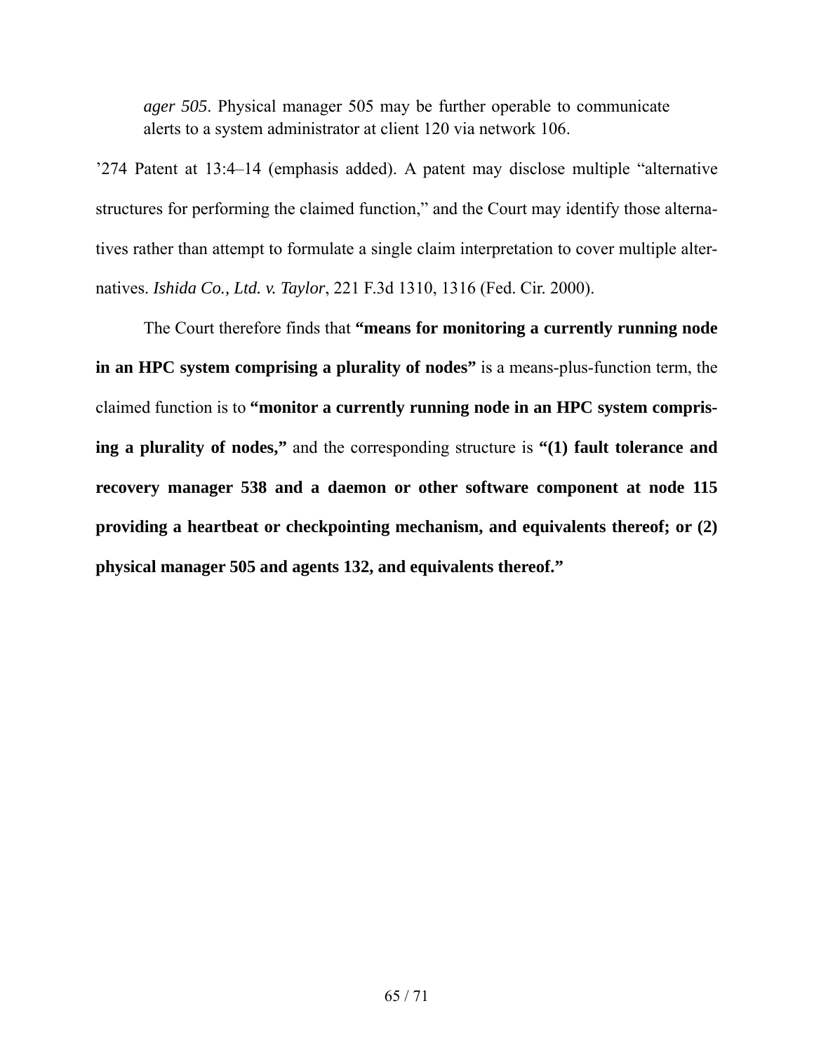> *ager 505*. Physical manager 505 may be further operable to communicate alerts to a system administrator at client 120 via network 106.

'274 Patent at 13:4–14 (emphasis added). A patent may disclose multiple "alternative structures for performing the claimed function," and the Court may identify those alternatives rather than attempt to formulate a single claim interpretation to cover multiple alternatives. *Ishida Co., Ltd. v. Taylor*, 221 F.3d 1310, 1316 (Fed. Cir. 2000).

The Court therefore finds that **"means for monitoring a currently running node in an HPC system comprising a plurality of nodes"** is a means-plus-function term, the claimed function is to **"monitor a currently running node in an HPC system comprising a plurality of nodes,"** and the corresponding structure is **"(1) fault tolerance and recovery manager 538 and a daemon or other software component at node 115 providing a heartbeat or checkpointing mechanism, and equivalents thereof; or (2) physical manager 505 and agents 132, and equivalents thereof."**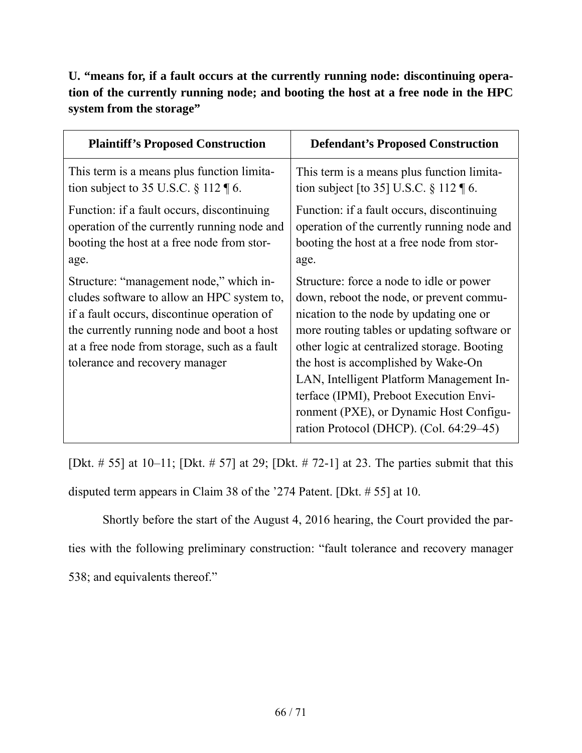**U. "means for, if a fault occurs at the currently running node: discontinuing operation of the currently running node; and booting the host at a free node in the HPC system from the storage"**

| Plaintiff's Proposed Construction | Defendant's Proposed Construction |
| --- | --- |
| This term is a means plus function limitation subject to 35 U.S.C. § 112 ¶ 6.<br><br>Function: if a fault occurs, discontinuing operation of the currently running node and booting the host at a free node from storage.<br><br>Structure: "management node," which includes software to allow an HPC system to, if a fault occurs, discontinue operation of the currently running node and boot a host at a free node from storage, such as a fault tolerance and recovery manager | This term is a means plus function limitation subject [to 35] U.S.C. § 112 ¶ 6.<br><br>Function: if a fault occurs, discontinuing operation of the currently running node and booting the host at a free node from storage.<br><br>Structure: force a node to idle or power down, reboot the node, or prevent communication to the node by updating one or more routing tables or updating software or other logic at centralized storage. Booting the host is accomplished by Wake-On LAN, Intelligent Platform Management Interface (IPMI), Preboot Execution Environment (PXE), or Dynamic Host Configuration Protocol (DHCP). (Col. 64:29–45) |

[Dkt. # 55] at 10–11; [Dkt. # 57] at 29; [Dkt. # 72-1] at 23. The parties submit that this disputed term appears in Claim 38 of the '274 Patent. [Dkt. # 55] at 10.

Shortly before the start of the August 4, 2016 hearing, the Court provided the parties with the following preliminary construction: "fault tolerance and recovery manager 538; and equivalents thereof."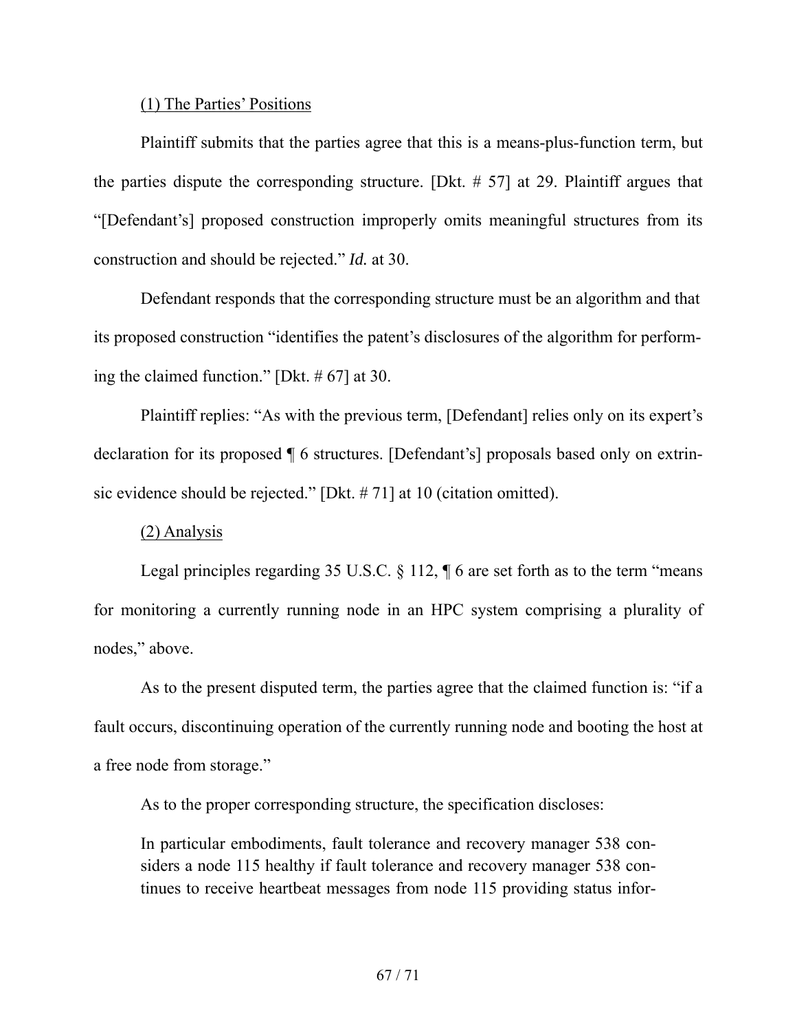(1) The Parties' Positions

Plaintiff submits that the parties agree that this is a means-plus-function term, but the parties dispute the corresponding structure. [Dkt. # 57] at 29. Plaintiff argues that "[Defendant's] proposed construction improperly omits meaningful structures from its construction and should be rejected." *Id.* at 30.

Defendant responds that the corresponding structure must be an algorithm and that its proposed construction "identifies the patent's disclosures of the algorithm for performing the claimed function." [Dkt. # 67] at 30.

Plaintiff replies: "As with the previous term, [Defendant] relies only on its expert's declaration for its proposed ¶ 6 structures. [Defendant's] proposals based only on extrinsic evidence should be rejected." [Dkt. # 71] at 10 (citation omitted).

(2) Analysis

Legal principles regarding 35 U.S.C. § 112, ¶ 6 are set forth as to the term "means for monitoring a currently running node in an HPC system comprising a plurality of nodes," above.

As to the present disputed term, the parties agree that the claimed function is: "if a fault occurs, discontinuing operation of the currently running node and booting the host at a free node from storage."

As to the proper corresponding structure, the specification discloses:

> In particular embodiments, fault tolerance and recovery manager 538 considers a node 115 healthy if fault tolerance and recovery manager 538 continues to receive heartbeat messages from node 115 providing status infor-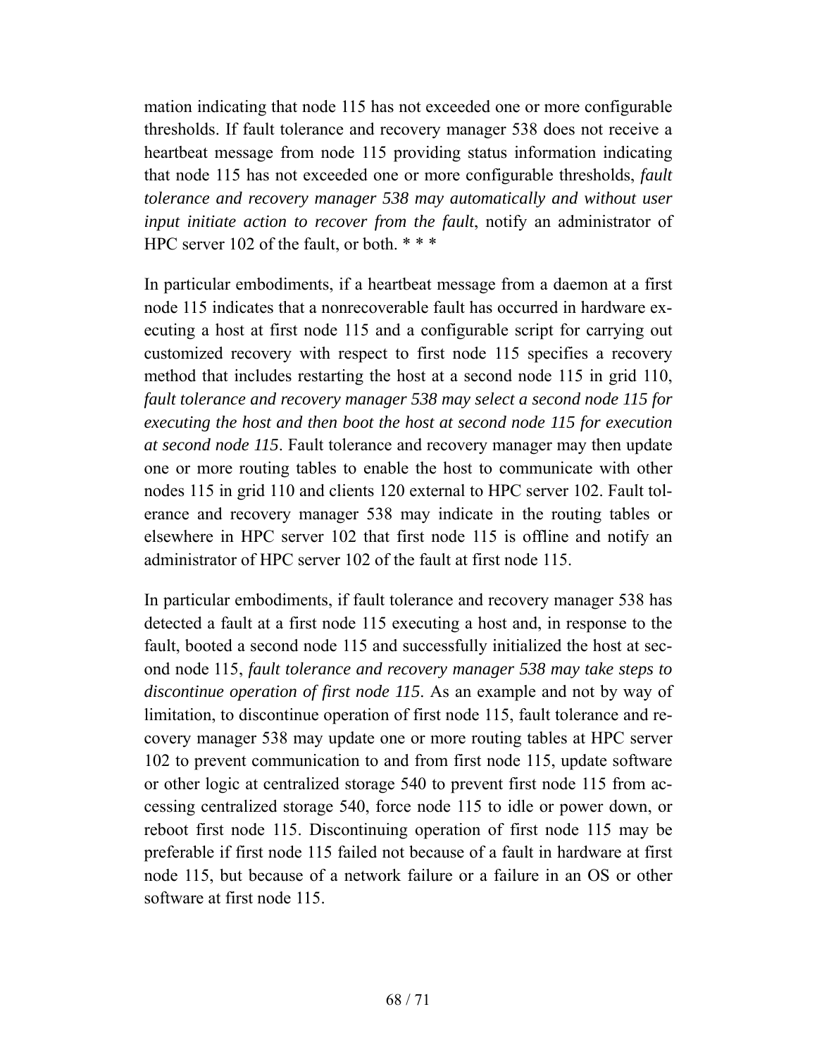mation indicating that node 115 has not exceeded one or more configurable thresholds. If fault tolerance and recovery manager 538 does not receive a heartbeat message from node 115 providing status information indicating that node 115 has not exceeded one or more configurable thresholds, *fault tolerance and recovery manager 538 may automatically and without user input initiate action to recover from the fault*, notify an administrator of HPC server 102 of the fault, or both. * * *

In particular embodiments, if a heartbeat message from a daemon at a first node 115 indicates that a nonrecoverable fault has occurred in hardware executing a host at first node 115 and a configurable script for carrying out customized recovery with respect to first node 115 specifies a recovery method that includes restarting the host at a second node 115 in grid 110, *fault tolerance and recovery manager 538 may select a second node 115 for executing the host and then boot the host at second node 115 for execution at second node 115*. Fault tolerance and recovery manager may then update one or more routing tables to enable the host to communicate with other nodes 115 in grid 110 and clients 120 external to HPC server 102. Fault tolerance and recovery manager 538 may indicate in the routing tables or elsewhere in HPC server 102 that first node 115 is offline and notify an administrator of HPC server 102 of the fault at first node 115.

In particular embodiments, if fault tolerance and recovery manager 538 has detected a fault at a first node 115 executing a host and, in response to the fault, booted a second node 115 and successfully initialized the host at second node 115, *fault tolerance and recovery manager 538 may take steps to discontinue operation of first node 115*. As an example and not by way of limitation, to discontinue operation of first node 115, fault tolerance and recovery manager 538 may update one or more routing tables at HPC server 102 to prevent communication to and from first node 115, update software or other logic at centralized storage 540 to prevent first node 115 from accessing centralized storage 540, force node 115 to idle or power down, or reboot first node 115. Discontinuing operation of first node 115 may be preferable if first node 115 failed not because of a fault in hardware at first node 115, but because of a network failure or a failure in an OS or other software at first node 115.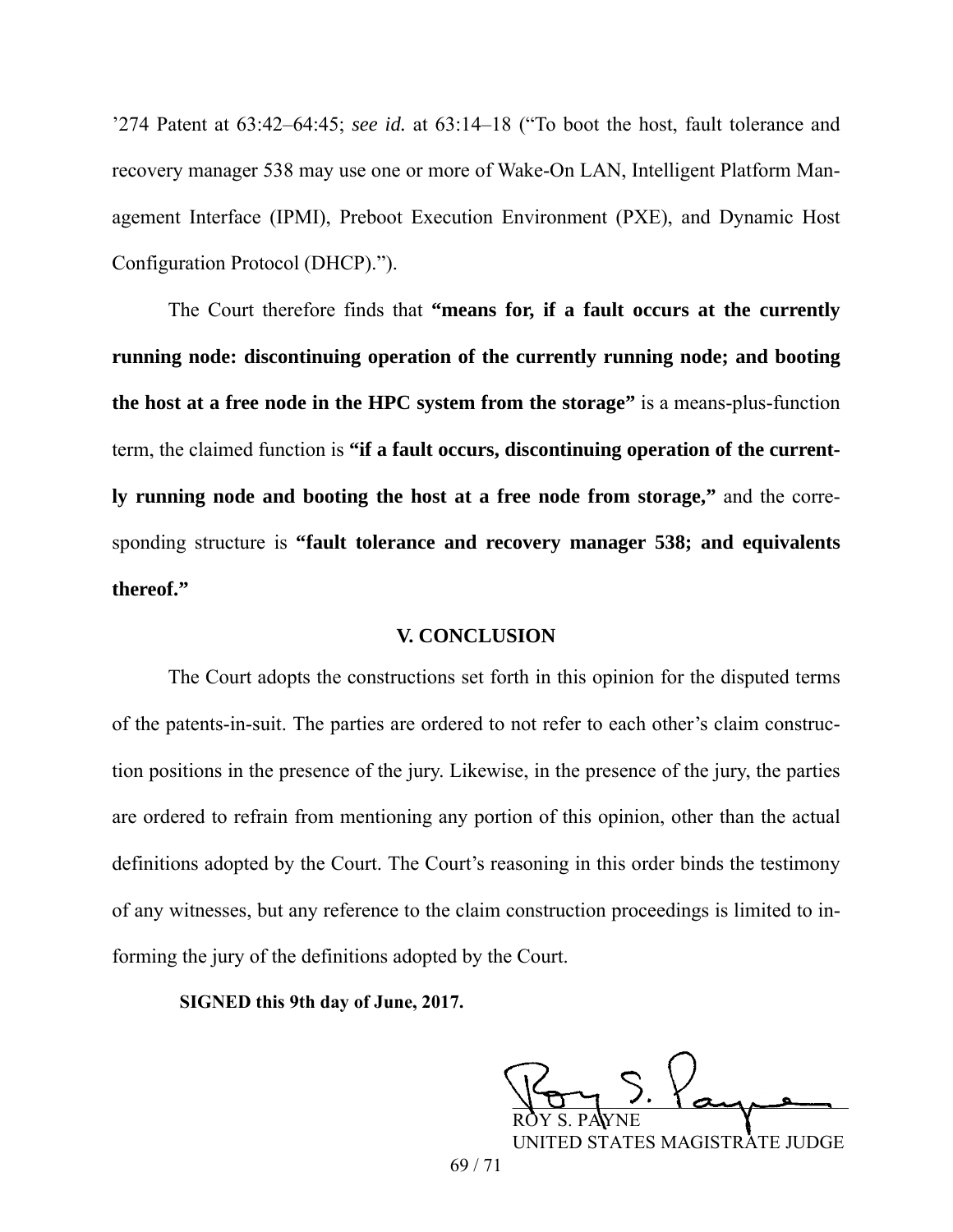’274 Patent at 63:42–64:45; *see id.* at 63:14–18 (“To boot the host, fault tolerance and recovery manager 538 may use one or more of Wake-On LAN, Intelligent Platform Management Interface (IPMI), Preboot Execution Environment (PXE), and Dynamic Host Configuration Protocol (DHCP).”).

The Court therefore finds that **“means for, if a fault occurs at the currently running node: discontinuing operation of the currently running node; and booting the host at a free node in the HPC system from the storage”** is a means-plus-function term, the claimed function is **“if a fault occurs, discontinuing operation of the currently running node and booting the host at a free node from storage,”** and the corresponding structure is **“fault tolerance and recovery manager 538; and equivalents thereof.”**

## V. CONCLUSION

The Court adopts the constructions set forth in this opinion for the disputed terms of the patents-in-suit. The parties are ordered to not refer to each other’s claim construction positions in the presence of the jury. Likewise, in the presence of the jury, the parties are ordered to refrain from mentioning any portion of this opinion, other than the actual definitions adopted by the Court. The Court’s reasoning in this order binds the testimony of any witnesses, but any reference to the claim construction proceedings is limited to informing the jury of the definitions adopted by the Court.

**SIGNED this 9th day of June, 2017.**

ROY S. PAYNE
UNITED STATES MAGISTRATE JUDGE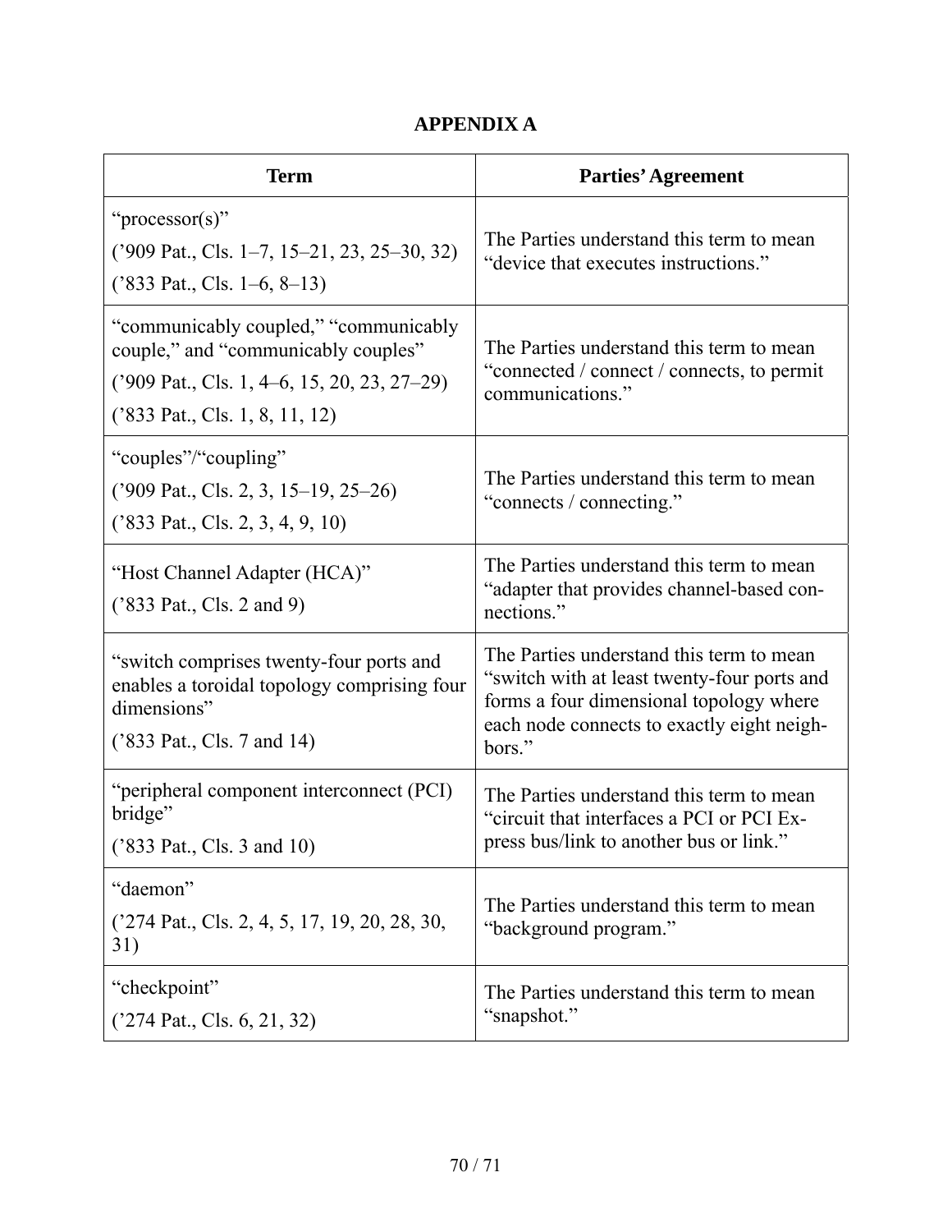## APPENDIX A

| Term | Parties' Agreement |
|---|---|
| "processor(s)" ('909 Pat., Cls. 1–7, 15–21, 23, 25–30, 32) ('833 Pat., Cls. 1–6, 8–13) | The Parties understand this term to mean "device that executes instructions." |
| "communicably coupled," "communicably couple," and "communicably couples" ('909 Pat., Cls. 1, 4–6, 15, 20, 23, 27–29) ('833 Pat., Cls. 1, 8, 11, 12) | The Parties understand this term to mean "connected / connect / connects, to permit communications." |
| "couples"/"coupling" ('909 Pat., Cls. 2, 3, 15–19, 25–26) ('833 Pat., Cls. 2, 3, 4, 9, 10) | The Parties understand this term to mean "connects / connecting." |
| "Host Channel Adapter (HCA)" ('833 Pat., Cls. 2 and 9) | The Parties understand this term to mean "adapter that provides channel-based connections." |
| "switch comprises twenty-four ports and enables a toroidal topology comprising four dimensions" ('833 Pat., Cls. 7 and 14) | The Parties understand this term to mean "switch with at least twenty-four ports and forms a four dimensional topology where each node connects to exactly eight neighbors." |
| "peripheral component interconnect (PCI) bridge" ('833 Pat., Cls. 3 and 10) | The Parties understand this term to mean "circuit that interfaces a PCI or PCI Express bus/link to another bus or link." |
| "daemon" ('274 Pat., Cls. 2, 4, 5, 17, 19, 20, 28, 30, 31) | The Parties understand this term to mean "background program." |
| "checkpoint" ('274 Pat., Cls. 6, 21, 32) | The Parties understand this term to mean "snapshot." |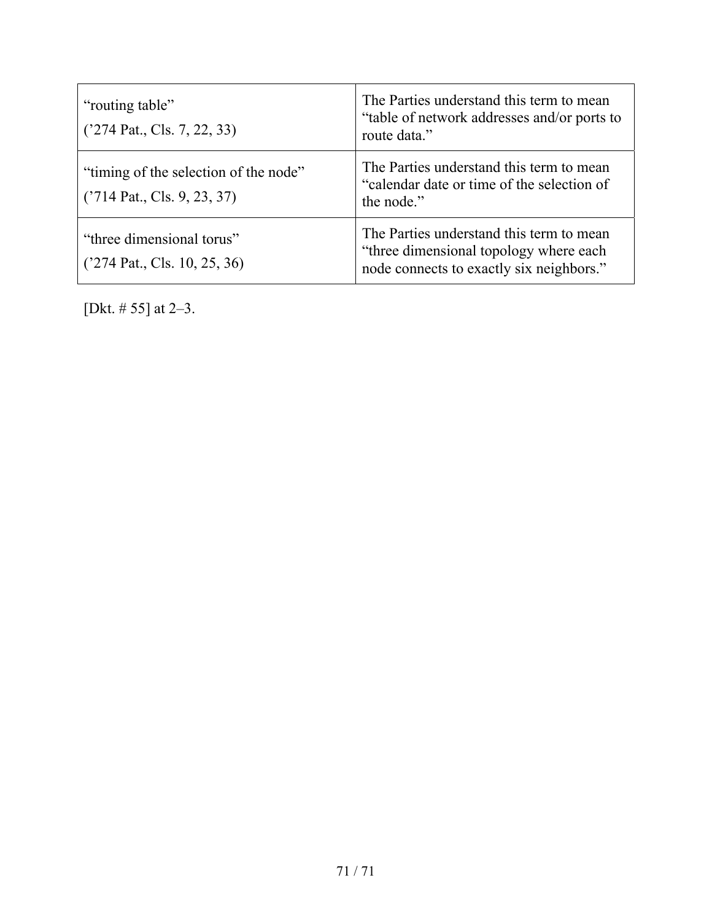| | |
|---|---|
| “routing table”<br>(’274 Pat., Cls. 7, 22, 33) | The Parties understand this term to mean “table of network addresses and/or ports to route data.” |
| “timing of the selection of the node”<br>(’714 Pat., Cls. 9, 23, 37) | The Parties understand this term to mean “calendar date or time of the selection of the node.” |
| “three dimensional torus”<br>(’274 Pat., Cls. 10, 25, 36) | The Parties understand this term to mean “three dimensional topology where each node connects to exactly six neighbors.” |

[Dkt. # 55] at 2–3.